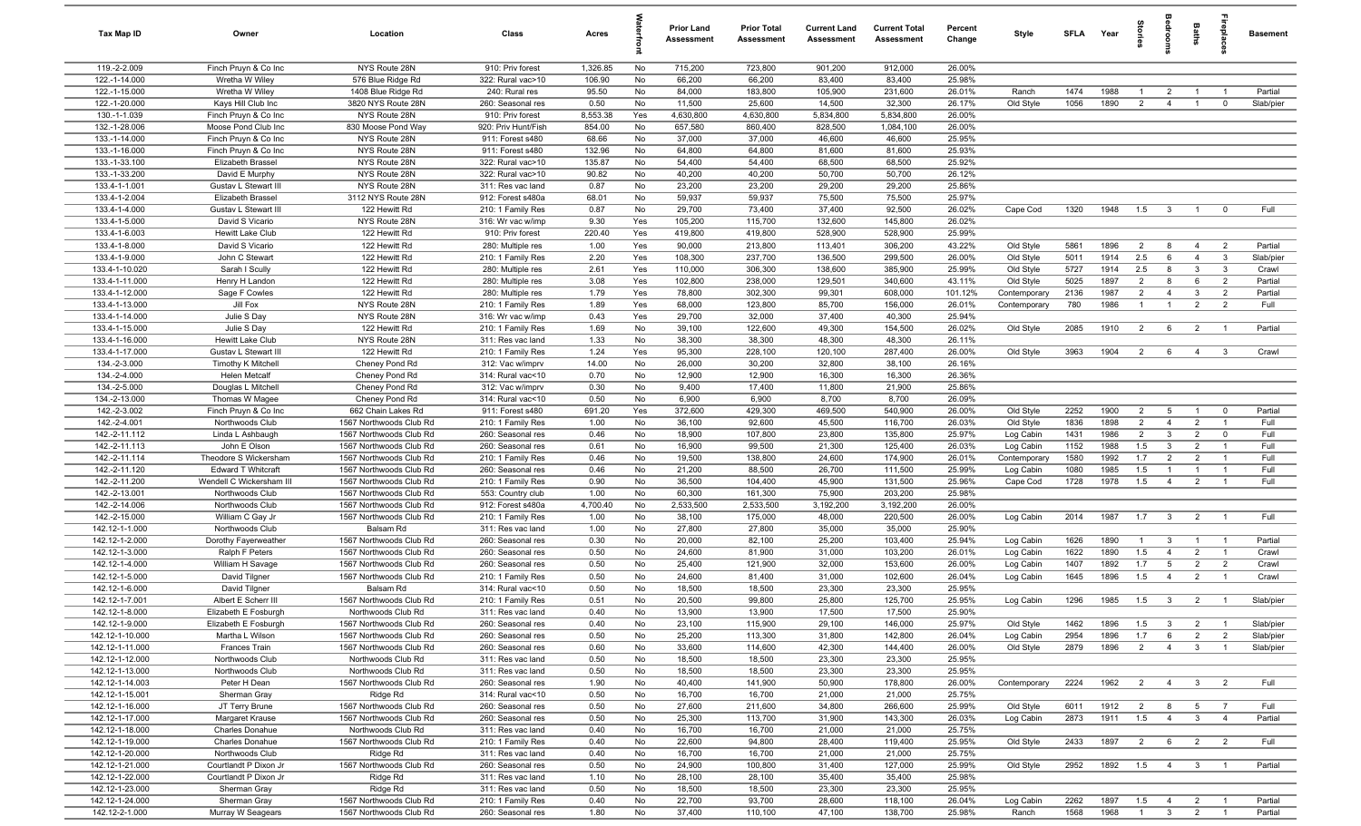| Tax Map ID | Owner | Location | Class | Acres | Waterfront | Prior Land Assessment | Prior Total Assessment | Current Land Assessment | Current Total Assessment | Percent Change | Style | SFLA | Year | Stories | Bedrooms | Baths | Fireplaces | Basement |
|---|---|---|---|---|---|---|---|---|---|---|---|---|---|---|---|---|---|---|
| 119.-2-2.009 | Finch Pruyn & Co Inc | NYS Route 28N | 910: Priv forest | 1,326.85 | No | 715,200 | 723,800 | 901,200 | 912,000 | 26.00% | | | | | | | | |
| 122.-1-14.000 | Wretha W Wiley | 576 Blue Ridge Rd | 322: Rural vac>10 | 106.90 | No | 66,200 | 66,200 | 83,400 | 83,400 | 25.98% | | | | | | | | |
| 122.-1-15.000 | Wretha W Wiley | 1408 Blue Ridge Rd | 240: Rural res | 95.50 | No | 84,000 | 183,800 | 105,900 | 231,600 | 26.01% | Ranch | 1474 | 1988 | 1 | 2 | 1 | 1 | Partial |
| 122.-1-20.000 | Kays Hill Club Inc | 3820 NYS Route 28N | 260: Seasonal res | 0.50 | No | 11,500 | 25,600 | 14,500 | 32,300 | 26.17% | Old Style | 1056 | 1890 | 2 | 4 | 1 | 0 | Slab/pier |
| 130.-1-1.039 | Finch Pruyn & Co Inc | NYS Route 28N | 910: Priv forest | 8,553.38 | Yes | 4,630,800 | 4,630,800 | 5,834,800 | 5,834,800 | 26.00% | | | | | | | | |
| 132.-1-28.006 | Moose Pond Club Inc | 830 Moose Pond Way | 920: Priv Hunt/Fish | 854.00 | No | 657,580 | 860,400 | 828,500 | 1,084,100 | 26.00% | | | | | | | | |
| 133.-1-14.000 | Finch Pruyn & Co Inc | NYS Route 28N | 911: Forest s480 | 68.66 | No | 37,000 | 37,000 | 46,600 | 46,600 | 25.95% | | | | | | | | |
| 133.-1-16.000 | Finch Pruyn & Co Inc | NYS Route 28N | 911: Forest s480 | 132.96 | No | 64,800 | 64,800 | 81,600 | 81,600 | 25.93% | | | | | | | | |
| 133.-1-33.100 | Elizabeth Brassel | NYS Route 28N | 322: Rural vac>10 | 135.87 | No | 54,400 | 54,400 | 68,500 | 68,500 | 25.92% | | | | | | | | |
| 133.-1-33.200 | David E Murphy | NYS Route 28N | 322: Rural vac>10 | 90.82 | No | 40,200 | 40,200 | 50,700 | 50,700 | 26.12% | | | | | | | | |
| 133.4-1-1.001 | Gustav L Stewart III | NYS Route 28N | 311: Res vac land | 0.87 | No | 23,200 | 23,200 | 29,200 | 29,200 | 25.86% | | | | | | | | |
| 133.4-1-2.004 | Elizabeth Brassel | 3112 NYS Route 28N | 912: Forest s480a | 68.01 | No | 59,937 | 59,937 | 75,500 | 75,500 | 25.97% | | | | | | | | |
| 133.4-1-4.000 | Gustav L Stewart III | 122 Hewitt Rd | 210: 1 Family Res | 0.87 | No | 29,700 | 73,400 | 37,400 | 92,500 | 26.02% | Cape Cod | 1320 | 1948 | 1.5 | 3 | 1 | 0 | Full |
| 133.4-1-5.000 | David S Vicario | NYS Route 28N | 316: Wr vac w/imp | 9.30 | Yes | 105,200 | 115,700 | 132,600 | 145,800 | 26.02% | | | | | | | | |
| 133.4-1-6.003 | Hewitt Lake Club | 122 Hewitt Rd | 910: Priv forest | 220.40 | Yes | 419,800 | 419,800 | 528,900 | 528,900 | 25.99% | | | | | | | | |
| 133.4-1-8.000 | David S Vicario | 122 Hewitt Rd | 280: Multiple res | 1.00 | Yes | 90,000 | 213,800 | 113,401 | 306,200 | 43.22% | Old Style | 5861 | 1896 | 2 | 8 | 4 | 2 | Partial |
| 133.4-1-9.000 | John C Stewart | 122 Hewitt Rd | 210: 1 Family Res | 2.20 | Yes | 108,300 | 237,700 | 136,500 | 299,500 | 26.00% | Old Style | 5011 | 1914 | 2.5 | 6 | 4 | 3 | Slab/pier |
| 133.4-1-10.020 | Sarah I Scully | 122 Hewitt Rd | 280: Multiple res | 2.61 | Yes | 110,000 | 306,300 | 138,600 | 385,900 | 25.99% | Old Style | 5727 | 1914 | 2.5 | 8 | 3 | 3 | Crawl |
| 133.4-1-11.000 | Henry H Landon | 122 Hewitt Rd | 280: Multiple res | 3.08 | Yes | 102,800 | 238,000 | 129,501 | 340,600 | 43.11% | Old Style | 5025 | 1897 | 2 | 8 | 6 | 2 | Partial |
| 133.4-1-12.000 | Sage F Cowles | 122 Hewitt Rd | 280: Multiple res | 1.79 | Yes | 78,800 | 302,300 | 99,301 | 608,000 | 101.12% | Contemporary | 2136 | 1987 | 2 | 4 | 3 | 2 | Partial |
| 133.4-1-13.000 | Jill Fox | NYS Route 28N | 210: 1 Family Res | 1.89 | Yes | 68,000 | 123,800 | 85,700 | 156,000 | 26.01% | Contemporary | 780 | 1986 | 1 | 1 | 2 | 2 | Full |
| 133.4-1-14.000 | Julie S Day | NYS Route 28N | 316: Wr vac w/imp | 0.43 | Yes | 29,700 | 32,000 | 37,400 | 40,300 | 25.94% | | | | | | | | |
| 133.4-1-15.000 | Julie S Day | 122 Hewitt Rd | 210: 1 Family Res | 1.69 | No | 39,100 | 122,600 | 49,300 | 154,500 | 26.02% | Old Style | 2085 | 1910 | 2 | 6 | 2 | 1 | Partial |
| 133.4-1-16.000 | Hewitt Lake Club | NYS Route 28N | 311: Res vac land | 1.33 | No | 38,300 | 38,300 | 48,300 | 48,300 | 26.11% | | | | | | | | |
| 133.4-1-17.000 | Gustav L Stewart III | 122 Hewitt Rd | 210: 1 Family Res | 1.24 | Yes | 95,300 | 228,100 | 120,100 | 287,400 | 26.00% | Old Style | 3963 | 1904 | 2 | 6 | 4 | 3 | Crawl |
| 134.-2-3.000 | Timothy K Mitchell | Cheney Pond Rd | 312: Vac w/imprv | 14.00 | No | 26,000 | 30,200 | 32,800 | 38,100 | 26.16% | | | | | | | | |
| 134.-2-4.000 | Helen Metcalf | Cheney Pond Rd | 314: Rural vac<10 | 0.70 | No | 12,900 | 12,900 | 16,300 | 16,300 | 26.36% | | | | | | | | |
| 134.-2-5.000 | Douglas L Mitchell | Cheney Pond Rd | 312: Vac w/imprv | 0.30 | No | 9,400 | 17,400 | 11,800 | 21,900 | 25.86% | | | | | | | | |
| 134.-2-13.000 | Thomas W Magee | Cheney Pond Rd | 314: Rural vac<10 | 0.50 | No | 6,900 | 6,900 | 8,700 | 8,700 | 26.09% | | | | | | | | |
| 142.-2-3.002 | Finch Pruyn & Co Inc | 662 Chain Lakes Rd | 911: Forest s480 | 691.20 | Yes | 372,600 | 429,300 | 469,500 | 540,900 | 26.00% | Old Style | 2252 | 1900 | 2 | 5 | 1 | 0 | Partial |
| 142.-2-4.001 | Northwoods Club | 1567 Northwoods Club Rd | 210: 1 Family Res | 1.00 | No | 36,100 | 92,600 | 45,500 | 116,700 | 26.03% | Old Style | 1836 | 1898 | 2 | 4 | 2 | 1 | Full |
| 142.-2-11.112 | Linda L Ashbaugh | 1567 Northwoods Club Rd | 260: Seasonal res | 0.46 | No | 18,900 | 107,800 | 23,800 | 135,800 | 25.97% | Log Cabin | 1431 | 1986 | 2 | 3 | 2 | 0 | Full |
| 142.-2-11.113 | John E Olson | 1567 Northwoods Club Rd | 260: Seasonal res | 0.61 | No | 16,900 | 99,500 | 21,300 | 125,400 | 26.03% | Log Cabin | 1152 | 1988 | 1.5 | 3 | 2 | 1 | Full |
| 142.-2-11.114 | Theodore S Wickersham | 1567 Northwoods Club Rd | 210: 1 Family Res | 0.46 | No | 19,500 | 138,800 | 24,600 | 174,900 | 26.01% | Contemporary | 1580 | 1992 | 1.7 | 2 | 2 | 1 | Full |
| 142.-2-11.120 | Edward T Whitcraft | 1567 Northwoods Club Rd | 260: Seasonal res | 0.46 | No | 21,200 | 88,500 | 26,700 | 111,500 | 25.99% | Log Cabin | 1080 | 1985 | 1.5 | 1 | 1 | 1 | Full |
| 142.-2-11.200 | Wendell C Wickersham III | 1567 Northwoods Club Rd | 210: 1 Family Res | 0.90 | No | 36,500 | 104,400 | 45,900 | 131,500 | 25.96% | Cape Cod | 1728 | 1978 | 1.5 | 4 | 2 | 1 | Full |
| 142.-2-13.001 | Northwoods Club | 1567 Northwoods Club Rd | 553: Country club | 1.00 | No | 60,300 | 161,300 | 75,900 | 203,200 | 25.98% | | | | | | | | |
| 142.-2-14.006 | Northwoods Club | 1567 Northwoods Club Rd | 912: Forest s480a | 4,700.40 | No | 2,533,500 | 2,533,500 | 3,192,200 | 3,192,200 | 26.00% | | | | | | | | |
| 142.-2-15.000 | William C Gay Jr | 1567 Northwoods Club Rd | 210: 1 Family Res | 1.00 | No | 38,100 | 175,000 | 48,000 | 220,500 | 26.00% | Log Cabin | 2014 | 1987 | 1.7 | 3 | 2 | 1 | Full |
| 142.12-1-1.000 | Northwoods Club | Balsam Rd | 311: Res vac land | 1.00 | No | 27,800 | 27,800 | 35,000 | 35,000 | 25.90% | | | | | | | | |
| 142.12-1-2.000 | Dorothy Fayerweather | 1567 Northwoods Club Rd | 260: Seasonal res | 0.30 | No | 20,000 | 82,100 | 25,200 | 103,400 | 25.94% | Log Cabin | 1626 | 1890 | 1 | 3 | 1 | 1 | Partial |
| 142.12-1-3.000 | Ralph F Peters | 1567 Northwoods Club Rd | 260: Seasonal res | 0.50 | No | 24,600 | 81,900 | 31,000 | 103,200 | 26.01% | Log Cabin | 1622 | 1890 | 1.5 | 4 | 2 | 1 | Crawl |
| 142.12-1-4.000 | William H Savage | 1567 Northwoods Club Rd | 260: Seasonal res | 0.50 | No | 25,400 | 121,900 | 32,000 | 153,600 | 26.00% | Log Cabin | 1407 | 1892 | 1.7 | 5 | 2 | 2 | Crawl |
| 142.12-1-5.000 | David Tilgner | 1567 Northwoods Club Rd | 210: 1 Family Res | 0.50 | No | 24,600 | 81,400 | 31,000 | 102,600 | 26.04% | Log Cabin | 1645 | 1896 | 1.5 | 4 | 2 | 1 | Crawl |
| 142.12-1-6.000 | David Tilgner | Balsam Rd | 314: Rural vac<10 | 0.50 | No | 18,500 | 18,500 | 23,300 | 23,300 | 25.95% | | | | | | | | |
| 142.12-1-7.001 | Albert E Scherr III | 1567 Northwoods Club Rd | 210: 1 Family Res | 0.51 | No | 20,500 | 99,800 | 25,800 | 125,700 | 25.95% | Log Cabin | 1296 | 1985 | 1.5 | 3 | 2 | 1 | Slab/pier |
| 142.12-1-8.000 | Elizabeth E Fosburgh | Northwoods Club Rd | 311: Res vac land | 0.40 | No | 13,900 | 13,900 | 17,500 | 17,500 | 25.90% | | | | | | | | |
| 142.12-1-9.000 | Elizabeth E Fosburgh | 1567 Northwoods Club Rd | 260: Seasonal res | 0.40 | No | 23,100 | 115,900 | 29,100 | 146,000 | 25.97% | Old Style | 1462 | 1896 | 1.5 | 3 | 2 | 1 | Slab/pier |
| 142.12-1-10.000 | Martha L Wilson | 1567 Northwoods Club Rd | 260: Seasonal res | 0.50 | No | 25,200 | 113,300 | 31,800 | 142,800 | 26.04% | Log Cabin | 2954 | 1896 | 1.7 | 6 | 2 | 2 | Slab/pier |
| 142.12-1-11.000 | Frances Train | 1567 Northwoods Club Rd | 260: Seasonal res | 0.60 | No | 33,600 | 114,600 | 42,300 | 144,400 | 26.00% | Old Style | 2879 | 1896 | 2 | 4 | 3 | 1 | Slab/pier |
| 142.12-1-12.000 | Northwoods Club | Northwoods Club Rd | 311: Res vac land | 0.50 | No | 18,500 | 18,500 | 23,300 | 23,300 | 25.95% | | | | | | | | |
| 142.12-1-13.000 | Northwoods Club | Northwoods Club Rd | 311: Res vac land | 0.50 | No | 18,500 | 18,500 | 23,300 | 23,300 | 25.95% | | | | | | | | |
| 142.12-1-14.003 | Peter H Dean | 1567 Northwoods Club Rd | 260: Seasonal res | 1.90 | No | 40,400 | 141,900 | 50,900 | 178,800 | 26.00% | Contemporary | 2224 | 1962 | 2 | 4 | 3 | 2 | Full |
| 142.12-1-15.001 | Sherman Gray | Ridge Rd | 314: Rural vac<10 | 0.50 | No | 16,700 | 16,700 | 21,000 | 21,000 | 25.75% | | | | | | | | |
| 142.12-1-16.000 | JT Terry Brune | 1567 Northwoods Club Rd | 260: Seasonal res | 0.50 | No | 27,600 | 211,600 | 34,800 | 266,600 | 25.99% | Old Style | 6011 | 1912 | 2 | 8 | 5 | 7 | Full |
| 142.12-1-17.000 | Margaret Krause | 1567 Northwoods Club Rd | 260: Seasonal res | 0.50 | No | 25,300 | 113,700 | 31,900 | 143,300 | 26.03% | Log Cabin | 2873 | 1911 | 1.5 | 4 | 3 | 4 | Partial |
| 142.12-1-18.000 | Charles Donahue | Northwoods Club Rd | 311: Res vac land | 0.40 | No | 16,700 | 16,700 | 21,000 | 21,000 | 25.75% | | | | | | | | |
| 142.12-1-19.000 | Charles Donahue | 1567 Northwoods Club Rd | 210: 1 Family Res | 0.40 | No | 22,600 | 94,800 | 28,400 | 119,400 | 25.95% | Old Style | 2433 | 1897 | 2 | 6 | 2 | 2 | Full |
| 142.12-1-20.000 | Northwoods Club | Ridge Rd | 311: Res vac land | 0.40 | No | 16,700 | 16,700 | 21,000 | 21,000 | 25.75% | | | | | | | | |
| 142.12-1-21.000 | Courtlandt P Dixon Jr | 1567 Northwoods Club Rd | 260: Seasonal res | 0.50 | No | 24,900 | 100,800 | 31,400 | 127,000 | 25.99% | Old Style | 2952 | 1892 | 1.5 | 4 | 3 | 1 | Partial |
| 142.12-1-22.000 | Courtlandt P Dixon Jr | Ridge Rd | 311: Res vac land | 1.10 | No | 28,100 | 28,100 | 35,400 | 35,400 | 25.98% | | | | | | | | |
| 142.12-1-23.000 | Sherman Gray | Ridge Rd | 311: Res vac land | 0.50 | No | 18,500 | 18,500 | 23,300 | 23,300 | 25.95% | | | | | | | | |
| 142.12-1-24.000 | Sherman Gray | 1567 Northwoods Club Rd | 210: 1 Family Res | 0.40 | No | 22,700 | 93,700 | 28,600 | 118,100 | 26.04% | Log Cabin | 2262 | 1897 | 1.5 | 4 | 2 | 1 | Partial |
| 142.12-2-1.000 | Murray W Seagears | 1567 Northwoods Club Rd | 260: Seasonal res | 1.80 | No | 37,400 | 110,100 | 47,100 | 138,700 | 25.98% | Ranch | 1568 | 1968 | 1 | 3 | 2 | 1 | Partial |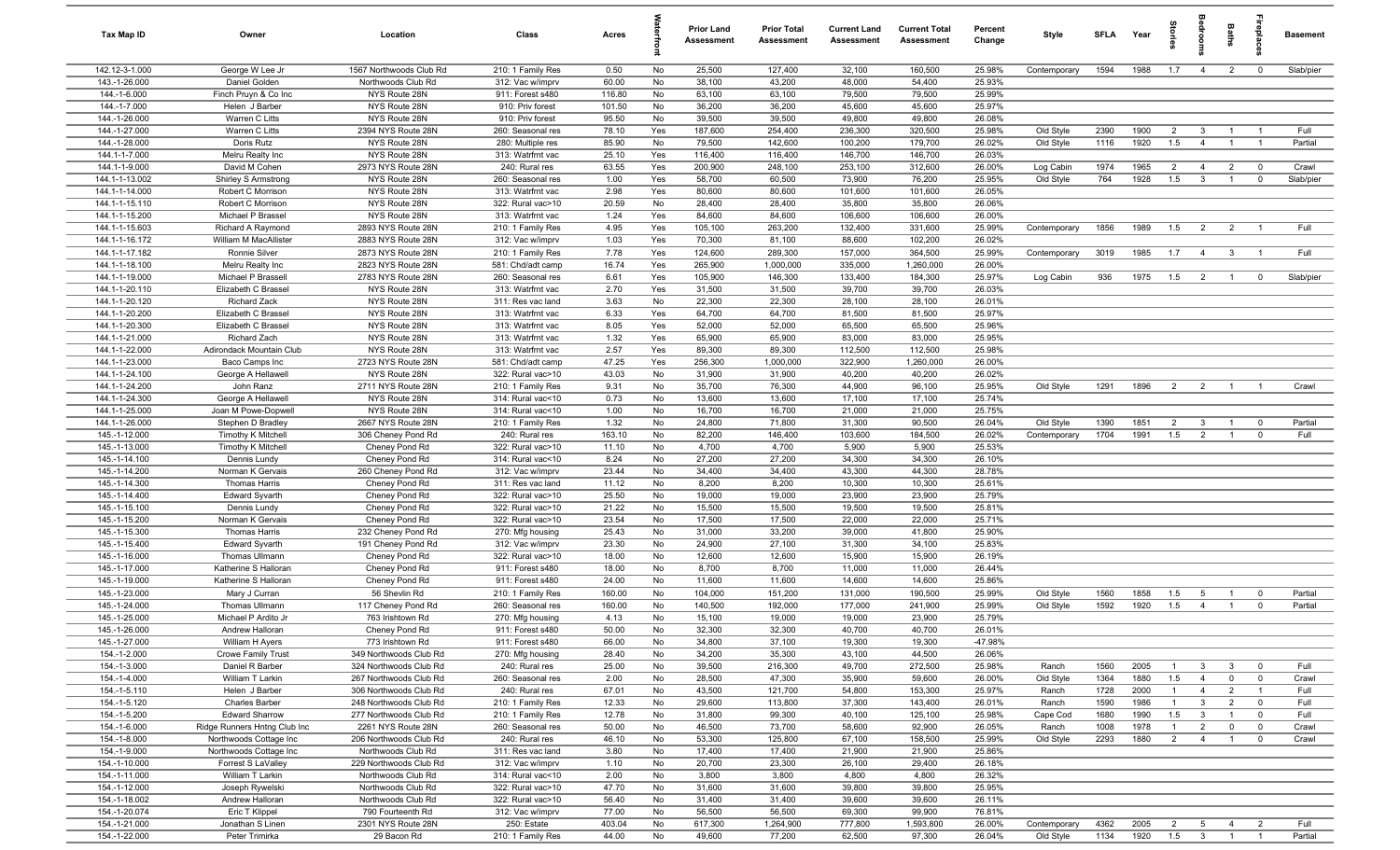| Tax Map ID | Owner | Location | Class | Acres | Waterfront | Prior Land Assessment | Prior Total Assessment | Current Land Assessment | Current Total Assessment | Percent Change | Style | SFLA | Year | Stories | Bedrooms | Baths | Fireplaces | Basement |
|---|---|---|---|---|---|---|---|---|---|---|---|---|---|---|---|---|---|---|
| 142.12-3-1.000 | George W Lee Jr | 1567 Northwoods Club Rd | 210: 1 Family Res | 0.50 | No | 25,500 | 127,400 | 32,100 | 160,500 | 25.98% | Contemporary | 1594 | 1988 | 1.7 | 4 | 2 | 0 | Slab/pier |
| 143.-1-26.000 | Daniel Golden | Northwoods Club Rd | 312: Vac w/imprv | 60.00 | No | 38,100 | 43,200 | 48,000 | 54,400 | 25.93% | | | | | | | | |
| 144.-1-6.000 | Finch Pryun & Co Inc | NYS Route 28N | 911: Forest s480 | 116.80 | No | 63,100 | 63,100 | 79,500 | 79,500 | 25.99% | | | | | | | | |
| 144.-1-7.000 | Helen J Barber | NYS Route 28N | 910: Priv forest | 101.50 | No | 36,200 | 36,200 | 45,600 | 45,600 | 25.97% | | | | | | | | |
| 144.-1-26.000 | Warren C Litts | NYS Route 28N | 910: Priv forest | 95.50 | No | 39,500 | 39,500 | 49,800 | 49,800 | 26.08% | | | | | | | | |
| 144.-1-27.000 | Warren C Litts | 2394 NYS Route 28N | 260: Seasonal res | 78.10 | Yes | 187,600 | 254,400 | 236,300 | 320,500 | 25.98% | Old Style | 2390 | 1900 | 2 | 3 | 1 | 1 | Full |
| 144.-1-28.000 | Doris Rutz | NYS Route 28N | 280: Multiple res | 85.90 | No | 79,500 | 142,600 | 100,200 | 179,700 | 26.02% | Old Style | 1116 | 1920 | 1.5 | 4 | 1 | 1 | Partial |
| 144.1-1-7.000 | Melru Realty Inc | NYS Route 28N | 313: Watrfrnt vac | 25.10 | Yes | 116,400 | 116,400 | 146,700 | 146,700 | 26.03% | | | | | | | | |
| 144.1-1-9.000 | David M Cohen | 2973 NYS Route 28N | 240: Rural res | 63.55 | Yes | 200,900 | 248,100 | 253,100 | 312,600 | 26.00% | Log Cabin | 1974 | 1965 | 2 | 4 | 2 | 0 | Crawl |
| 144.1-1-13.002 | Shirley S Armstrong | NYS Route 28N | 260: Seasonal res | 1.00 | Yes | 58,700 | 60,500 | 73,900 | 76,200 | 25.95% | Old Style | 764 | 1928 | 1.5 | 3 | 1 | 0 | Slab/pier |
| 144.1-1-14.000 | Robert C Morrison | NYS Route 28N | 313: Watrfrnt vac | 2.98 | Yes | 80,600 | 80,600 | 101,600 | 101,600 | 26.05% | | | | | | | | |
| 144.1-1-15.110 | Robert C Morrison | NYS Route 28N | 322: Rural vac>10 | 20.59 | No | 28,400 | 28,400 | 35,800 | 35,800 | 26.06% | | | | | | | | |
| 144.1-1-15.200 | Michael P Brassel | NYS Route 28N | 313: Watrfrnt vac | 1.24 | Yes | 84,600 | 84,600 | 106,600 | 106,600 | 26.00% | | | | | | | | |
| 144.1-1-15.603 | Richard A Raymond | 2893 NYS Route 28N | 210: 1 Family Res | 4.95 | Yes | 105,100 | 263,200 | 132,400 | 331,600 | 25.99% | Contemporary | 1856 | 1989 | 1.5 | 2 | 2 | 1 | Full |
| 144.1-1-16.172 | William M MacAllister | 2883 NYS Route 28N | 312: Vac w/imprv | 1.03 | Yes | 70,300 | 81,100 | 88,600 | 102,200 | 26.02% | | | | | | | | |
| 144.1-1-17.182 | Ronnie Silver | 2873 NYS Route 28N | 210: 1 Family Res | 7.78 | Yes | 124,600 | 289,300 | 157,000 | 364,500 | 25.99% | Contemporary | 3019 | 1985 | 1.7 | 4 | 3 | 1 | Full |
| 144.1-1-18.100 | Melru Realty Inc | 2823 NYS Route 28N | 581: Chd/adt camp | 16.74 | Yes | 265,900 | 1,000,000 | 335,000 | 1,260,000 | 26.00% | | | | | | | | |
| 144.1-1-19.000 | Michael P Brassell | 2783 NYS Route 28N | 260: Seasonal res | 6.61 | Yes | 105,900 | 146,300 | 133,400 | 184,300 | 25.97% | Log Cabin | 936 | 1975 | 1.5 | 2 | 1 | 0 | Slab/pier |
| 144.1-1-20.110 | Elizabeth C Brassel | NYS Route 28N | 313: Watrfrnt vac | 2.70 | Yes | 31,500 | 31,500 | 39,700 | 39,700 | 26.03% | | | | | | | | |
| 144.1-1-20.120 | Richard Zack | NYS Route 28N | 311: Res vac land | 3.63 | No | 22,300 | 22,300 | 28,100 | 28,100 | 26.01% | | | | | | | | |
| 144.1-1-20.200 | Elizabeth C Brassel | NYS Route 28N | 313: Watrfrnt vac | 6.33 | Yes | 64,700 | 64,700 | 81,500 | 81,500 | 25.97% | | | | | | | | |
| 144.1-1-20.300 | Elizabeth C Brassel | NYS Route 28N | 313: Watrfrnt vac | 8.05 | Yes | 52,000 | 52,000 | 65,500 | 65,500 | 25.96% | | | | | | | | |
| 144.1-1-21.000 | Richard Zach | NYS Route 28N | 313: Watrfrnt vac | 1.32 | Yes | 65,900 | 65,900 | 83,000 | 83,000 | 25.95% | | | | | | | | |
| 144.1-1-22.000 | Adirondack Mountain Club | NYS Route 28N | 313: Watrfrnt vac | 2.57 | Yes | 89,300 | 89,300 | 112,500 | 112,500 | 25.98% | | | | | | | | |
| 144.1-1-23.000 | Baco Camps Inc | 2723 NYS Route 28N | 581: Chd/adt camp | 47.25 | Yes | 256,300 | 1,000,000 | 322,900 | 1,260,000 | 26.00% | | | | | | | | |
| 144.1-1-24.100 | George A Hellawell | NYS Route 28N | 322: Rural vac>10 | 43.03 | No | 31,900 | 31,900 | 40,200 | 40,200 | 26.02% | | | | | | | | |
| 144.1-1-24.200 | John Ranz | 2711 NYS Route 28N | 210: 1 Family Res | 9.31 | No | 35,700 | 76,300 | 44,900 | 96,100 | 25.95% | Old Style | 1291 | 1896 | 2 | 2 | 1 | 1 | Crawl |
| 144.1-1-24.300 | George A Hellawell | NYS Route 28N | 314: Rural vac<10 | 0.73 | No | 13,600 | 13,600 | 17,100 | 17,100 | 25.74% | | | | | | | | |
| 144.1-1-25.000 | Joan M Powe-Dopwell | NYS Route 28N | 314: Rural vac<10 | 1.00 | No | 16,700 | 16,700 | 21,000 | 21,000 | 25.75% | | | | | | | | |
| 144.1-1-26.000 | Stephen D Bradley | 2667 NYS Route 28N | 210: 1 Family Res | 1.32 | No | 24,800 | 71,800 | 31,300 | 90,500 | 26.04% | Old Style | 1390 | 1851 | 2 | 3 | 1 | 0 | Partial |
| 145.-1-12.000 | Timothy K Mitchell | 306 Cheney Pond Rd | 240: Rural res | 163.10 | No | 82,200 | 146,400 | 103,600 | 184,500 | 26.02% | Contemporary | 1704 | 1991 | 1.5 | 2 | 1 | 0 | Full |
| 145.-1-13.000 | Timothy K Mitchell | Cheney Pond Rd | 322: Rural vac>10 | 11.10 | No | 4,700 | 4,700 | 5,900 | 5,900 | 25.53% | | | | | | | | |
| 145.-1-14.100 | Dennis Lundy | Cheney Pond Rd | 314: Rural vac<10 | 8.24 | No | 27,200 | 27,200 | 34,300 | 34,300 | 26.10% | | | | | | | | |
| 145.-1-14.200 | Norman K Gervais | 260 Cheney Pond Rd | 312: Vac w/imprv | 23.44 | No | 34,400 | 34,400 | 43,300 | 44,300 | 28.78% | | | | | | | | |
| 145.-1-14.300 | Thomas Harris | Cheney Pond Rd | 311: Res vac land | 11.12 | No | 8,200 | 8,200 | 10,300 | 10,300 | 25.61% | | | | | | | | |
| 145.-1-14.400 | Edward Syvarth | Cheney Pond Rd | 322: Rural vac>10 | 25.50 | No | 19,000 | 19,000 | 23,900 | 23,900 | 25.79% | | | | | | | | |
| 145.-1-15.100 | Dennis Lundy | Cheney Pond Rd | 322: Rural vac>10 | 21.22 | No | 15,500 | 15,500 | 19,500 | 19,500 | 25.81% | | | | | | | | |
| 145.-1-15.200 | Norman K Gervais | Cheney Pond Rd | 322: Rural vac>10 | 23.54 | No | 17,500 | 17,500 | 22,000 | 22,000 | 25.71% | | | | | | | | |
| 145.-1-15.300 | Thomas Harris | 232 Cheney Pond Rd | 270: Mfg housing | 25.43 | No | 31,000 | 33,200 | 39,000 | 41,800 | 25.90% | | | | | | | | |
| 145.-1-15.400 | Edward Syvarth | 191 Cheney Pond Rd | 312: Vac w/imprv | 23.30 | No | 24,900 | 27,100 | 31,300 | 34,100 | 25.83% | | | | | | | | |
| 145.-1-16.000 | Thomas Ullmann | Cheney Pond Rd | 322: Rural vac>10 | 18.00 | No | 12,600 | 12,600 | 15,900 | 15,900 | 26.19% | | | | | | | | |
| 145.-1-17.000 | Katherine S Halloran | Cheney Pond Rd | 911: Forest s480 | 18.00 | No | 8,700 | 8,700 | 11,000 | 11,000 | 26.44% | | | | | | | | |
| 145.-1-19.000 | Katherine S Halloran | Cheney Pond Rd | 911: Forest s480 | 24.00 | No | 11,600 | 11,600 | 14,600 | 14,600 | 25.86% | | | | | | | | |
| 145.-1-23.000 | Mary J Curran | 56 Shevlin Rd | 210: 1 Family Res | 160.00 | No | 104,000 | 151,200 | 131,000 | 190,500 | 25.99% | Old Style | 1560 | 1858 | 1.5 | 5 | 1 | 0 | Partial |
| 145.-1-24.000 | Thomas Ullmann | 117 Cheney Pond Rd | 260: Seasonal res | 160.00 | No | 140,500 | 192,000 | 177,000 | 241,900 | 25.99% | Old Style | 1592 | 1920 | 1.5 | 4 | 1 | 0 | Partial |
| 145.-1-25.000 | Michael P Ardito Jr | 763 Irishtown Rd | 270: Mfg housing | 4.13 | No | 15,100 | 19,000 | 19,000 | 23,900 | 25.79% | | | | | | | | |
| 145.-1-26.000 | Andrew Halloran | Cheney Pond Rd | 911: Forest s480 | 50.00 | No | 32,300 | 32,300 | 40,700 | 40,700 | 26.01% | | | | | | | | |
| 145.-1-27.000 | William H Ayers | 773 Irishtown Rd | 911: Forest s480 | 66.00 | No | 34,800 | 37,100 | 19,300 | 19,300 | -47.98% | | | | | | | | |
| 154.-1-2.000 | Crowe Family Trust | 349 Northwoods Club Rd | 270: Mfg housing | 28.40 | No | 34,200 | 35,300 | 43,100 | 44,500 | 26.06% | | | | | | | | |
| 154.-1-3.000 | Daniel R Barber | 324 Northwoods Club Rd | 240: Rural res | 25.00 | No | 39,500 | 216,300 | 49,700 | 272,500 | 25.98% | Ranch | 1560 | 2005 | 1 | 3 | 3 | 0 | Full |
| 154.-1-4.000 | William T Larkin | 267 Northwoods Club Rd | 260: Seasonal res | 2.00 | No | 28,500 | 47,300 | 35,900 | 59,600 | 26.00% | Old Style | 1364 | 1880 | 1.5 | 4 | 0 | 0 | Crawl |
| 154.-1-5.110 | Helen J Barber | 306 Northwoods Club Rd | 240: Rural res | 67.01 | No | 43,500 | 121,700 | 54,800 | 153,300 | 25.97% | Ranch | 1728 | 2000 | 1 | 4 | 2 | 1 | Full |
| 154.-1-5.120 | Charles Barber | 248 Northwoods Club Rd | 210: 1 Family Res | 12.33 | No | 29,600 | 113,800 | 37,300 | 143,400 | 26.01% | Ranch | 1590 | 1986 | 1 | 3 | 2 | 0 | Full |
| 154.-1-5.200 | Edward Sharrow | 277 Northwoods Club Rd | 210: 1 Family Res | 12.78 | No | 31,800 | 99,300 | 40,100 | 125,100 | 25.98% | Cape Cod | 1680 | 1990 | 1.5 | 3 | 1 | 0 | Full |
| 154.-1-6.000 | Ridge Runners Hntng Club Inc | 2261 NYS Route 28N | 260: Seasonal res | 50.00 | No | 46,500 | 73,700 | 58,600 | 92,900 | 26.05% | Ranch | 1008 | 1978 | 1 | 2 | 0 | 0 | Crawl |
| 154.-1-8.000 | Northwoods Cottage Inc | 206 Northwoods Club Rd | 240: Rural res | 46.10 | No | 53,300 | 125,800 | 67,100 | 158,500 | 25.99% | Old Style | 2293 | 1880 | 2 | 4 | 1 | 0 | Crawl |
| 154.-1-9.000 | Northwoods Cottage Inc | Northwoods Club Rd | 311: Res vac land | 3.80 | No | 17,400 | 17,400 | 21,900 | 21,900 | 25.86% | | | | | | | | |
| 154.-1-10.000 | Forrest S LaValley | 229 Northwoods Club Rd | 312: Vac w/imprv | 1.10 | No | 20,700 | 23,300 | 26,100 | 29,400 | 26.18% | | | | | | | | |
| 154.-1-11.000 | William T Larkin | Northwoods Club Rd | 314: Rural vac<10 | 2.00 | No | 3,800 | 3,800 | 4,800 | 4,800 | 26.32% | | | | | | | | |
| 154.-1-12.000 | Joseph Rywelski | Northwoods Club Rd | 322: Rural vac>10 | 47.70 | No | 31,600 | 31,600 | 39,800 | 39,800 | 25.95% | | | | | | | | |
| 154.-1-18.002 | Andrew Halloran | Northwoods Club Rd | 322: Rural vac>10 | 56.40 | No | 31,400 | 31,400 | 39,600 | 39,600 | 26.11% | | | | | | | | |
| 154.-1-20.074 | Eric T Klippel | 790 Fourteenth Rd | 312: Vac w/imprv | 77.00 | No | 56,500 | 56,500 | 69,300 | 99,900 | 76.81% | | | | | | | | |
| 154.-1-21.000 | Jonathan S Linen | 2301 NYS Route 28N | 250: Estate | 403.04 | No | 617,300 | 1,264,900 | 777,800 | 1,593,800 | 26.00% | Contemporary | 4362 | 2005 | 2 | 5 | 4 | 2 | Full |
| 154.-1-22.000 | Peter Trimirka | 29 Bacon Rd | 210: 1 Family Res | 44.00 | No | 49,600 | 77,200 | 62,500 | 97,300 | 26.04% | Old Style | 1134 | 1920 | 1.5 | 3 | 1 | 1 | Partial |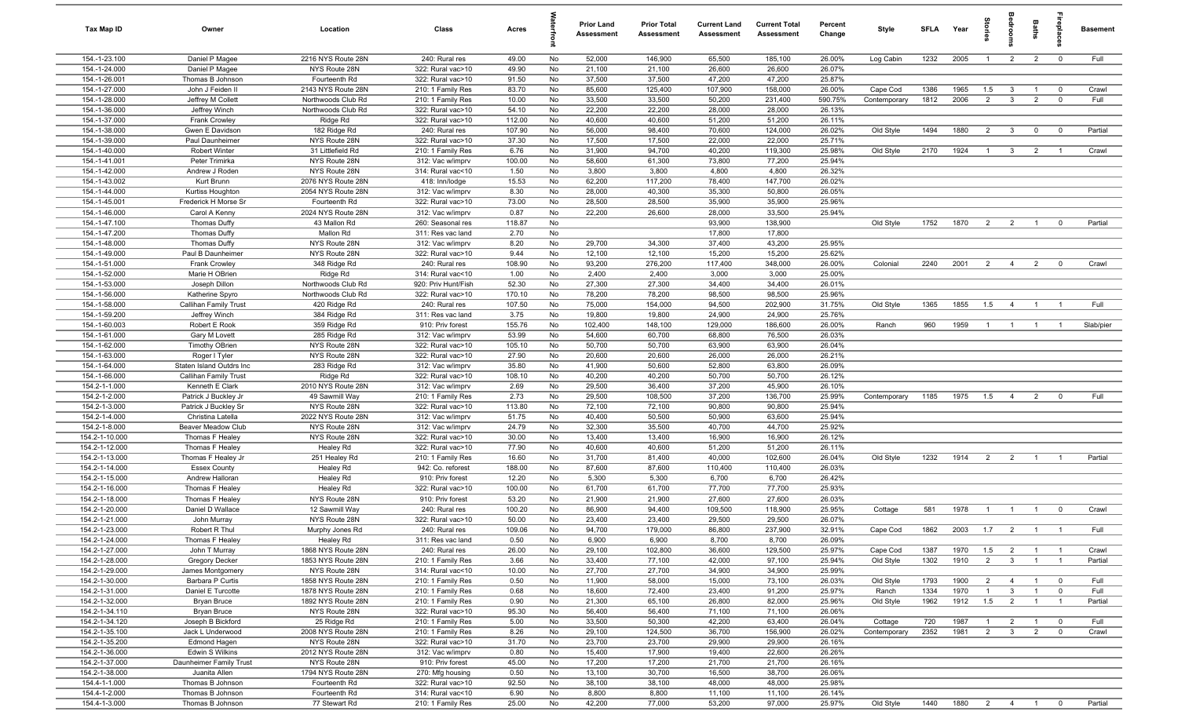| Tax Map ID | Owner | Location | Class | Acres | Waterfront | Prior Land Assessment | Prior Total Assessment | Current Land Assessment | Current Total Assessment | Percent Change | Style | SFLA | Year | Stories | Bedrooms | Baths | Fireplaces | Basement |
|---|---|---|---|---|---|---|---|---|---|---|---|---|---|---|---|---|---|---|
| 154.-1-23.100 | Daniel P Magee | 2216 NYS Route 28N | 240: Rural res | 49.00 | No | 52,000 | 146,900 | 65,500 | 185,100 | 26.00% | Log Cabin | 1232 | 2005 | 1 | 2 | 2 | 0 | Full |
| 154.-1-24.000 | Daniel P Magee | NYS Route 28N | 322: Rural vac>10 | 49.90 | No | 21,100 | 21,100 | 26,600 | 26,600 | 26.07% | | | | | | | | |
| 154.-1-26.001 | Thomas B Johnson | Fourteenth Rd | 322: Rural vac>10 | 91.50 | No | 37,500 | 37,500 | 47,200 | 47,200 | 25.87% | | | | | | | | |
| 154.-1-27.000 | John J Feiden II | 2143 NYS Route 28N | 210: 1 Family Res | 83.70 | No | 85,600 | 125,400 | 107,900 | 158,000 | 26.00% | Cape Cod | 1386 | 1965 | 1.5 | 3 | 1 | 0 | Crawl |
| 154.-1-28.000 | Jeffrey M Collett | Northwoods Club Rd | 210: 1 Family Res | 10.00 | No | 33,500 | 33,500 | 50,200 | 231,400 | 590.75% | Contemporary | 1812 | 2006 | 2 | 3 | 2 | 0 | Full |
| 154.-1-36.000 | Jeffrey Winch | Northwoods Club Rd | 322: Rural vac>10 | 54.10 | No | 22,200 | 22,200 | 28,000 | 28,000 | 26.13% | | | | | | | | |
| 154.-1-37.000 | Frank Crowley | Ridge Rd | 322: Rural vac>10 | 112.00 | No | 40,600 | 40,600 | 51,200 | 51,200 | 26.11% | | | | | | | | |
| 154.-1-38.000 | Gwen E Davidson | 182 Ridge Rd | 240: Rural res | 107.90 | No | 56,000 | 98,400 | 70,600 | 124,000 | 26.02% | Old Style | 1494 | 1880 | 2 | 3 | 0 | 0 | Partial |
| 154.-1-39.000 | Paul Daunheimer | NYS Route 28N | 322: Rural vac>10 | 37.30 | No | 17,500 | 17,500 | 22,000 | 22,000 | 25.71% | | | | | | | | |
| 154.-1-40.000 | Robert Winter | 31 Littlefield Rd | 210: 1 Family Res | 6.76 | No | 31,900 | 94,700 | 40,200 | 119,300 | 25.98% | Old Style | 2170 | 1924 | 1 | 3 | 2 | 1 | Crawl |
| 154.-1-41.001 | Peter Trimirka | NYS Route 28N | 312: Vac w/imprv | 100.00 | No | 58,600 | 61,300 | 73,800 | 77,200 | 25.94% | | | | | | | | |
| 154.-1-42.000 | Andrew J Roden | NYS Route 28N | 314: Rural vac<10 | 1.50 | No | 3,800 | 3,800 | 4,800 | 4,800 | 26.32% | | | | | | | | |
| 154.-1-43.002 | Kurt Brunn | 2076 NYS Route 28N | 418: Inn/lodge | 15.53 | No | 62,200 | 117,200 | 78,400 | 147,700 | 26.02% | | | | | | | | |
| 154.-1-44.000 | Kurtiss Houghton | 2054 NYS Route 28N | 312: Vac w/imprv | 8.30 | No | 28,000 | 40,300 | 35,300 | 50,800 | 26.05% | | | | | | | | |
| 154.-1-45.001 | Frederick H Morse Sr | Fourteenth Rd | 322: Rural vac>10 | 73.00 | No | 28,500 | 28,500 | 35,900 | 35,900 | 25.96% | | | | | | | | |
| 154.-1-46.000 | Carol A Kenny | 2024 NYS Route 28N | 312: Vac w/imprv | 0.87 | No | 22,200 | 26,600 | 28,000 | 33,500 | 25.94% | | | | | | | | |
| 154.-1-47.100 | Thomas Duffy | 43 Mallon Rd | 260: Seasonal res | 118.87 | No | | | 93,900 | 138,900 | | Old Style | 1752 | 1870 | 2 | 2 | 1 | 0 | Partial |
| 154.-1-47.200 | Thomas Duffy | Mallon Rd | 311: Res vac land | 2.70 | No | | | 17,800 | 17,800 | | | | | | | | | |
| 154.-1-48.000 | Thomas Duffy | NYS Route 28N | 312: Vac w/imprv | 8.20 | No | 29,700 | 34,300 | 37,400 | 43,200 | 25.95% | | | | | | | | |
| 154.-1-49.000 | Paul B Daunheimer | NYS Route 28N | 322: Rural vac>10 | 9.44 | No | 12,100 | 12,100 | 15,200 | 15,200 | 25.62% | | | | | | | | |
| 154.-1-51.000 | Frank Crowley | 348 Ridge Rd | 240: Rural res | 108.90 | No | 93,200 | 276,200 | 117,400 | 348,000 | 26.00% | Colonial | 2240 | 2001 | 2 | 4 | 2 | 0 | Crawl |
| 154.-1-52.000 | Marie H OBrien | Ridge Rd | 314: Rural vac<10 | 1.00 | No | 2,400 | 2,400 | 3,000 | 3,000 | 25.00% | | | | | | | | |
| 154.-1-53.000 | Joseph Dillon | Northwoods Club Rd | 920: Priv Hunt/Fish | 52.30 | No | 27,300 | 27,300 | 34,400 | 34,400 | 26.01% | | | | | | | | |
| 154.-1-56.000 | Katherine Spyro | Northwoods Club Rd | 322: Rural vac>10 | 170.10 | No | 78,200 | 78,200 | 98,500 | 98,500 | 25.96% | | | | | | | | |
| 154.-1-58.000 | Callihan Family Trust | 420 Ridge Rd | 240: Rural res | 107.50 | No | 75,000 | 154,000 | 94,500 | 202,900 | 31.75% | Old Style | 1365 | 1855 | 1.5 | 4 | 1 | 1 | Full |
| 154.-1-59.200 | Jeffrey Winch | 384 Ridge Rd | 311: Res vac land | 3.75 | No | 19,800 | 19,800 | 24,900 | 24,900 | 25.76% | | | | | | | | |
| 154.-1-60.003 | Robert E Rook | 359 Ridge Rd | 910: Priv forest | 155.76 | No | 102,400 | 148,100 | 129,000 | 186,600 | 26.00% | Ranch | 960 | 1959 | 1 | 1 | 1 | 1 | Slab/pier |
| 154.-1-61.000 | Gary M Lovett | 285 Ridge Rd | 312: Vac w/imprv | 53.99 | No | 54,600 | 60,700 | 68,800 | 76,500 | 26.03% | | | | | | | | |
| 154.-1-62.000 | Timothy OBrien | NYS Route 28N | 322: Rural vac>10 | 105.10 | No | 50,700 | 50,700 | 63,900 | 63,900 | 26.04% | | | | | | | | |
| 154.-1-63.000 | Roger I Tyler | NYS Route 28N | 322: Rural vac>10 | 27.90 | No | 20,600 | 20,600 | 26,000 | 26,000 | 26.21% | | | | | | | | |
| 154.-1-64.000 | Staten Island Outdrs Inc | 283 Ridge Rd | 312: Vac w/imprv | 35.80 | No | 41,900 | 50,600 | 52,800 | 63,800 | 26.09% | | | | | | | | |
| 154.-1-66.000 | Callihan Family Trust | Ridge Rd | 322: Rural vac>10 | 108.10 | No | 40,200 | 40,200 | 50,700 | 50,700 | 26.12% | | | | | | | | |
| 154.2-1-1.000 | Kenneth E Clark | 2010 NYS Route 28N | 312: Vac w/imprv | 2.69 | No | 29,500 | 36,400 | 37,200 | 45,900 | 26.10% | | | | | | | | |
| 154.2-1-2.000 | Patrick J Buckley Jr | 49 Sawmill Way | 210: 1 Family Res | 2.73 | No | 29,500 | 108,500 | 37,200 | 136,700 | 25.99% | Contemporary | 1185 | 1975 | 1.5 | 4 | 2 | 0 | Full |
| 154.2-1-3.000 | Patrick J Buckley Sr | NYS Route 28N | 322: Rural vac>10 | 113.80 | No | 72,100 | 72,100 | 90,800 | 90,800 | 25.94% | | | | | | | | |
| 154.2-1-4.000 | Christina Latella | 2022 NYS Route 28N | 312: Vac w/imprv | 51.75 | No | 40,400 | 50,500 | 50,900 | 63,600 | 25.94% | | | | | | | | |
| 154.2-1-8.000 | Beaver Meadow Club | NYS Route 28N | 312: Vac w/imprv | 24.79 | No | 32,300 | 35,500 | 40,700 | 44,700 | 25.92% | | | | | | | | |
| 154.2-1-10.000 | Thomas F Healey | NYS Route 28N | 322: Rural vac>10 | 30.00 | No | 13,400 | 13,400 | 16,900 | 16,900 | 26.12% | | | | | | | | |
| 154.2-1-12.000 | Thomas F Healey | Healey Rd | 322: Rural vac>10 | 77.90 | No | 40,600 | 40,600 | 51,200 | 51,200 | 26.11% | | | | | | | | |
| 154.2-1-13.000 | Thomas F Healey Jr | 251 Healey Rd | 210: 1 Family Res | 16.60 | No | 31,700 | 81,400 | 40,000 | 102,600 | 26.04% | Old Style | 1232 | 1914 | 2 | 2 | 1 | 1 | Partial |
| 154.2-1-14.000 | Essex County | Healey Rd | 942: Co. reforest | 188.00 | No | 87,600 | 87,600 | 110,400 | 110,400 | 26.03% | | | | | | | | |
| 154.2-1-15.000 | Andrew Halloran | Healey Rd | 910: Priv forest | 12.20 | No | 5,300 | 5,300 | 6,700 | 6,700 | 26.42% | | | | | | | | |
| 154.2-1-16.000 | Thomas F Healey | Healey Rd | 322: Rural vac>10 | 100.00 | No | 61,700 | 61,700 | 77,700 | 77,700 | 25.93% | | | | | | | | |
| 154.2-1-18.000 | Thomas F Healey | NYS Route 28N | 910: Priv forest | 53.20 | No | 21,900 | 21,900 | 27,600 | 27,600 | 26.03% | | | | | | | | |
| 154.2-1-20.000 | Daniel D Wallace | 12 Sawmill Way | 240: Rural res | 100.20 | No | 86,900 | 94,400 | 109,500 | 118,900 | 25.95% | Cottage | 581 | 1978 | 1 | 1 | 1 | 0 | Crawl |
| 154.2-1-21.000 | John Murray | NYS Route 28N | 322: Rural vac>10 | 50.00 | No | 23,400 | 23,400 | 29,500 | 29,500 | 26.07% | | | | | | | | |
| 154.2-1-23.000 | Robert R Thul | Murphy Jones Rd | 240: Rural res | 109.06 | No | 94,700 | 179,000 | 86,800 | 237,900 | 32.91% | Cape Cod | 1862 | 2003 | 1.7 | 2 | 1 | 1 | Full |
| 154.2-1-24.000 | Thomas F Healey | Healey Rd | 311: Res vac land | 0.50 | No | 6,900 | 6,900 | 8,700 | 8,700 | 26.09% | | | | | | | | |
| 154.2-1-27.000 | John T Murray | 1868 NYS Route 28N | 240: Rural res | 26.00 | No | 29,100 | 102,800 | 36,600 | 129,500 | 25.97% | Cape Cod | 1387 | 1970 | 1.5 | 2 | 1 | 1 | Crawl |
| 154.2-1-28.000 | Gregory Decker | 1853 NYS Route 28N | 210: 1 Family Res | 3.66 | No | 33,400 | 77,100 | 42,000 | 97,100 | 25.94% | Old Style | 1302 | 1910 | 2 | 3 | 1 | 1 | Partial |
| 154.2-1-29.000 | James Montgomery | NYS Route 28N | 314: Rural vac<10 | 10.00 | No | 27,700 | 27,700 | 34,900 | 34,900 | 25.99% | | | | | | | | |
| 154.2-1-30.000 | Barbara P Curtis | 1858 NYS Route 28N | 210: 1 Family Res | 0.50 | No | 11,900 | 58,000 | 15,000 | 73,100 | 26.03% | Old Style | 1793 | 1900 | 2 | 4 | 1 | 0 | Full |
| 154.2-1-31.000 | Daniel E Turcotte | 1878 NYS Route 28N | 210: 1 Family Res | 0.68 | No | 18,600 | 72,400 | 23,400 | 91,200 | 25.97% | Ranch | 1334 | 1970 | 1 | 3 | 1 | 0 | Full |
| 154.2-1-32.000 | Bryan Bruce | 1892 NYS Route 28N | 210: 1 Family Res | 0.90 | No | 21,300 | 65,100 | 26,800 | 82,000 | 25.96% | Old Style | 1962 | 1912 | 1.5 | 2 | 1 | 1 | Partial |
| 154.2-1-34.110 | Bryan Bruce | NYS Route 28N | 322: Rural vac>10 | 95.30 | No | 56,400 | 56,400 | 71,100 | 71,100 | 26.06% | | | | | | | | |
| 154.2-1-34.120 | Joseph B Bickford | 25 Ridge Rd | 210: 1 Family Res | 5.00 | No | 33,500 | 50,300 | 42,200 | 63,400 | 26.04% | Cottage | 720 | 1987 | 1 | 2 | 1 | 0 | Full |
| 154.2-1-35.100 | Jack L Underwood | 2008 NYS Route 28N | 210: 1 Family Res | 8.26 | No | 29,100 | 124,500 | 36,700 | 156,900 | 26.02% | Contemporary | 2352 | 1981 | 2 | 3 | 2 | 0 | Crawl |
| 154.2-1-35.200 | Edmond Hagen | NYS Route 28N | 322: Rural vac>10 | 31.70 | No | 23,700 | 23,700 | 29,900 | 29,900 | 26.16% | | | | | | | | |
| 154.2-1-36.000 | Edwin S Wilkins | 2012 NYS Route 28N | 312: Vac w/imprv | 0.80 | No | 15,400 | 17,900 | 19,400 | 22,600 | 26.26% | | | | | | | | |
| 154.2-1-37.000 | Daunheimer Family Trust | NYS Route 28N | 910: Priv forest | 45.00 | No | 17,200 | 17,200 | 21,700 | 21,700 | 26.16% | | | | | | | | |
| 154.2-1-38.000 | Juanita Allen | 1794 NYS Route 28N | 270: Mfg housing | 0.50 | No | 13,100 | 30,700 | 16,500 | 38,700 | 26.06% | | | | | | | | |
| 154.4-1-1.000 | Thomas B Johnson | Fourteenth Rd | 322: Rural vac>10 | 92.50 | No | 38,100 | 38,100 | 48,000 | 48,000 | 25.98% | | | | | | | | |
| 154.4-1-2.000 | Thomas B Johnson | Fourteenth Rd | 314: Rural vac<10 | 6.90 | No | 8,800 | 8,800 | 11,100 | 11,100 | 26.14% | | | | | | | | |
| 154.4-1-3.000 | Thomas B Johnson | 77 Stewart Rd | 210: 1 Family Res | 25.00 | No | 42,200 | 77,000 | 53,200 | 97,000 | 25.97% | Old Style | 1440 | 1880 | 2 | 4 | 1 | 0 | Partial |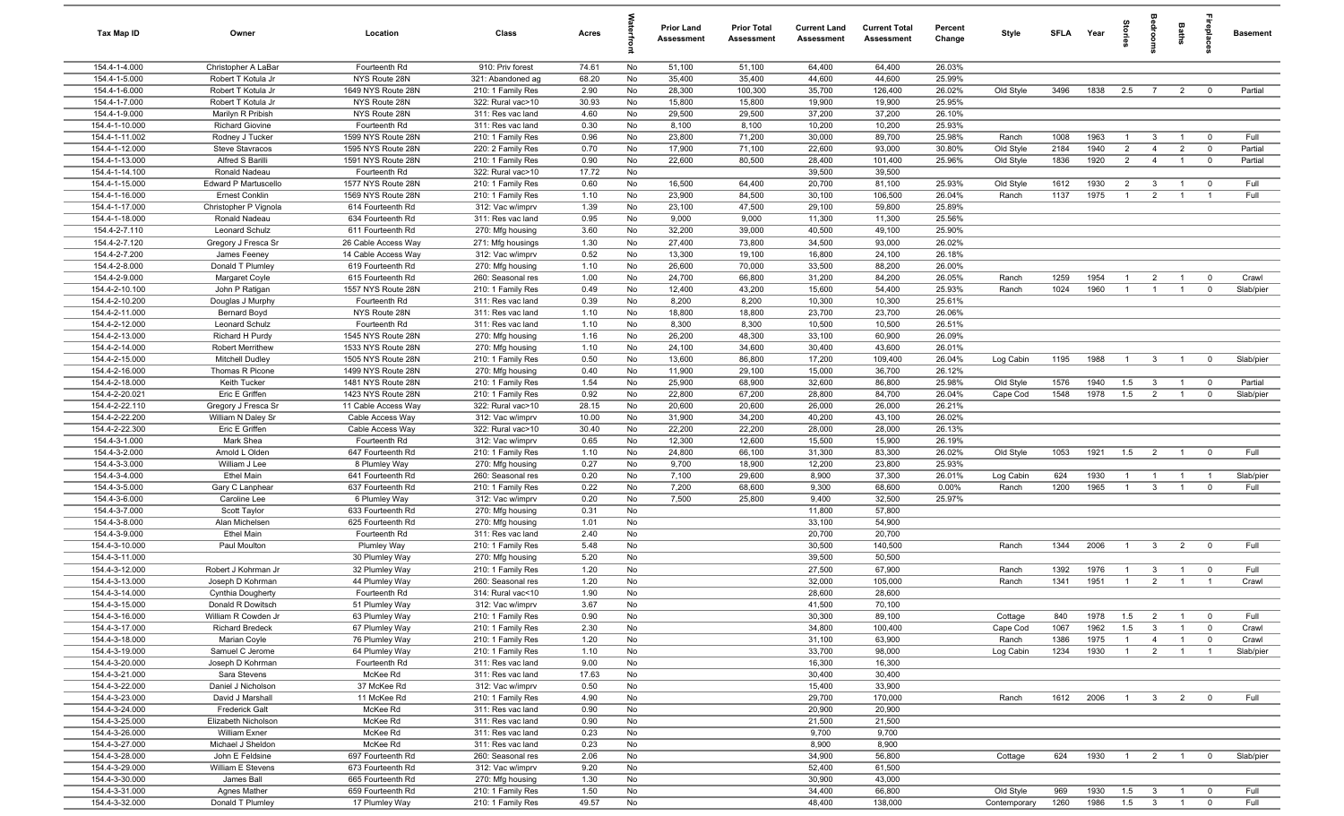| Tax Map ID | Owner | Location | Class | Acres | Waterfront | Prior Land Assessment | Prior Total Assessment | Current Land Assessment | Current Total Assessment | Percent Change | Style | SFLA | Year | Stories | Bedrooms | Baths | Fireplaces | Basement |
|---|---|---|---|---|---|---|---|---|---|---|---|---|---|---|---|---|---|---|
| 154.4-1-4.000 | Christopher A LaBar | Fourteenth Rd | 910: Priv forest | 74.61 | No | 51,100 | 51,100 | 64,400 | 64,400 | 26.03% | | | | | | | | |
| 154.4-1-5.000 | Robert T Kotula Jr | NYS Route 28N | 321: Abandoned ag | 68.20 | No | 35,400 | 35,400 | 44,600 | 44,600 | 25.99% | | | | | | | | |
| 154.4-1-6.000 | Robert T Kotula Jr | 1649 NYS Route 28N | 210: 1 Family Res | 2.90 | No | 28,300 | 100,300 | 35,700 | 126,400 | 26.02% | Old Style | 3496 | 1838 | 2.5 | 7 | 2 | 0 | Partial |
| 154.4-1-7.000 | Robert T Kotula Jr | NYS Route 28N | 322: Rural vac>10 | 30.93 | No | 15,800 | 15,800 | 19,900 | 19,900 | 25.95% | | | | | | | | |
| 154.4-1-9.000 | Marilyn R Pribish | NYS Route 28N | 311: Res vac land | 4.60 | No | 29,500 | 29,500 | 37,200 | 37,200 | 26.10% | | | | | | | | |
| 154.4-1-10.000 | Richard Giovine | Fourteenth Rd | 311: Res vac land | 0.30 | No | 8,100 | 8,100 | 10,200 | 10,200 | 25.93% | | | | | | | | |
| 154.4-1-11.002 | Rodney J Tucker | 1599 NYS Route 28N | 210: 1 Family Res | 0.96 | No | 23,800 | 71,200 | 30,000 | 89,700 | 25.98% | Ranch | 1008 | 1963 | 1 | 3 | 1 | 0 | Full |
| 154.4-1-12.000 | Steve Stavracos | 1595 NYS Route 28N | 220: 2 Family Res | 0.70 | No | 17,900 | 71,100 | 22,600 | 93,000 | 30.80% | Old Style | 2184 | 1940 | 2 | 4 | 2 | 0 | Partial |
| 154.4-1-13.000 | Alfred S Barilli | 1591 NYS Route 28N | 210: 1 Family Res | 0.90 | No | 22,600 | 80,500 | 28,400 | 101,400 | 25.96% | Old Style | 1836 | 1920 | 2 | 4 | 1 | 0 | Partial |
| 154.4-1-14.100 | Ronald Nadeau | Fourteenth Rd | 322: Rural vac>10 | 17.72 | No | | | 39,500 | 39,500 | | | | | | | | | |
| 154.4-1-15.000 | Edward P Martuscello | 1577 NYS Route 28N | 210: 1 Family Res | 0.60 | No | 16,500 | 64,400 | 20,700 | 81,100 | 25.93% | Old Style | 1612 | 1930 | 2 | 3 | 1 | 0 | Full |
| 154.4-1-16.000 | Ernest Conklin | 1569 NYS Route 28N | 210: 1 Family Res | 1.10 | No | 23,900 | 84,500 | 30,100 | 106,500 | 26.04% | Ranch | 1137 | 1975 | 1 | 2 | 1 | 1 | Full |
| 154.4-1-17.000 | Christopher P Vignola | 614 Fourteenth Rd | 312: Vac w/imprv | 1.39 | No | 23,100 | 47,500 | 29,100 | 59,800 | 25.89% | | | | | | | | |
| 154.4-1-18.000 | Ronald Nadeau | 634 Fourteenth Rd | 311: Res vac land | 0.95 | No | 9,000 | 9,000 | 11,300 | 11,300 | 25.56% | | | | | | | | |
| 154.4-2-7.110 | Leonard Schulz | 611 Fourteenth Rd | 270: Mfg housing | 3.60 | No | 32,200 | 39,000 | 40,500 | 49,100 | 25.90% | | | | | | | | |
| 154.4-2-7.120 | Gregory J Fresca Sr | 26 Cable Access Way | 271: Mfg housings | 1.30 | No | 27,400 | 73,800 | 34,500 | 93,000 | 26.02% | | | | | | | | |
| 154.4-2-7.200 | James Feeney | 14 Cable Access Way | 312: Vac w/imprv | 0.52 | No | 13,300 | 19,100 | 16,800 | 24,100 | 26.18% | | | | | | | | |
| 154.4-2-8.000 | Donald T Plumley | 619 Fourteenth Rd | 270: Mfg housing | 1.10 | No | 26,600 | 70,000 | 33,500 | 88,200 | 26.00% | | | | | | | | |
| 154.4-2-9.000 | Margaret Coyle | 615 Fourteenth Rd | 260: Seasonal res | 1.00 | No | 24,700 | 66,800 | 31,200 | 84,200 | 26.05% | Ranch | 1259 | 1954 | 1 | 2 | 1 | 0 | Crawl |
| 154.4-2-10.100 | John P Ratigan | 1557 NYS Route 28N | 210: 1 Family Res | 0.49 | No | 12,400 | 43,200 | 15,600 | 54,400 | 25.93% | Ranch | 1024 | 1960 | 1 | 1 | 1 | 0 | Slab/pier |
| 154.4-2-10.200 | Douglas J Murphy | Fourteenth Rd | 311: Res vac land | 0.39 | No | 8,200 | 8,200 | 10,300 | 10,300 | 25.61% | | | | | | | | |
| 154.4-2-11.000 | Bernard Boyd | NYS Route 28N | 311: Res vac land | 1.10 | No | 18,800 | 18,800 | 23,700 | 23,700 | 26.06% | | | | | | | | |
| 154.4-2-12.000 | Leonard Schulz | Fourteenth Rd | 311: Res vac land | 1.10 | No | 8,300 | 8,300 | 10,500 | 10,500 | 26.51% | | | | | | | | |
| 154.4-2-13.000 | Richard H Purdy | 1545 NYS Route 28N | 270: Mfg housing | 1.16 | No | 26,200 | 48,300 | 33,100 | 60,900 | 26.09% | | | | | | | | |
| 154.4-2-14.000 | Robert Merrithew | 1533 NYS Route 28N | 270: Mfg housing | 1.10 | No | 24,100 | 34,600 | 30,400 | 43,600 | 26.01% | | | | | | | | |
| 154.4-2-15.000 | Mitchell Dudley | 1505 NYS Route 28N | 210: 1 Family Res | 0.50 | No | 13,600 | 86,800 | 17,200 | 109,400 | 26.04% | Log Cabin | 1195 | 1988 | 1 | 3 | 1 | 0 | Slab/pier |
| 154.4-2-16.000 | Thomas R Picone | 1499 NYS Route 28N | 270: Mfg housing | 0.40 | No | 11,900 | 29,100 | 15,000 | 36,700 | 26.12% | | | | | | | | |
| 154.4-2-18.000 | Keith Tucker | 1481 NYS Route 28N | 210: 1 Family Res | 1.54 | No | 25,900 | 68,900 | 32,600 | 86,800 | 25.98% | Old Style | 1576 | 1940 | 1.5 | 3 | 1 | 0 | Partial |
| 154.4-2-20.021 | Eric E Griffen | 1423 NYS Route 28N | 210: 1 Family Res | 0.92 | No | 22,800 | 67,200 | 28,800 | 84,700 | 26.04% | Cape Cod | 1548 | 1978 | 1.5 | 2 | 1 | 0 | Slab/pier |
| 154.4-2-22.110 | Gregory J Fresca Sr | 11 Cable Access Way | 322: Rural vac>10 | 28.15 | No | 20,600 | 20,600 | 26,000 | 26,000 | 26.21% | | | | | | | | |
| 154.4-2-22.200 | William N Daley Sr | Cable Access Way | 312: Vac w/imprv | 10.00 | No | 31,900 | 34,200 | 40,200 | 43,100 | 26.02% | | | | | | | | |
| 154.4-2-22.300 | Eric E Griffen | Cable Access Way | 322: Rural vac>10 | 30.40 | No | 22,200 | 22,200 | 28,000 | 28,000 | 26.13% | | | | | | | | |
| 154.4-3-1.000 | Mark Shea | Fourteenth Rd | 312: Vac w/imprv | 0.65 | No | 12,300 | 12,600 | 15,500 | 15,900 | 26.19% | | | | | | | | |
| 154.4-3-2.000 | Arnold L Olden | 647 Fourteenth Rd | 210: 1 Family Res | 1.10 | No | 24,800 | 66,100 | 31,300 | 83,300 | 26.02% | Old Style | 1053 | 1921 | 1.5 | 2 | 1 | 0 | Full |
| 154.4-3-3.000 | William J Lee | 8 Plumley Way | 270: Mfg housing | 0.27 | No | 9,700 | 18,900 | 12,200 | 23,800 | 25.93% | | | | | | | | |
| 154.4-3-4.000 | Ethel Main | 641 Fourteenth Rd | 260: Seasonal res | 0.20 | No | 7,100 | 29,600 | 8,900 | 37,300 | 26.01% | Log Cabin | 624 | 1930 | 1 | 1 | 1 | 1 | Slab/pier |
| 154.4-3-5.000 | Gary C Lanphear | 637 Fourteenth Rd | 210: 1 Family Res | 0.22 | No | 7,200 | 68,600 | 9,300 | 68,600 | 0.00% | Ranch | 1200 | 1965 | 1 | 3 | 1 | 0 | Full |
| 154.4-3-6.000 | Caroline Lee | 6 Plumley Way | 312: Vac w/imprv | 0.20 | No | 7,500 | 25,800 | 9,400 | 32,500 | 25.97% | | | | | | | | |
| 154.4-3-7.000 | Scott Taylor | 633 Fourteenth Rd | 270: Mfg housing | 0.31 | No | | | 11,800 | 57,800 | | | | | | | | | |
| 154.4-3-8.000 | Alan Michelsen | 625 Fourteenth Rd | 270: Mfg housing | 1.01 | No | | | 33,100 | 54,900 | | | | | | | | | |
| 154.4-3-9.000 | Ethel Main | Fourteenth Rd | 311: Res vac land | 2.40 | No | | | 20,700 | 20,700 | | | | | | | | | |
| 154.4-3-10.000 | Paul Moulton | Plumley Way | 210: 1 Family Res | 5.48 | No | | | 30,500 | 140,500 | | Ranch | 1344 | 2006 | 1 | 3 | 2 | 0 | Full |
| 154.4-3-11.000 | | 30 Plumley Way | 270: Mfg housing | 5.20 | No | | | 39,500 | 50,500 | | | | | | | | | |
| 154.4-3-12.000 | Robert J Kohrman Jr | 32 Plumley Way | 210: 1 Family Res | 1.20 | No | | | 27,500 | 67,900 | | Ranch | 1392 | 1976 | 1 | 3 | 1 | 0 | Full |
| 154.4-3-13.000 | Joseph D Kohrman | 44 Plumley Way | 260: Seasonal res | 1.20 | No | | | 32,000 | 105,000 | | Ranch | 1341 | 1951 | 1 | 2 | 1 | 1 | Crawl |
| 154.4-3-14.000 | Cynthia Dougherty | Fourteenth Rd | 314: Rural vac<10 | 1.90 | No | | | 28,600 | 28,600 | | | | | | | | | |
| 154.4-3-15.000 | Donald R Dowitsch | 51 Plumley Way | 312: Vac w/imprv | 3.67 | No | | | 41,500 | 70,100 | | | | | | | | | |
| 154.4-3-16.000 | William R Cowden Jr | 63 Plumley Way | 210: 1 Family Res | 0.90 | No | | | 30,300 | 89,100 | | Cottage | 840 | 1978 | 1.5 | 2 | 1 | 0 | Full |
| 154.4-3-17.000 | Richard Bredeck | 67 Plumley Way | 210: 1 Family Res | 2.30 | No | | | 34,800 | 100,400 | | Cape Cod | 1067 | 1962 | 1.5 | 3 | 1 | 0 | Crawl |
| 154.4-3-18.000 | Marian Coyle | 76 Plumley Way | 210: 1 Family Res | 1.20 | No | | | 31,100 | 63,900 | | Ranch | 1386 | 1975 | 1 | 4 | 1 | 0 | Crawl |
| 154.4-3-19.000 | Samuel C Jerome | 64 Plumley Way | 210: 1 Family Res | 1.10 | No | | | 33,700 | 98,000 | | Log Cabin | 1234 | 1930 | 1 | 2 | 1 | 1 | Slab/pier |
| 154.4-3-20.000 | Joseph D Kohrman | Fourteenth Rd | 311: Res vac land | 9.00 | No | | | 16,300 | 16,300 | | | | | | | | | |
| 154.4-3-21.000 | Sara Stevens | McKee Rd | 311: Res vac land | 17.63 | No | | | 30,400 | 30,400 | | | | | | | | | |
| 154.4-3-22.000 | Daniel J Nicholson | 37 McKee Rd | 312: Vac w/imprv | 0.50 | No | | | 15,400 | 33,900 | | | | | | | | | |
| 154.4-3-23.000 | David J Marshall | 11 McKee Rd | 210: 1 Family Res | 4.90 | No | | | 29,700 | 170,000 | | Ranch | 1612 | 2006 | 1 | 3 | 2 | 0 | Full |
| 154.4-3-24.000 | Frederick Galt | McKee Rd | 311: Res vac land | 0.90 | No | | | 20,900 | 20,900 | | | | | | | | | |
| 154.4-3-25.000 | Elizabeth Nicholson | McKee Rd | 311: Res vac land | 0.90 | No | | | 21,500 | 21,500 | | | | | | | | | |
| 154.4-3-26.000 | William Exner | McKee Rd | 311: Res vac land | 0.23 | No | | | 9,700 | 9,700 | | | | | | | | | |
| 154.4-3-27.000 | Michael J Sheldon | McKee Rd | 311: Res vac land | 0.23 | No | | | 8,900 | 8,900 | | | | | | | | | |
| 154.4-3-28.000 | John E Feldsine | 697 Fourteenth Rd | 260: Seasonal res | 2.06 | No | | | 34,900 | 56,800 | | Cottage | 624 | 1930 | 1 | 2 | 1 | 0 | Slab/pier |
| 154.4-3-29.000 | William E Stevens | 673 Fourteenth Rd | 312: Vac w/imprv | 9.20 | No | | | 52,400 | 61,500 | | | | | | | | | |
| 154.4-3-30.000 | James Ball | 665 Fourteenth Rd | 270: Mfg housing | 1.30 | No | | | 30,900 | 43,000 | | | | | | | | | |
| 154.4-3-31.000 | Agnes Mather | 659 Fourteenth Rd | 210: 1 Family Res | 1.50 | No | | | 34,400 | 66,800 | | Old Style | 969 | 1930 | 1.5 | 3 | 1 | 0 | Full |
| 154.4-3-32.000 | Donald T Plumley | 17 Plumley Way | 210: 1 Family Res | 49.57 | No | | | 48,400 | 138,000 | | Contemporary | 1260 | 1986 | 1.5 | 3 | 1 | 0 | Full |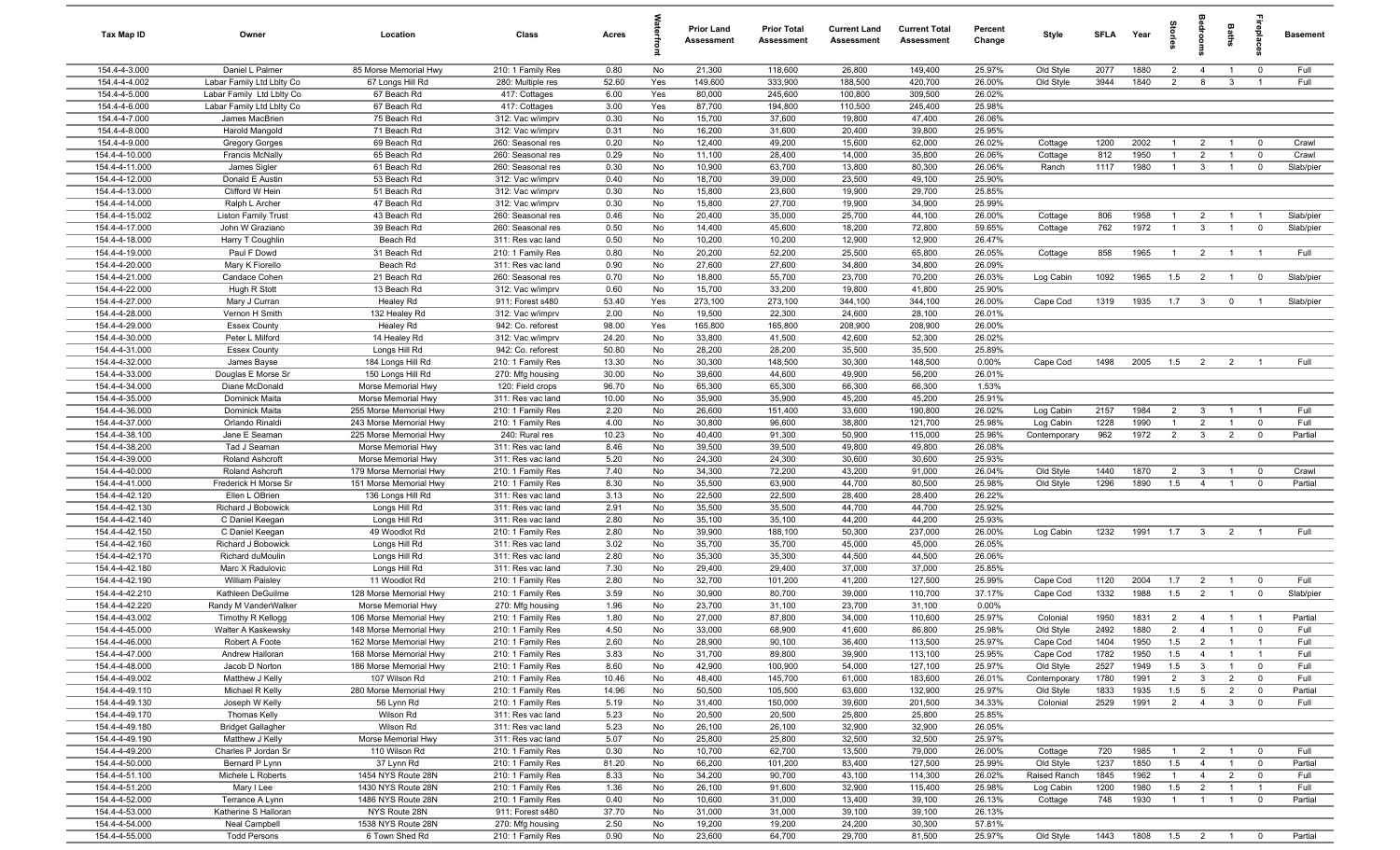| Tax Map ID | Owner | Location | Class | Acres | Waterfront | Prior Land Assessment | Prior Total Assessment | Current Land Assessment | Current Total Assessment | Percent Change | Style | SFLA | Year | Stories | Bedrooms | Baths | Fireplaces | Basement |
|---|---|---|---|---|---|---|---|---|---|---|---|---|---|---|---|---|---|---|
| 154.4-4-3.000 | Daniel L Palmer | 85 Morse Memorial Hwy | 210: 1 Family Res | 0.80 | No | 21,300 | 118,600 | 26,800 | 149,400 | 25.97% | Old Style | 2077 | 1880 | 2 | 4 | 1 | 0 | Full |
| 154.4-4-4.002 | Labar Family Ltd Lblty Co | 67 Longs Hill Rd | 280: Multiple res | 52.60 | Yes | 149,600 | 333,900 | 188,500 | 420,700 | 26.00% | Old Style | 3944 | 1840 | 2 | 8 | 3 | 1 | Full |
| 154.4-4-5.000 | Labar Family Ltd Lblty Co | 67 Beach Rd | 417: Cottages | 6.00 | Yes | 80,000 | 245,600 | 100,800 | 309,500 | 26.02% | | | | | | | | |
| 154.4-4-6.000 | Labar Family Ltd Lblty Co | 67 Beach Rd | 417: Cottages | 3.00 | Yes | 87,700 | 194,800 | 110,500 | 245,400 | 25.98% | | | | | | | | |
| 154.4-4-7.000 | James MacBrien | 75 Beach Rd | 312: Vac w/imprv | 0.30 | No | 15,700 | 37,600 | 19,800 | 47,400 | 26.06% | | | | | | | | |
| 154.4-4-8.000 | Harold Mangold | 71 Beach Rd | 312: Vac w/imprv | 0.31 | No | 16,200 | 31,600 | 20,400 | 39,800 | 25.95% | | | | | | | | |
| 154.4-4-9.000 | Gregory Gorges | 69 Beach Rd | 260: Seasonal res | 0.20 | No | 12,400 | 49,200 | 15,600 | 62,000 | 26.02% | Cottage | 1200 | 2002 | 1 | 2 | 1 | 0 | Crawl |
| 154.4-4-10.000 | Francis McNally | 65 Beach Rd | 260: Seasonal res | 0.29 | No | 11,100 | 28,400 | 14,000 | 35,800 | 26.06% | Cottage | 812 | 1950 | 1 | 2 | 1 | 0 | Crawl |
| 154.4-4-11.000 | James Sigler | 61 Beach Rd | 260: Seasonal res | 0.30 | No | 10,900 | 63,700 | 13,800 | 80,300 | 26.06% | Ranch | 1117 | 1980 | 1 | 3 | 1 | 0 | Slab/pier |
| 154.4-4-12.000 | Donald E Austin | 53 Beach Rd | 312: Vac w/imprv | 0.40 | No | 18,700 | 39,000 | 23,500 | 49,100 | 25.90% | | | | | | | | |
| 154.4-4-13.000 | Clifford W Hein | 51 Beach Rd | 312: Vac w/imprv | 0.30 | No | 15,800 | 23,600 | 19,900 | 29,700 | 25.85% | | | | | | | | |
| 154.4-4-14.000 | Ralph L Archer | 47 Beach Rd | 312: Vac w/imprv | 0.30 | No | 15,800 | 27,700 | 19,900 | 34,900 | 25.99% | | | | | | | | |
| 154.4-4-15.002 | Liston Family Trust | 43 Beach Rd | 260: Seasonal res | 0.46 | No | 20,400 | 35,000 | 25,700 | 44,100 | 26.00% | Cottage | 806 | 1958 | 1 | 2 | 1 | 1 | Slab/pier |
| 154.4-4-17.000 | John W Graziano | 39 Beach Rd | 260: Seasonal res | 0.50 | No | 14,400 | 45,600 | 18,200 | 72,800 | 59.65% | Cottage | 762 | 1972 | 1 | 3 | 1 | 0 | Slab/pier |
| 154.4-4-18.000 | Harry T Coughlin | Beach Rd | 311: Res vac land | 0.50 | No | 10,200 | 10,200 | 12,900 | 12,900 | 26.47% | | | | | | | | |
| 154.4-4-19.000 | Paul F Dowd | 31 Beach Rd | 210: 1 Family Res | 0.80 | No | 20,200 | 52,200 | 25,500 | 65,800 | 26.05% | Cottage | 858 | 1965 | 1 | 2 | 1 | 1 | Full |
| 154.4-4-20.000 | Mary K Fiorello | Beach Rd | 311: Res vac land | 0.90 | No | 27,600 | 27,600 | 34,800 | 34,800 | 26.09% | | | | | | | | |
| 154.4-4-21.000 | Candace Cohen | 21 Beach Rd | 260: Seasonal res | 0.70 | No | 18,800 | 55,700 | 23,700 | 70,200 | 26.03% | Log Cabin | 1092 | 1965 | 1.5 | 2 | 1 | 0 | Slab/pier |
| 154.4-4-22.000 | Hugh R Stott | 13 Beach Rd | 312: Vac w/imprv | 0.60 | No | 15,700 | 33,200 | 19,800 | 41,800 | 25.90% | | | | | | | | |
| 154.4-4-27.000 | Mary J Curran | Healey Rd | 911: Forest s480 | 53.40 | Yes | 273,100 | 273,100 | 344,100 | 344,100 | 26.00% | Cape Cod | 1319 | 1935 | 1.7 | 3 | 0 | 1 | Slab/pier |
| 154.4-4-28.000 | Vernon H Smith | 132 Healey Rd | 312: Vac w/imprv | 2.00 | No | 19,500 | 22,300 | 24,600 | 28,100 | 26.01% | | | | | | | | |
| 154.4-4-29.000 | Essex County | Healey Rd | 942: Co. reforest | 98.00 | Yes | 165,800 | 165,800 | 208,900 | 208,900 | 26.00% | | | | | | | | |
| 154.4-4-30.000 | Peter L Milford | 14 Healey Rd | 312: Vac w/imprv | 24.20 | No | 33,800 | 41,500 | 42,600 | 52,300 | 26.02% | | | | | | | | |
| 154.4-4-31.000 | Essex County | Longs Hill Rd | 942: Co. reforest | 50.80 | No | 28,200 | 28,200 | 35,500 | 35,500 | 25.89% | | | | | | | | |
| 154.4-4-32.000 | James Bayse | 184 Longs Hill Rd | 210: 1 Family Res | 13.30 | No | 30,300 | 148,500 | 30,300 | 148,500 | 0.00% | Cape Cod | 1498 | 2005 | 1.5 | 2 | 2 | 1 | Full |
| 154.4-4-33.000 | Douglas E Morse Sr | 150 Longs Hill Rd | 270: Mfg housing | 30.00 | No | 39,600 | 44,600 | 49,900 | 56,200 | 26.01% | | | | | | | | |
| 154.4-4-34.000 | Diane McDonald | Morse Memorial Hwy | 120: Field crops | 96.70 | No | 65,300 | 65,300 | 66,300 | 66,300 | 1.53% | | | | | | | | |
| 154.4-4-35.000 | Dominick Maita | Morse Memorial Hwy | 311: Res vac land | 10.00 | No | 35,900 | 35,900 | 45,200 | 45,200 | 25.91% | | | | | | | | |
| 154.4-4-36.000 | Dominick Maita | 255 Morse Memorial Hwy | 210: 1 Family Res | 2.20 | No | 26,600 | 151,400 | 33,600 | 190,800 | 26.02% | Log Cabin | 2157 | 1984 | 2 | 3 | 1 | 1 | Full |
| 154.4-4-37.000 | Orlando Rinaldi | 243 Morse Memorial Hwy | 210: 1 Family Res | 4.00 | No | 30,800 | 96,600 | 38,800 | 121,700 | 25.98% | Log Cabin | 1228 | 1990 | 1 | 2 | 1 | 0 | Full |
| 154.4-4-38.100 | Jane E Seaman | 225 Morse Memorial Hwy | 240: Rural res | 10.23 | No | 40,400 | 91,300 | 50,900 | 115,000 | 25.96% | Contemporary | 962 | 1972 | 2 | 3 | 2 | 0 | Partial |
| 154.4-4-38.200 | Tad J Seaman | Morse Memorial Hwy | 311: Res vac land | 8.46 | No | 39,500 | 39,500 | 49,800 | 49,800 | 26.08% | | | | | | | | |
| 154.4-4-39.000 | Roland Ashcroft | Morse Memorial Hwy | 311: Res vac land | 5.20 | No | 24,300 | 24,300 | 30,600 | 30,600 | 25.93% | | | | | | | | |
| 154.4-4-40.000 | Roland Ashcroft | 179 Morse Memorial Hwy | 210: 1 Family Res | 7.40 | No | 34,300 | 72,200 | 43,200 | 91,000 | 26.04% | Old Style | 1440 | 1870 | 2 | 3 | 1 | 0 | Crawl |
| 154.4-4-41.000 | Frederick H Morse Sr | 151 Morse Memorial Hwy | 210: 1 Family Res | 8.30 | No | 35,500 | 63,900 | 44,700 | 80,500 | 25.98% | Old Style | 1296 | 1890 | 1.5 | 4 | 1 | 0 | Partial |
| 154.4-4-42.120 | Ellen L OBrien | 136 Longs Hill Rd | 311: Res vac land | 3.13 | No | 22,500 | 22,500 | 28,400 | 28,400 | 26.22% | | | | | | | | |
| 154.4-4-42.130 | Richard J Bobowick | Longs Hill Rd | 311: Res vac land | 2.91 | No | 35,500 | 35,500 | 44,700 | 44,700 | 25.92% | | | | | | | | |
| 154.4-4-42.140 | C Daniel Keegan | Longs Hill Rd | 311: Res vac land | 2.80 | No | 35,100 | 35,100 | 44,200 | 44,200 | 25.93% | | | | | | | | |
| 154.4-4-42.150 | C Daniel Keegan | 49 Woodlot Rd | 210: 1 Family Res | 2.80 | No | 39,900 | 188,100 | 50,300 | 237,000 | 26.00% | Log Cabin | 1232 | 1991 | 1.7 | 3 | 2 | 1 | Full |
| 154.4-4-42.160 | Richard J Bobowick | Longs Hill Rd | 311: Res vac land | 3.02 | No | 35,700 | 35,700 | 45,000 | 45,000 | 26.05% | | | | | | | | |
| 154.4-4-42.170 | Richard duMoulin | Longs Hill Rd | 311: Res vac land | 2.80 | No | 35,300 | 35,300 | 44,500 | 44,500 | 26.06% | | | | | | | | |
| 154.4-4-42.180 | Marc X Radulovic | Longs Hill Rd | 311: Res vac land | 7.30 | No | 29,400 | 29,400 | 37,000 | 37,000 | 25.85% | | | | | | | | |
| 154.4-4-42.190 | William Paisley | 11 Woodlot Rd | 210: 1 Family Res | 2.80 | No | 32,700 | 101,200 | 41,200 | 127,500 | 25.99% | Cape Cod | 1120 | 2004 | 1.7 | 2 | 1 | 0 | Full |
| 154.4-4-42.210 | Kathleen DeGuilme | 128 Morse Memorial Hwy | 210: 1 Family Res | 3.59 | No | 30,900 | 80,700 | 39,000 | 110,700 | 37.17% | Cape Cod | 1332 | 1988 | 1.5 | 2 | 1 | 0 | Slab/pier |
| 154.4-4-42.220 | Randy M VanderWalker | Morse Memorial Hwy | 270: Mfg housing | 1.96 | No | 23,700 | 31,100 | 23,700 | 31,100 | 0.00% | | | | | | | | |
| 154.4-4-43.002 | Timothy R Kellogg | 106 Morse Memorial Hwy | 210: 1 Family Res | 1.80 | No | 27,000 | 87,800 | 34,000 | 110,600 | 25.97% | Colonial | 1950 | 1831 | 2 | 4 | 1 | 1 | Partial |
| 154.4-4-45.000 | Walter A Kaskewsky | 148 Morse Memorial Hwy | 210: 1 Family Res | 4.50 | No | 33,000 | 68,900 | 41,600 | 86,800 | 25.98% | Old Style | 2492 | 1880 | 2 | 4 | 1 | 0 | Full |
| 154.4-4-46.000 | Robert A Foote | 162 Morse Memorial Hwy | 210: 1 Family Res | 2.60 | No | 28,900 | 90,100 | 36,400 | 113,500 | 25.97% | Cape Cod | 1404 | 1950 | 1.5 | 2 | 1 | 1 | Full |
| 154.4-4-47.000 | Andrew Halloran | 168 Morse Memorial Hwy | 210: 1 Family Res | 3.83 | No | 31,700 | 89,800 | 39,900 | 113,100 | 25.95% | Cape Cod | 1782 | 1950 | 1.5 | 4 | 1 | 1 | Full |
| 154.4-4-48.000 | Jacob D Norton | 186 Morse Memorial Hwy | 210: 1 Family Res | 8.60 | No | 42,900 | 100,900 | 54,000 | 127,100 | 25.97% | Old Style | 2527 | 1949 | 1.5 | 3 | 1 | 0 | Full |
| 154.4-4-49.002 | Matthew J Kelly | 107 Wilson Rd | 210: 1 Family Res | 10.46 | No | 48,400 | 145,700 | 61,000 | 183,600 | 26.01% | Contemporary | 1780 | 1991 | 2 | 3 | 2 | 0 | Full |
| 154.4-4-49.110 | Michael R Kelly | 280 Morse Memorial Hwy | 210: 1 Family Res | 14.96 | No | 50,500 | 105,500 | 63,600 | 132,900 | 25.97% | Old Style | 1833 | 1935 | 1.5 | 5 | 2 | 0 | Partial |
| 154.4-4-49.130 | Joseph W Kelly | 56 Lynn Rd | 210: 1 Family Res | 5.19 | No | 31,400 | 150,000 | 39,600 | 201,500 | 34.33% | Colonial | 2529 | 1991 | 2 | 4 | 3 | 0 | Full |
| 154.4-4-49.170 | Thomas Kelly | Wilson Rd | 311: Res vac land | 5.23 | No | 20,500 | 20,500 | 25,800 | 25,800 | 25.85% | | | | | | | | |
| 154.4-4-49.180 | Bridget Gallagher | Wilson Rd | 311: Res vac land | 5.23 | No | 26,100 | 26,100 | 32,900 | 32,900 | 26.05% | | | | | | | | |
| 154.4-4-49.190 | Matthew J Kelly | Morse Memorial Hwy | 311: Res vac land | 5.07 | No | 25,800 | 25,800 | 32,500 | 32,500 | 25.97% | | | | | | | | |
| 154.4-4-49.200 | Charles P Jordan Sr | 110 Wilson Rd | 210: 1 Family Res | 0.30 | No | 10,700 | 62,700 | 13,500 | 79,000 | 26.00% | Cottage | 720 | 1985 | 1 | 2 | 1 | 0 | Full |
| 154.4-4-50.000 | Bernard P Lynn | 37 Lynn Rd | 210: 1 Family Res | 81.20 | No | 66,200 | 101,200 | 83,400 | 127,500 | 25.99% | Old Style | 1237 | 1850 | 1.5 | 4 | 1 | 0 | Partial |
| 154.4-4-51.100 | Michele L Roberts | 1454 NYS Route 28N | 210: 1 Family Res | 8.33 | No | 34,200 | 90,700 | 43,100 | 114,300 | 26.02% | Raised Ranch | 1845 | 1962 | 1 | 4 | 2 | 0 | Full |
| 154.4-4-51.200 | Mary I Lee | 1430 NYS Route 28N | 210: 1 Family Res | 1.36 | No | 26,100 | 91,600 | 32,900 | 115,400 | 25.98% | Log Cabin | 1200 | 1980 | 1.5 | 2 | 1 | 1 | Full |
| 154.4-4-52.000 | Terrance A Lynn | 1486 NYS Route 28N | 210: 1 Family Res | 0.40 | No | 10,600 | 31,000 | 13,400 | 39,100 | 26.13% | Cottage | 748 | 1930 | 1 | 1 | 1 | 0 | Partial |
| 154.4-4-53.000 | Katherine S Halloran | NYS Route 28N | 911: Forest s480 | 37.70 | No | 31,000 | 31,000 | 39,100 | 39,100 | 26.13% | | | | | | | | |
| 154.4-4-54.000 | Neal Campbell | 1538 NYS Route 28N | 270: Mfg housing | 2.50 | No | 19,200 | 19,200 | 24,200 | 30,300 | 57.81% | | | | | | | | |
| 154.4-4-55.000 | Todd Persons | 6 Town Shed Rd | 210: 1 Family Res | 0.90 | No | 23,600 | 64,700 | 29,700 | 81,500 | 25.97% | Old Style | 1443 | 1808 | 1.5 | 2 | 1 | 0 | Partial |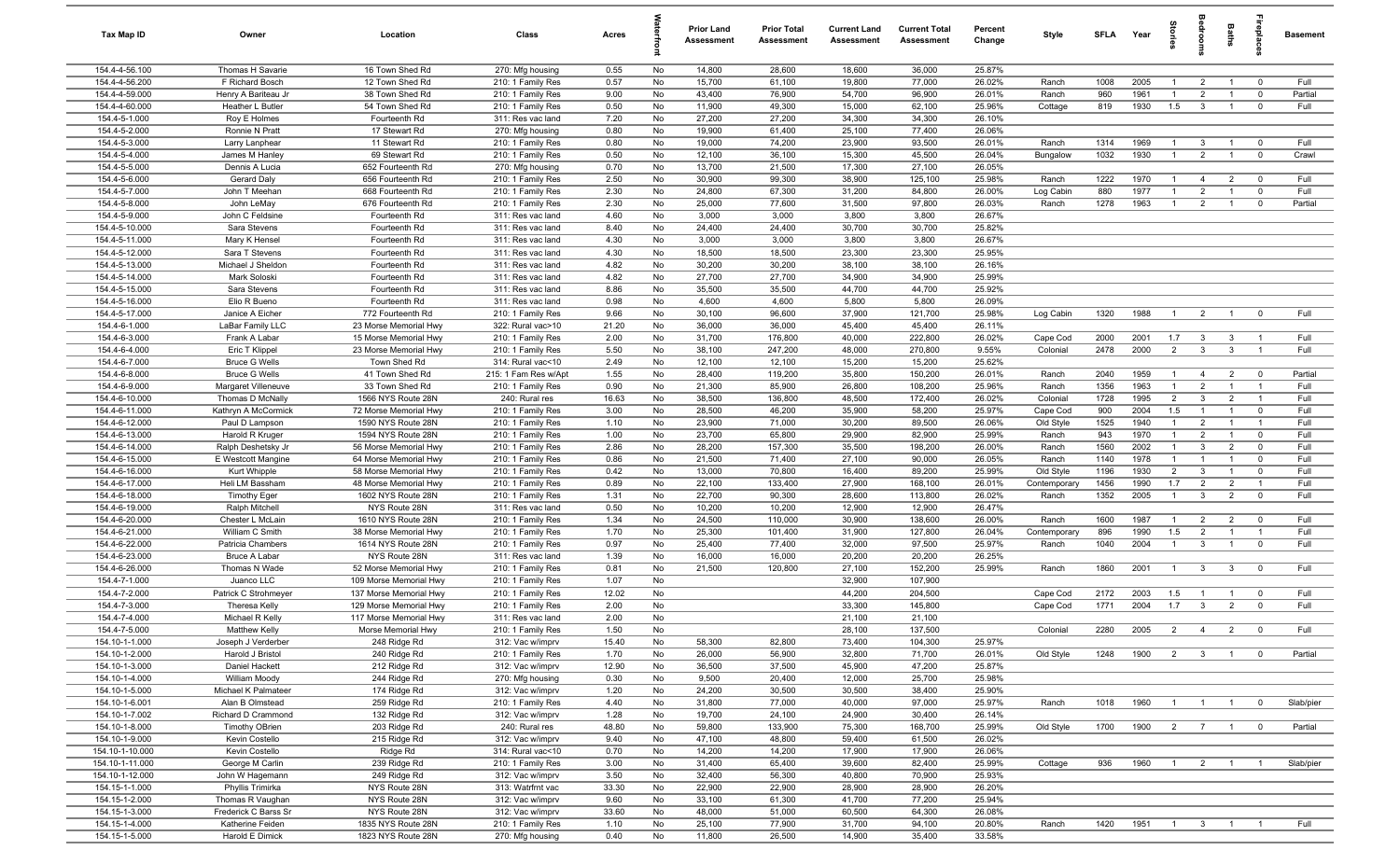| Tax Map ID | Owner | Location | Class | Acres | Waterfront | Prior Land Assessment | Prior Total Assessment | Current Land Assessment | Current Total Assessment | Percent Change | Style | SFLA | Year | Stories | Bedrooms | Baths | Fireplaces | Basement |
|---|---|---|---|---|---|---|---|---|---|---|---|---|---|---|---|---|---|---|
| 154.4-4-56.100 | Thomas H Savarie | 16 Town Shed Rd | 270: Mfg housing | 0.55 | No | 14,800 | 28,600 | 18,600 | 36,000 | 25.87% | | | | | | | | |
| 154.4-4-56.200 | F Richard Bosch | 12 Town Shed Rd | 210: 1 Family Res | 0.57 | No | 15,700 | 61,100 | 19,800 | 77,000 | 26.02% | Ranch | 1008 | 2005 | 1 | 2 | 1 | 0 | Full |
| 154.4-4-59.000 | Henry A Bariteau Jr | 38 Town Shed Rd | 210: 1 Family Res | 9.00 | No | 43,400 | 76,900 | 54,700 | 96,900 | 26.01% | Ranch | 960 | 1961 | 1 | 2 | 1 | 0 | Partial |
| 154.4-4-60.000 | Heather L Butler | 54 Town Shed Rd | 210: 1 Family Res | 0.50 | No | 11,900 | 49,300 | 15,000 | 62,100 | 25.96% | Cottage | 819 | 1930 | 1.5 | 3 | 1 | 0 | Full |
| 154.4-5-1.000 | Roy E Holmes | Fourteenth Rd | 311: Res vac land | 7.20 | No | 27,200 | 27,200 | 34,300 | 34,300 | 26.10% | | | | | | | | |
| 154.4-5-2.000 | Ronnie N Pratt | 17 Stewart Rd | 270: Mfg housing | 0.80 | No | 19,900 | 61,400 | 25,100 | 77,400 | 26.06% | | | | | | | | |
| 154.4-5-3.000 | Larry Lanphear | 11 Stewart Rd | 210: 1 Family Res | 0.80 | No | 19,000 | 74,200 | 23,900 | 93,500 | 26.01% | Ranch | 1314 | 1969 | 1 | 3 | 1 | 0 | Full |
| 154.4-5-4.000 | James M Hanley | 69 Stewart Rd | 210: 1 Family Res | 0.50 | No | 12,100 | 36,100 | 15,300 | 45,500 | 26.04% | Bungalow | 1032 | 1930 | 1 | 2 | 1 | 0 | Crawl |
| 154.4-5-5.000 | Dennis A Lucia | 652 Fourteenth Rd | 270: Mfg housing | 0.70 | No | 13,700 | 21,500 | 17,300 | 27,100 | 26.05% | | | | | | | | |
| 154.4-5-6.000 | Gerard Daly | 656 Fourteenth Rd | 210: 1 Family Res | 2.50 | No | 30,900 | 99,300 | 38,900 | 125,100 | 25.98% | Ranch | 1222 | 1970 | 1 | 4 | 2 | 0 | Full |
| 154.4-5-7.000 | John T Meehan | 668 Fourteenth Rd | 210: 1 Family Res | 2.30 | No | 24,800 | 67,300 | 31,200 | 84,800 | 26.00% | Log Cabin | 880 | 1977 | 1 | 2 | 1 | 0 | Full |
| 154.4-5-8.000 | John LeMay | 676 Fourteenth Rd | 210: 1 Family Res | 2.30 | No | 25,000 | 77,600 | 31,500 | 97,800 | 26.03% | Ranch | 1278 | 1963 | 1 | 2 | 1 | 0 | Partial |
| 154.4-5-9.000 | John C Feldsine | Fourteenth Rd | 311: Res vac land | 4.60 | No | 3,000 | 3,000 | 3,800 | 3,800 | 26.67% | | | | | | | | |
| 154.4-5-10.000 | Sara Stevens | Fourteenth Rd | 311: Res vac land | 8.40 | No | 24,400 | 24,400 | 30,700 | 30,700 | 25.82% | | | | | | | | |
| 154.4-5-11.000 | Mary K Hensel | Fourteenth Rd | 311: Res vac land | 4.30 | No | 3,000 | 3,000 | 3,800 | 3,800 | 26.67% | | | | | | | | |
| 154.4-5-12.000 | Sara T Stevens | Fourteenth Rd | 311: Res vac land | 4.30 | No | 18,500 | 18,500 | 23,300 | 23,300 | 25.95% | | | | | | | | |
| 154.4-5-13.000 | Michael J Sheldon | Fourteenth Rd | 311: Res vac land | 4.82 | No | 30,200 | 30,200 | 38,100 | 38,100 | 26.16% | | | | | | | | |
| 154.4-5-14.000 | Mark Soloski | Fourteenth Rd | 311: Res vac land | 4.82 | No | 27,700 | 27,700 | 34,900 | 34,900 | 25.99% | | | | | | | | |
| 154.4-5-15.000 | Sara Stevens | Fourteenth Rd | 311: Res vac land | 8.86 | No | 35,500 | 35,500 | 44,700 | 44,700 | 25.92% | | | | | | | | |
| 154.4-5-16.000 | Elio R Bueno | Fourteenth Rd | 311: Res vac land | 0.98 | No | 4,600 | 4,600 | 5,800 | 5,800 | 26.09% | | | | | | | | |
| 154.4-5-17.000 | Janice A Eicher | 772 Fourteenth Rd | 210: 1 Family Res | 9.66 | No | 30,100 | 96,600 | 37,900 | 121,700 | 25.98% | Log Cabin | 1320 | 1988 | 1 | 2 | 1 | 0 | Full |
| 154.4-6-1.000 | LaBar Family LLC | 23 Morse Memorial Hwy | 322: Rural vac>10 | 21.20 | No | 36,000 | 36,000 | 45,400 | 45,400 | 26.11% | | | | | | | | |
| 154.4-6-3.000 | Frank A Labar | 15 Morse Memorial Hwy | 210: 1 Family Res | 2.00 | No | 31,700 | 176,800 | 40,000 | 222,800 | 26.02% | Cape Cod | 2000 | 2001 | 1.7 | 3 | 3 | 1 | Full |
| 154.4-6-4.000 | Eric T Klippel | 23 Morse Memorial Hwy | 210: 1 Family Res | 5.50 | No | 38,100 | 247,200 | 48,000 | 270,800 | 9.55% | Colonial | 2478 | 2000 | 2 | 3 | 3 | 1 | Full |
| 154.4-6-7.000 | Bruce G Wells | Town Shed Rd | 314: Rural vac<10 | 2.49 | No | 12,100 | 12,100 | 15,200 | 15,200 | 25.62% | | | | | | | | |
| 154.4-6-8.000 | Bruce G Wells | 41 Town Shed Rd | 215: 1 Fam Res w/Apt | 1.55 | No | 28,400 | 119,200 | 35,800 | 150,200 | 26.01% | Ranch | 2040 | 1959 | 1 | 4 | 2 | 0 | Partial |
| 154.4-6-9.000 | Margaret Villeneuve | 33 Town Shed Rd | 210: 1 Family Res | 0.90 | No | 21,300 | 85,900 | 26,800 | 108,200 | 25.96% | Ranch | 1356 | 1963 | 1 | 2 | 1 | 1 | Full |
| 154.4-6-10.000 | Thomas D McNally | 1566 NYS Route 28N | 240: Rural res | 16.63 | No | 38,500 | 136,800 | 48,500 | 172,400 | 26.02% | Colonial | 1728 | 1995 | 2 | 3 | 2 | 1 | Full |
| 154.4-6-11.000 | Kathryn A McCormick | 72 Morse Memorial Hwy | 210: 1 Family Res | 3.00 | No | 28,500 | 46,200 | 35,900 | 58,200 | 25.97% | Cape Cod | 900 | 2004 | 1.5 | 1 | 1 | 0 | Full |
| 154.4-6-12.000 | Paul D Lampson | 1590 NYS Route 28N | 210: 1 Family Res | 1.10 | No | 23,900 | 71,000 | 30,200 | 89,500 | 26.06% | Old Style | 1525 | 1940 | 1 | 2 | 1 | 1 | Full |
| 154.4-6-13.000 | Harold R Kruger | 1594 NYS Route 28N | 210: 1 Family Res | 1.00 | No | 23,700 | 65,800 | 29,900 | 82,900 | 25.99% | Ranch | 943 | 1970 | 1 | 2 | 1 | 0 | Full |
| 154.4-6-14.000 | Ralph Deshetsky Jr | 56 Morse Memorial Hwy | 210: 1 Family Res | 2.86 | No | 28,200 | 157,300 | 35,500 | 198,200 | 26.00% | Ranch | 1560 | 2002 | 1 | 3 | 2 | 0 | Full |
| 154.4-6-15.000 | E Westcott Mangine | 64 Morse Memorial Hwy | 210: 1 Family Res | 0.86 | No | 21,500 | 71,400 | 27,100 | 90,000 | 26.05% | Ranch | 1140 | 1978 | 1 | 1 | 1 | 0 | Full |
| 154.4-6-16.000 | Kurt Whipple | 58 Morse Memorial Hwy | 210: 1 Family Res | 0.42 | No | 13,000 | 70,800 | 16,400 | 89,200 | 25.99% | Old Style | 1196 | 1930 | 2 | 3 | 1 | 0 | Full |
| 154.4-6-17.000 | Heli LM Bassham | 48 Morse Memorial Hwy | 210: 1 Family Res | 0.89 | No | 22,100 | 133,400 | 27,900 | 168,100 | 26.01% | Contemporary | 1456 | 1990 | 1.7 | 2 | 2 | 1 | Full |
| 154.4-6-18.000 | Timothy Eger | 1602 NYS Route 28N | 210: 1 Family Res | 1.31 | No | 22,700 | 90,300 | 28,600 | 113,800 | 26.02% | Ranch | 1352 | 2005 | 1 | 3 | 2 | 0 | Full |
| 154.4-6-19.000 | Ralph Mitchell | NYS Route 28N | 311: Res vac land | 0.50 | No | 10,200 | 10,200 | 12,900 | 12,900 | 26.47% | | | | | | | | |
| 154.4-6-20.000 | Chester L McLain | 1610 NYS Route 28N | 210: 1 Family Res | 1.34 | No | 24,500 | 110,000 | 30,900 | 138,600 | 26.00% | Ranch | 1600 | 1987 | 1 | 2 | 2 | 0 | Full |
| 154.4-6-21.000 | William C Smith | 38 Morse Memorial Hwy | 210: 1 Family Res | 1.70 | No | 25,300 | 101,400 | 31,900 | 127,800 | 26.04% | Contemporary | 896 | 1990 | 1.5 | 2 | 1 | 1 | Full |
| 154.4-6-22.000 | Patricia Chambers | 1614 NYS Route 28N | 210: 1 Family Res | 0.97 | No | 25,400 | 77,400 | 32,000 | 97,500 | 25.97% | Ranch | 1040 | 2004 | 1 | 3 | 1 | 0 | Full |
| 154.4-6-23.000 | Bruce A Labar | NYS Route 28N | 311: Res vac land | 1.39 | No | 16,000 | 16,000 | 20,200 | 20,200 | 26.25% | | | | | | | | |
| 154.4-6-26.000 | Thomas N Wade | 52 Morse Memorial Hwy | 210: 1 Family Res | 0.81 | No | 21,500 | 120,800 | 27,100 | 152,200 | 25.99% | Ranch | 1860 | 2001 | 1 | 3 | 3 | 0 | Full |
| 154.4-7-1.000 | Juanco LLC | 109 Morse Memorial Hwy | 210: 1 Family Res | 1.07 | No | | | 32,900 | 107,900 | | | | | | | | | |
| 154.4-7-2.000 | Patrick C Strohmeyer | 137 Morse Memorial Hwy | 210: 1 Family Res | 12.02 | No | | | 44,200 | 204,500 | | Cape Cod | 2172 | 2003 | 1.5 | 1 | 1 | 0 | Full |
| 154.4-7-3.000 | Theresa Kelly | 129 Morse Memorial Hwy | 210: 1 Family Res | 2.00 | No | | | 33,300 | 145,800 | | Cape Cod | 1771 | 2004 | 1.7 | 3 | 2 | 0 | Full |
| 154.4-7-4.000 | Michael R Kelly | 117 Morse Memorial Hwy | 311: Res vac land | 2.00 | No | | | 21,100 | 21,100 | | | | | | | | | |
| 154.4-7-5.000 | Matthew Kelly | Morse Memorial Hwy | 210: 1 Family Res | 1.50 | No | | | 28,100 | 137,500 | | Colonial | 2280 | 2005 | 2 | 4 | 2 | 0 | Full |
| 154.10-1-1.000 | Joseph J Verderber | 248 Ridge Rd | 312: Vac w/imprv | 15.40 | No | 58,300 | 82,800 | 73,400 | 104,300 | 25.97% | | | | | | | | |
| 154.10-1-2.000 | Harold J Bristol | 240 Ridge Rd | 210: 1 Family Res | 1.70 | No | 26,000 | 56,900 | 32,800 | 71,700 | 26.01% | Old Style | 1248 | 1900 | 2 | 3 | 1 | 0 | Partial |
| 154.10-1-3.000 | Daniel Hackett | 212 Ridge Rd | 312: Vac w/imprv | 12.90 | No | 36,500 | 37,500 | 45,900 | 47,200 | 25.87% | | | | | | | | |
| 154.10-1-4.000 | William Moody | 244 Ridge Rd | 270: Mfg housing | 0.30 | No | 9,500 | 20,400 | 12,000 | 25,700 | 25.98% | | | | | | | | |
| 154.10-1-5.000 | Michael K Palmateer | 174 Ridge Rd | 312: Vac w/imprv | 1.20 | No | 24,200 | 30,500 | 30,500 | 38,400 | 25.90% | | | | | | | | |
| 154.10-1-6.001 | Alan B Olmstead | 259 Ridge Rd | 210: 1 Family Res | 4.40 | No | 31,800 | 77,000 | 40,000 | 97,000 | 25.97% | Ranch | 1018 | 1960 | 1 | 1 | 1 | 0 | Slab/pier |
| 154.10-1-7.002 | Richard D Crammond | 132 Ridge Rd | 312: Vac w/imprv | 1.28 | No | 19,700 | 24,100 | 24,900 | 30,400 | 26.14% | | | | | | | | |
| 154.10-1-8.000 | Timothy OBrien | 203 Ridge Rd | 240: Rural res | 48.80 | No | 59,800 | 133,900 | 75,300 | 168,700 | 25.99% | Old Style | 1700 | 1900 | 2 | 7 | 1 | 0 | Partial |
| 154.10-1-9.000 | Kevin Costello | 215 Ridge Rd | 312: Vac w/imprv | 9.40 | No | 47,100 | 48,800 | 59,400 | 61,500 | 26.02% | | | | | | | | |
| 154.10-1-10.000 | Kevin Costello | Ridge Rd | 314: Rural vac<10 | 0.70 | No | 14,200 | 14,200 | 17,900 | 17,900 | 26.06% | | | | | | | | |
| 154.10-1-11.000 | George M Carlin | 239 Ridge Rd | 210: 1 Family Res | 3.00 | No | 31,400 | 65,400 | 39,600 | 82,400 | 25.99% | Cottage | 936 | 1960 | 1 | 2 | 1 | 1 | Slab/pier |
| 154.10-1-12.000 | John W Hagemann | 249 Ridge Rd | 312: Vac w/imprv | 3.50 | No | 32,400 | 56,300 | 40,800 | 70,900 | 25.93% | | | | | | | | |
| 154.15-1-1.000 | Phyllis Trimirka | NYS Route 28N | 313: Watrfrnt vac | 33.30 | No | 22,900 | 22,900 | 28,900 | 28,900 | 26.20% | | | | | | | | |
| 154.15-1-2.000 | Thomas R Vaughan | NYS Route 28N | 312: Vac w/imprv | 9.60 | No | 33,100 | 61,300 | 41,700 | 77,200 | 25.94% | | | | | | | | |
| 154.15-1-3.000 | Frederick C Barss Sr | NYS Route 28N | 312: Vac w/imprv | 33.60 | No | 48,000 | 51,000 | 60,500 | 64,300 | 26.08% | | | | | | | | |
| 154.15-1-4.000 | Katherine Feiden | 1835 NYS Route 28N | 210: 1 Family Res | 1.10 | No | 25,100 | 77,900 | 31,700 | 94,100 | 20.80% | Ranch | 1420 | 1951 | 1 | 3 | 1 | 1 | Full |
| 154.15-1-5.000 | Harold E Dimick | 1823 NYS Route 28N | 270: Mfg housing | 0.40 | No | 11,800 | 26,500 | 14,900 | 35,400 | 33.58% | | | | | | | | |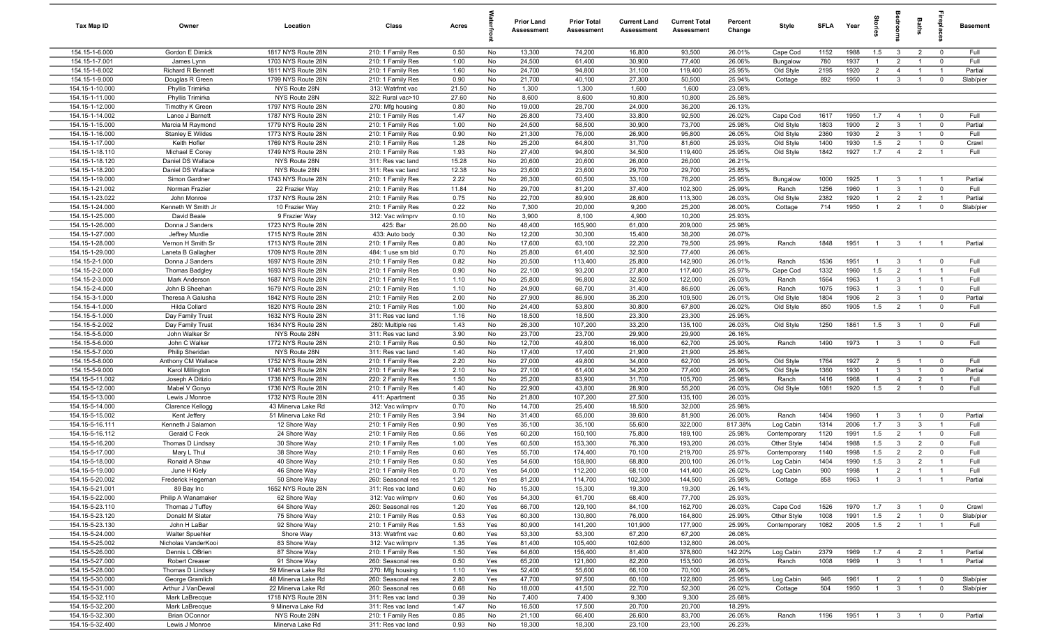| Tax Map ID | Owner | Location | Class | Acres | Waterfront | Prior Land Assessment | Prior Total Assessment | Current Land Assessment | Current Total Assessment | Percent Change | Style | SFLA | Year | Stories | Bedrooms | Baths | Fireplaces | Basement |
|---|---|---|---|---|---|---|---|---|---|---|---|---|---|---|---|---|---|---|
| 154.15-1-6.000 | Gordon E Dimick | 1817 NYS Route 28N | 210: 1 Family Res | 0.50 | No | 13,300 | 74,200 | 16,800 | 93,500 | 26.01% | Cape Cod | 1152 | 1988 | 1.5 | 3 | 2 | 0 | Full |
| 154.15-1-7.001 | James Lynn | 1703 NYS Route 28N | 210: 1 Family Res | 1.00 | No | 24,500 | 61,400 | 30,900 | 77,400 | 26.06% | Bungalow | 780 | 1937 | 1 | 2 | 1 | 0 | Full |
| 154.15-1-8.002 | Richard R Bennett | 1811 NYS Route 28N | 210: 1 Family Res | 1.60 | No | 24,700 | 94,800 | 31,100 | 119,400 | 25.95% | Old Style | 2195 | 1920 | 2 | 4 | 1 | 1 | Partial |
| 154.15-1-9.000 | Douglas R Green | 1799 NYS Route 28N | 210: 1 Family Res | 0.90 | No | 21,700 | 40,100 | 27,300 | 50,500 | 25.94% | Cottage | 892 | 1950 | 1 | 3 | 1 | 0 | Slab/pier |
| 154.15-1-10.000 | Phyllis Trimirka | NYS Route 28N | 313: Watrfrnt vac | 21.50 | No | 1,300 | 1,300 | 1,600 | 1,600 | 23.08% | | | | | | | | |
| 154.15-1-11.000 | Phyllis Trimirka | NYS Route 28N | 322: Rural vac>10 | 27.60 | No | 8,600 | 8,600 | 10,800 | 10,800 | 25.58% | | | | | | | | |
| 154.15-1-12.000 | Timothy K Green | 1797 NYS Route 28N | 270: Mfg housing | 0.80 | No | 19,000 | 28,700 | 24,000 | 36,200 | 26.13% | | | | | | | | |
| 154.15-1-14.002 | Lance J Barnett | 1787 NYS Route 28N | 210: 1 Family Res | 1.47 | No | 26,800 | 73,400 | 33,800 | 92,500 | 26.02% | Cape Cod | 1617 | 1950 | 1.7 | 4 | 1 | 0 | Full |
| 154.15-1-15.000 | Marcia M Raymond | 1779 NYS Route 28N | 210: 1 Family Res | 1.00 | No | 24,500 | 58,500 | 30,900 | 73,700 | 25.98% | Old Style | 1803 | 1900 | 2 | 3 | 1 | 0 | Partial |
| 154.15-1-16.000 | Stanley E Wildes | 1773 NYS Route 28N | 210: 1 Family Res | 0.90 | No | 21,300 | 76,000 | 26,900 | 95,800 | 26.05% | Old Style | 2360 | 1930 | 2 | 3 | 1 | 0 | Full |
| 154.15-1-17.000 | Keith Hofler | 1769 NYS Route 28N | 210: 1 Family Res | 1.28 | No | 25,200 | 64,800 | 31,700 | 81,600 | 25.93% | Old Style | 1400 | 1930 | 1.5 | 2 | 1 | 0 | Crawl |
| 154.15-1-18.110 | Michael E Corey | 1749 NYS Route 28N | 210: 1 Family Res | 1.93 | No | 27,400 | 94,800 | 34,500 | 119,400 | 25.95% | Old Style | 1842 | 1927 | 1.7 | 4 | 2 | 1 | Full |
| 154.15-1-18.120 | Daniel DS Wallace | NYS Route 28N | 311: Res vac land | 15.28 | No | 20,600 | 20,600 | 26,000 | 26,000 | 26.21% | | | | | | | | |
| 154.15-1-18.200 | Daniel DS Wallace | NYS Route 28N | 311: Res vac land | 12.38 | No | 23,600 | 23,600 | 29,700 | 29,700 | 25.85% | | | | | | | | |
| 154.15-1-19.000 | Simon Gardner | 1743 NYS Route 28N | 210: 1 Family Res | 2.22 | No | 26,300 | 60,500 | 33,100 | 76,200 | 25.95% | Bungalow | 1000 | 1925 | 1 | 3 | 1 | 1 | Partial |
| 154.15-1-21.002 | Norman Frazier | 22 Frazier Way | 210: 1 Family Res | 11.84 | No | 29,700 | 81,200 | 37,400 | 102,300 | 25.99% | Ranch | 1256 | 1960 | 1 | 3 | 1 | 0 | Full |
| 154.15-1-23.022 | John Monroe | 1737 NYS Route 28N | 210: 1 Family Res | 0.75 | No | 22,700 | 89,900 | 28,600 | 113,300 | 26.03% | Old Style | 2382 | 1920 | 1 | 2 | 2 | 1 | Partial |
| 154.15-1-24.000 | Kenneth W Smith Jr | 10 Frazier Way | 210: 1 Family Res | 0.22 | No | 7,300 | 20,000 | 9,200 | 25,200 | 26.00% | Cottage | 714 | 1950 | 1 | 2 | 1 | 0 | Slab/pier |
| 154.15-1-25.000 | David Beale | 9 Frazier Way | 312: Vac w/imprv | 0.10 | No | 3,900 | 8,100 | 4,900 | 10,200 | 25.93% | | | | | | | | |
| 154.15-1-26.000 | Donna J Sanders | 1723 NYS Route 28N | 425: Bar | 26.00 | No | 48,400 | 165,900 | 61,000 | 209,000 | 25.98% | | | | | | | | |
| 154.15-1-27.000 | Jeffrey Murdie | 1715 NYS Route 28N | 433: Auto body | 0.30 | No | 12,200 | 30,300 | 15,400 | 38,200 | 26.07% | | | | | | | | |
| 154.15-1-28.000 | Vernon H Smith Sr | 1713 NYS Route 28N | 210: 1 Family Res | 0.80 | No | 17,600 | 63,100 | 22,200 | 79,500 | 25.99% | Ranch | 1848 | 1951 | 1 | 3 | 1 | 1 | Partial |
| 154.15-1-29.000 | Laneta B Gallagher | 1709 NYS Route 28N | 484: 1 use sm bld | 0.70 | No | 25,800 | 61,400 | 32,500 | 77,400 | 26.06% | | | | | | | | |
| 154.15-2-1.000 | Donna J Sanders | 1697 NYS Route 28N | 210: 1 Family Res | 0.82 | No | 20,500 | 113,400 | 25,800 | 142,900 | 26.01% | Ranch | 1536 | 1951 | 1 | 3 | 1 | 0 | Full |
| 154.15-2-2.000 | Thomas Badgley | 1693 NYS Route 28N | 210: 1 Family Res | 0.90 | No | 22,100 | 93,200 | 27,800 | 117,400 | 25.97% | Cape Cod | 1332 | 1960 | 1.5 | 2 | 1 | 1 | Full |
| 154.15-2-3.000 | Mark Anderson | 1687 NYS Route 28N | 210: 1 Family Res | 1.10 | No | 25,800 | 96,800 | 32,500 | 122,000 | 26.03% | Ranch | 1564 | 1963 | 1 | 3 | 1 | 1 | Full |
| 154.15-2-4.000 | John B Sheehan | 1679 NYS Route 28N | 210: 1 Family Res | 1.10 | No | 24,900 | 68,700 | 31,400 | 86,600 | 26.06% | Ranch | 1075 | 1963 | 1 | 3 | 1 | 0 | Full |
| 154.15-3-1.000 | Theresa A Galusha | 1842 NYS Route 28N | 210: 1 Family Res | 2.00 | No | 27,900 | 86,900 | 35,200 | 109,500 | 26.01% | Old Style | 1804 | 1906 | 2 | 3 | 1 | 0 | Partial |
| 154.15-4-1.000 | Hilda Collard | 1820 NYS Route 28N | 210: 1 Family Res | 1.00 | No | 24,400 | 53,800 | 30,800 | 67,800 | 26.02% | Old Style | 850 | 1905 | 1.5 | 2 | 1 | 0 | Full |
| 154.15-5-1.000 | Day Family Trust | 1632 NYS Route 28N | 311: Res vac land | 1.16 | No | 18,500 | 18,500 | 23,300 | 23,300 | 25.95% | | | | | | | | |
| 154.15-5-2.002 | Day Family Trust | 1634 NYS Route 28N | 280: Multiple res | 1.43 | No | 26,300 | 107,200 | 33,200 | 135,100 | 26.03% | Old Style | 1250 | 1861 | 1.5 | 3 | 1 | 0 | Full |
| 154.15-5-5.000 | John Walker Sr | NYS Route 28N | 311: Res vac land | 3.90 | No | 23,700 | 23,700 | 29,900 | 29,900 | 26.16% | | | | | | | | |
| 154.15-5-6.000 | John C Walker | 1772 NYS Route 28N | 210: 1 Family Res | 0.50 | No | 12,700 | 49,800 | 16,000 | 62,700 | 25.90% | Ranch | 1490 | 1973 | 1 | 3 | 1 | 0 | Full |
| 154.15-5-7.000 | Philip Sheridan | NYS Route 28N | 311: Res vac land | 1.40 | No | 17,400 | 17,400 | 21,900 | 21,900 | 25.86% | | | | | | | | |
| 154.15-5-8.000 | Anthony CM Wallace | 1752 NYS Route 28N | 210: 1 Family Res | 2.20 | No | 27,000 | 49,800 | 34,000 | 62,700 | 25.90% | Old Style | 1764 | 1927 | 2 | 5 | 1 | 0 | Full |
| 154.15-5-9.000 | Karol Millington | 1746 NYS Route 28N | 210: 1 Family Res | 2.10 | No | 27,100 | 61,400 | 34,200 | 77,400 | 26.06% | Old Style | 1360 | 1930 | 1 | 3 | 1 | 0 | Partial |
| 154.15-5-11.002 | Joseph A Ditizio | 1738 NYS Route 28N | 220: 2 Family Res | 1.50 | No | 25,200 | 83,900 | 31,700 | 105,700 | 25.98% | Ranch | 1416 | 1968 | 1 | 4 | 2 | 1 | Full |
| 154.15-5-12.000 | Mabel V Gonyo | 1736 NYS Route 28N | 210: 1 Family Res | 1.40 | No | 22,900 | 43,800 | 28,900 | 55,200 | 26.03% | Old Style | 1081 | 1920 | 1.5 | 2 | 1 | 0 | Full |
| 154.15-5-13.000 | Lewis J Monroe | 1732 NYS Route 28N | 411: Apartment | 0.35 | No | 21,800 | 107,200 | 27,500 | 135,100 | 26.03% | | | | | | | | |
| 154.15-5-14.000 | Clarence Kellogg | 43 Minerva Lake Rd | 312: Vac w/imprv | 0.70 | No | 14,700 | 25,400 | 18,500 | 32,000 | 25.98% | | | | | | | | |
| 154.15-5-15.002 | Kent Jeffery | 51 Minerva Lake Rd | 210: 1 Family Res | 3.94 | No | 31,400 | 65,000 | 39,600 | 81,900 | 26.00% | Ranch | 1404 | 1960 | 1 | 3 | 1 | 0 | Partial |
| 154.15-5-16.111 | Kenneth J Salamon | 12 Shore Way | 210: 1 Family Res | 0.90 | Yes | 35,100 | 35,100 | 55,600 | 322,000 | 817.38% | Log Cabin | 1314 | 2006 | 1.7 | 3 | 3 | 1 | Full |
| 154.15-5-16.112 | Gerald C Feck | 24 Shore Way | 210: 1 Family Res | 0.56 | Yes | 60,200 | 150,100 | 75,800 | 189,100 | 25.98% | Contemporary | 1120 | 1991 | 1.5 | 2 | 1 | 0 | Full |
| 154.15-5-16.200 | Thomas D Lindsay | 30 Shore Way | 210: 1 Family Res | 1.00 | Yes | 60,500 | 153,300 | 76,300 | 193,200 | 26.03% | Other Style | 1404 | 1988 | 1.5 | 3 | 2 | 0 | Full |
| 154.15-5-17.000 | Mary L Thul | 38 Shore Way | 210: 1 Family Res | 0.60 | Yes | 55,700 | 174,400 | 70,100 | 219,700 | 25.97% | Contemporary | 1140 | 1998 | 1.5 | 2 | 2 | 0 | Full |
| 154.15-5-18.000 | Ronald A Shaw | 40 Shore Way | 210: 1 Family Res | 0.50 | Yes | 54,600 | 158,800 | 68,800 | 200,100 | 26.01% | Log Cabin | 1404 | 1990 | 1.5 | 3 | 2 | 1 | Full |
| 154.15-5-19.000 | June H Kiely | 46 Shore Way | 210: 1 Family Res | 0.70 | Yes | 54,000 | 112,200 | 68,100 | 141,400 | 26.02% | Log Cabin | 900 | 1998 | 1 | 2 | 1 | 1 | Full |
| 154.15-5-20.002 | Frederick Hegeman | 50 Shore Way | 260: Seasonal res | 1.20 | Yes | 81,200 | 114,700 | 102,300 | 144,500 | 25.98% | Cottage | 858 | 1963 | 1 | 3 | 1 | 1 | Partial |
| 154.15-5-21.001 | 89 Bay Inc | 1652 NYS Route 28N | 311: Res vac land | 0.60 | No | 15,300 | 15,300 | 19,300 | 19,300 | 26.14% | | | | | | | | |
| 154.15-5-22.000 | Philip A Wanamaker | 62 Shore Way | 312: Vac w/imprv | 0.60 | Yes | 54,300 | 61,700 | 68,400 | 77,700 | 25.93% | | | | | | | | |
| 154.15-5-23.110 | Thomas J Tuffey | 64 Shore Way | 260: Seasonal res | 1.20 | Yes | 66,700 | 129,100 | 84,100 | 162,700 | 26.03% | Cape Cod | 1526 | 1970 | 1.7 | 3 | 1 | 0 | Crawl |
| 154.15-5-23.120 | Donald M Slater | 75 Shore Way | 210: 1 Family Res | 0.53 | Yes | 60,300 | 130,800 | 76,000 | 164,800 | 25.99% | Other Style | 1008 | 1991 | 1.5 | 2 | 1 | 0 | Slab/pier |
| 154.15-5-23.130 | John H LaBar | 92 Shore Way | 210: 1 Family Res | 1.53 | Yes | 80,900 | 141,200 | 101,900 | 177,900 | 25.99% | Contemporary | 1082 | 2005 | 1.5 | 2 | 1 | 1 | Full |
| 154.15-5-24.000 | Walter Spuehler | Shore Way | 313: Watrfrnt vac | 0.60 | Yes | 53,300 | 53,300 | 67,200 | 67,200 | 26.08% | | | | | | | | |
| 154.15-5-25.002 | Nicholas VanderKooi | 83 Shore Way | 312: Vac w/imprv | 1.35 | Yes | 81,400 | 105,400 | 102,600 | 132,800 | 26.00% | | | | | | | | |
| 154.15-5-26.000 | Dennis L OBrien | 87 Shore Way | 210: 1 Family Res | 1.50 | Yes | 64,600 | 156,400 | 81,400 | 378,800 | 142.20% | Log Cabin | 2379 | 1969 | 1.7 | 4 | 2 | 1 | Partial |
| 154.15-5-27.000 | Robert Creaser | 91 Shore Way | 260: Seasonal res | 0.50 | Yes | 65,200 | 121,800 | 82,200 | 153,500 | 26.03% | Ranch | 1008 | 1969 | 1 | 3 | 1 | 1 | Partial |
| 154.15-5-28.000 | Thomas D Lindsay | 59 Minerva Lake Rd | 270: Mfg housing | 1.10 | Yes | 52,400 | 55,600 | 66,100 | 70,100 | 26.08% | | | | | | | | |
| 154.15-5-30.000 | George Gramlich | 48 Minerva Lake Rd | 260: Seasonal res | 2.80 | Yes | 47,700 | 97,500 | 60,100 | 122,800 | 25.95% | Log Cabin | 946 | 1961 | 1 | 2 | 1 | 0 | Slab/pier |
| 154.15-5-31.000 | Arthur J VanDewal | 22 Minerva Lake Rd | 260: Seasonal res | 0.68 | No | 18,000 | 41,500 | 22,700 | 52,300 | 26.02% | Cottage | 504 | 1950 | 1 | 3 | 1 | 0 | Slab/pier |
| 154.15-5-32.110 | Mark LaBrecque | 1718 NYS Route 28N | 311: Res vac land | 0.39 | No | 7,400 | 7,400 | 9,300 | 9,300 | 25.68% | | | | | | | | |
| 154.15-5-32.200 | Mark LaBrecque | 9 Minerva Lake Rd | 311: Res vac land | 1.47 | No | 16,500 | 17,500 | 20,700 | 20,700 | 18.29% | | | | | | | | |
| 154.15-5-32.300 | Brian OConnor | NYS Route 28N | 210: 1 Family Res | 0.85 | No | 21,100 | 66,400 | 26,600 | 83,700 | 26.05% | Ranch | 1196 | 1951 | 1 | 3 | 1 | 0 | Partial |
| 154.15-5-32.400 | Lewis J Monroe | Minerva Lake Rd | 311: Res vac land | 0.93 | No | 18,300 | 18,300 | 23,100 | 23,100 | 26.23% | | | | | | | | |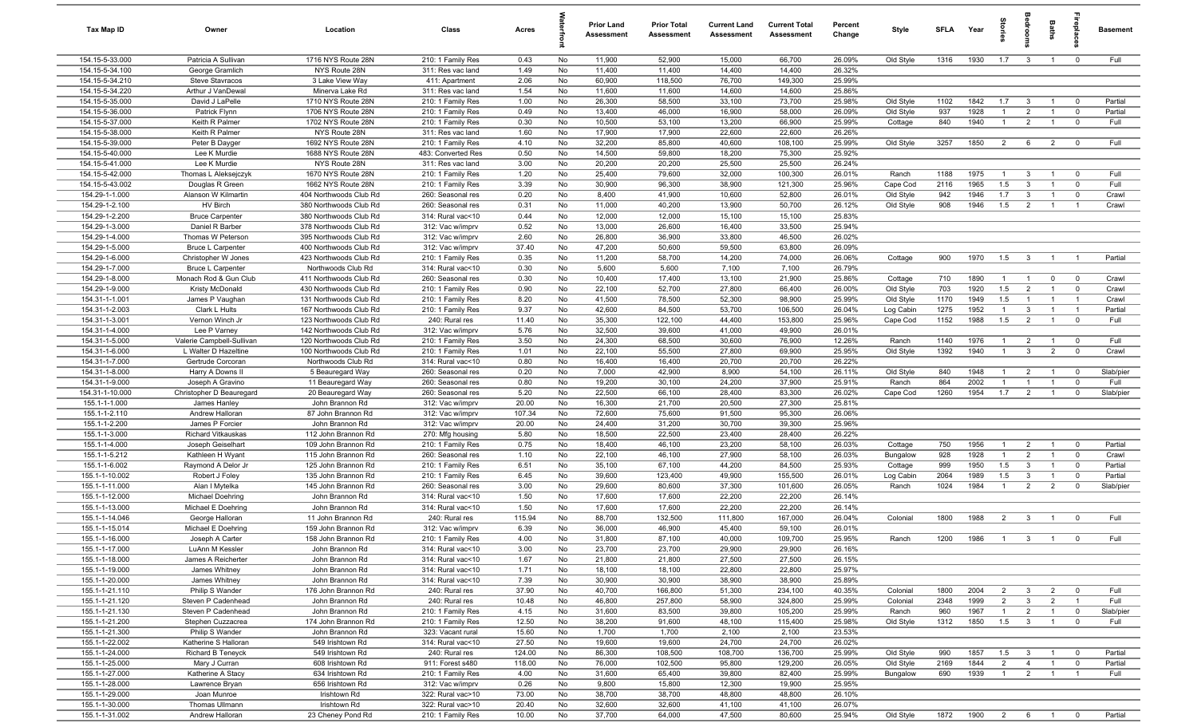| Tax Map ID | Owner | Location | Class | Acres | Waterfront | Prior Land Assessment | Prior Total Assessment | Current Land Assessment | Current Total Assessment | Percent Change | Style | SFLA | Year | Stories | Bedrooms | Baths | Fireplaces | Basement |
|---|---|---|---|---|---|---|---|---|---|---|---|---|---|---|---|---|---|---|
| 154.15-5-33.000 | Patricia A Sullivan | 1716 NYS Route 28N | 210: 1 Family Res | 0.43 | No | 11,900 | 52,900 | 15,000 | 66,700 | 26.09% | Old Style | 1316 | 1930 | 1.7 | 3 | 1 | 0 | Full |
| 154.15-5-34.100 | George Gramlich | NYS Route 28N | 311: Res vac land | 1.49 | No | 11,400 | 11,400 | 14,400 | 14,400 | 26.32% | | | | | | | | |
| 154.15-5-34.210 | Steve Stavracos | 3 Lake View Way | 411: Apartment | 2.06 | No | 60,900 | 118,500 | 76,700 | 149,300 | 25.99% | | | | | | | | |
| 154.15-5-34.220 | Arthur J VanDewal | Minerva Lake Rd | 311: Res vac land | 1.54 | No | 11,600 | 11,600 | 14,600 | 14,600 | 25.86% | | | | | | | | |
| 154.15-5-35.000 | David J LaPelle | 1710 NYS Route 28N | 210: 1 Family Res | 1.00 | No | 26,300 | 58,500 | 33,100 | 73,700 | 25.98% | Old Style | 1102 | 1842 | 1.7 | 3 | 1 | 0 | Partial |
| 154.15-5-36.000 | Patrick Flynn | 1706 NYS Route 28N | 210: 1 Family Res | 0.49 | No | 13,400 | 46,000 | 16,900 | 58,000 | 26.09% | Old Style | 937 | 1928 | 1 | 2 | 1 | 0 | Partial |
| 154.15-5-37.000 | Keith R Palmer | 1702 NYS Route 28N | 210: 1 Family Res | 0.30 | No | 10,500 | 53,100 | 13,200 | 66,900 | 25.99% | Cottage | 840 | 1940 | 1 | 2 | 1 | 0 | Full |
| 154.15-5-38.000 | Keith R Palmer | NYS Route 28N | 311: Res vac land | 1.60 | No | 17,900 | 17,900 | 22,600 | 22,600 | 26.26% | | | | | | | | |
| 154.15-5-39.000 | Peter B Dayger | 1692 NYS Route 28N | 210: 1 Family Res | 4.10 | No | 32,200 | 85,800 | 40,600 | 108,100 | 25.99% | Old Style | 3257 | 1850 | 2 | 6 | 2 | 0 | Full |
| 154.15-5-40.000 | Lee K Murdie | 1688 NYS Route 28N | 483: Converted Res | 0.50 | No | 14,500 | 59,800 | 18,200 | 75,300 | 25.92% | | | | | | | | |
| 154.15-5-41.000 | Lee K Murdie | NYS Route 28N | 311: Res vac land | 3.00 | No | 20,200 | 20,200 | 25,500 | 25,500 | 26.24% | | | | | | | | |
| 154.15-5-42.000 | Thomas L Aleksejczyk | 1670 NYS Route 28N | 210: 1 Family Res | 1.20 | No | 25,400 | 79,600 | 32,000 | 100,300 | 26.01% | Ranch | 1188 | 1975 | 1 | 3 | 1 | 0 | Full |
| 154.15-5-43.002 | Douglas R Green | 1662 NYS Route 28N | 210: 1 Family Res | 3.39 | No | 30,900 | 96,300 | 38,900 | 121,300 | 25.96% | Cape Cod | 2116 | 1965 | 1.5 | 3 | 1 | 0 | Full |
| 154.29-1-1.000 | Alanson W Kilmartin | 404 Northwoods Club Rd | 260: Seasonal res | 0.20 | No | 8,400 | 41,900 | 10,600 | 52,800 | 26.01% | Old Style | 942 | 1946 | 1.7 | 3 | 1 | 0 | Crawl |
| 154.29-1-2.100 | HV Birch | 380 Northwoods Club Rd | 260: Seasonal res | 0.31 | No | 11,000 | 40,200 | 13,900 | 50,700 | 26.12% | Old Style | 908 | 1946 | 1.5 | 2 | 1 | 1 | Crawl |
| 154.29-1-2.200 | Bruce Carpenter | 380 Northwoods Club Rd | 314: Rural vac<10 | 0.44 | No | 12,000 | 12,000 | 15,100 | 15,100 | 25.83% | | | | | | | | |
| 154.29-1-3.000 | Daniel R Barber | 378 Northwoods Club Rd | 312: Vac w/imprv | 0.52 | No | 13,000 | 26,600 | 16,400 | 33,500 | 25.94% | | | | | | | | |
| 154.29-1-4.000 | Thomas W Peterson | 395 Northwoods Club Rd | 312: Vac w/imprv | 2.60 | No | 26,800 | 36,900 | 33,800 | 46,500 | 26.02% | | | | | | | | |
| 154.29-1-5.000 | Bruce L Carpenter | 400 Northwoods Club Rd | 312: Vac w/imprv | 37.40 | No | 47,200 | 50,600 | 59,500 | 63,800 | 26.09% | | | | | | | | |
| 154.29-1-6.000 | Christopher W Jones | 423 Northwoods Club Rd | 210: 1 Family Res | 0.35 | No | 11,200 | 58,700 | 14,200 | 74,000 | 26.06% | Cottage | 900 | 1970 | 1.5 | 3 | 1 | 1 | Partial |
| 154.29-1-7.000 | Bruce L Carpenter | Northwoods Club Rd | 314: Rural vac<10 | 0.30 | No | 5,600 | 5,600 | 7,100 | 7,100 | 26.79% | | | | | | | | |
| 154.29-1-8.000 | Monach Rod & Gun Club | 411 Northwoods Club Rd | 260: Seasonal res | 0.30 | No | 10,400 | 17,400 | 13,100 | 21,900 | 25.86% | Cottage | 710 | 1890 | 1 | 1 | 0 | 0 | Crawl |
| 154.29-1-9.000 | Kristy McDonald | 430 Northwoods Club Rd | 210: 1 Family Res | 0.90 | No | 22,100 | 52,700 | 27,800 | 66,400 | 26.00% | Old Style | 703 | 1920 | 1.5 | 2 | 1 | 0 | Crawl |
| 154.31-1-1.001 | James P Vaughan | 131 Northwoods Club Rd | 210: 1 Family Res | 8.20 | No | 41,500 | 78,500 | 52,300 | 98,900 | 25.99% | Old Style | 1170 | 1949 | 1.5 | 1 | 1 | 1 | Crawl |
| 154.31-1-2.003 | Clark L Hults | 167 Northwoods Club Rd | 210: 1 Family Res | 9.37 | No | 42,600 | 84,500 | 53,700 | 106,500 | 26.04% | Log Cabin | 1275 | 1952 | 1 | 3 | 1 | 1 | Partial |
| 154.31-1-3.001 | Vernon Winch Jr | 123 Northwoods Club Rd | 240: Rural res | 11.40 | No | 35,300 | 122,100 | 44,400 | 153,800 | 25.96% | Cape Cod | 1152 | 1988 | 1.5 | 2 | 1 | 0 | Full |
| 154.31-1-4.000 | Lee P Varney | 142 Northwoods Club Rd | 312: Vac w/imprv | 5.76 | No | 32,500 | 39,600 | 41,000 | 49,900 | 26.01% | | | | | | | | |
| 154.31-1-5.000 | Valerie Campbell-Sullivan | 120 Northwoods Club Rd | 210: 1 Family Res | 3.50 | No | 24,300 | 68,500 | 30,600 | 76,900 | 12.26% | Ranch | 1140 | 1976 | 1 | 2 | 1 | 0 | Full |
| 154.31-1-6.000 | L Walter D Hazeltine | 100 Northwoods Club Rd | 210: 1 Family Res | 1.01 | No | 22,100 | 55,500 | 27,800 | 69,900 | 25.95% | Old Style | 1392 | 1940 | 1 | 3 | 2 | 0 | Crawl |
| 154.31-1-7.000 | Gertrude Corcoran | Northwoods Club Rd | 314: Rural vac<10 | 0.80 | No | 16,400 | 16,400 | 20,700 | 20,700 | 26.22% | | | | | | | | |
| 154.31-1-8.000 | Harry A Downs II | 5 Beauregard Way | 260: Seasonal res | 0.20 | No | 7,000 | 42,900 | 8,900 | 54,100 | 26.11% | Old Style | 840 | 1948 | 1 | 2 | 1 | 0 | Slab/pier |
| 154.31-1-9.000 | Joseph A Gravino | 11 Beauregard Way | 260: Seasonal res | 0.80 | No | 19,200 | 30,100 | 24,200 | 37,900 | 25.91% | Ranch | 864 | 2002 | 1 | 1 | 1 | 0 | Full |
| 154.31-1-10.000 | Christopher D Beauregard | 20 Beauregard Way | 260: Seasonal res | 5.20 | No | 22,500 | 66,100 | 28,400 | 83,300 | 26.02% | Cape Cod | 1260 | 1954 | 1.7 | 2 | 1 | 0 | Slab/pier |
| 155.1-1-1.000 | James Hanley | John Brannon Rd | 312: Vac w/imprv | 20.00 | No | 16,300 | 21,700 | 20,500 | 27,300 | 25.81% | | | | | | | | |
| 155.1-1-2.110 | Andrew Halloran | 87 John Brannon Rd | 312: Vac w/imprv | 107.34 | No | 72,600 | 75,600 | 91,500 | 95,300 | 26.06% | | | | | | | | |
| 155.1-1-2.200 | James P Forcier | John Brannon Rd | 312: Vac w/imprv | 20.00 | No | 24,400 | 31,200 | 30,700 | 39,300 | 25.96% | | | | | | | | |
| 155.1-1-3.000 | Richard Vitkauskas | 112 John Brannon Rd | 270: Mfg housing | 5.80 | No | 18,500 | 22,500 | 23,400 | 28,400 | 26.22% | | | | | | | | |
| 155.1-1-4.000 | Joseph Geiselhart | 109 John Brannon Rd | 210: 1 Family Res | 0.75 | No | 18,400 | 46,100 | 23,200 | 58,100 | 26.03% | Cottage | 750 | 1956 | 1 | 2 | 1 | 0 | Partial |
| 155.1-1-5.212 | Kathleen H Wyant | 115 John Brannon Rd | 260: Seasonal res | 1.10 | No | 22,100 | 46,100 | 27,900 | 58,100 | 26.03% | Bungalow | 928 | 1928 | 1 | 2 | 1 | 0 | Crawl |
| 155.1-1-6.002 | Raymond A Delor Jr | 125 John Brannon Rd | 210: 1 Family Res | 6.51 | No | 35,100 | 67,100 | 44,200 | 84,500 | 25.93% | Cottage | 999 | 1950 | 1.5 | 3 | 1 | 0 | Partial |
| 155.1-1-10.002 | Robert J Foley | 135 John Brannon Rd | 210: 1 Family Res | 6.45 | No | 39,600 | 123,400 | 49,900 | 155,500 | 26.01% | Log Cabin | 2064 | 1989 | 1.5 | 3 | 1 | 0 | Partial |
| 155.1-1-11.000 | Alan I Mytelka | 145 John Brannon Rd | 260: Seasonal res | 3.00 | No | 29,600 | 80,600 | 37,300 | 101,600 | 26.05% | Ranch | 1024 | 1984 | 1 | 2 | 2 | 0 | Slab/pier |
| 155.1-1-12.000 | Michael Doehring | John Brannon Rd | 314: Rural vac<10 | 1.50 | No | 17,600 | 17,600 | 22,200 | 22,200 | 26.14% | | | | | | | | |
| 155.1-1-13.000 | Michael E Doehring | John Brannon Rd | 314: Rural vac<10 | 1.50 | No | 17,600 | 17,600 | 22,200 | 22,200 | 26.14% | | | | | | | | |
| 155.1-1-14.046 | George Halloran | 11 John Brannon Rd | 240: Rural res | 115.94 | No | 88,700 | 132,500 | 111,800 | 167,000 | 26.04% | Colonial | 1800 | 1988 | 2 | 3 | 1 | 0 | Full |
| 155.1-1-15.014 | Michael E Doehring | 159 John Brannon Rd | 312: Vac w/imprv | 6.39 | No | 36,000 | 46,900 | 45,400 | 59,100 | 26.01% | | | | | | | | |
| 155.1-1-16.000 | Joseph A Carter | 158 John Brannon Rd | 210: 1 Family Res | 4.00 | No | 31,800 | 87,100 | 40,000 | 109,700 | 25.95% | Ranch | 1200 | 1986 | 1 | 3 | 1 | 0 | Full |
| 155.1-1-17.000 | LuAnn M Kessler | John Brannon Rd | 314: Rural vac<10 | 3.00 | No | 23,700 | 23,700 | 29,900 | 29,900 | 26.16% | | | | | | | | |
| 155.1-1-18.000 | James A Reicherter | John Brannon Rd | 314: Rural vac<10 | 1.67 | No | 21,800 | 21,800 | 27,500 | 27,500 | 26.15% | | | | | | | | |
| 155.1-1-19.000 | James Whitney | John Brannon Rd | 314: Rural vac<10 | 1.71 | No | 18,100 | 18,100 | 22,800 | 22,800 | 25.97% | | | | | | | | |
| 155.1-1-20.000 | James Whitney | John Brannon Rd | 314: Rural vac<10 | 7.39 | No | 30,900 | 30,900 | 38,900 | 38,900 | 25.89% | | | | | | | | |
| 155.1-1-21.110 | Philip S Wander | 176 John Brannon Rd | 240: Rural res | 37.90 | No | 40,700 | 166,800 | 51,300 | 234,100 | 40.35% | Colonial | 1800 | 2004 | 2 | 3 | 2 | 0 | Full |
| 155.1-1-21.120 | Steven P Cadenhead | John Brannon Rd | 240: Rural res | 10.48 | No | 46,800 | 257,800 | 58,900 | 324,800 | 25.99% | Colonial | 2348 | 1999 | 2 | 3 | 2 | 1 | Full |
| 155.1-1-21.130 | Steven P Cadenhead | John Brannon Rd | 210: 1 Family Res | 4.15 | No | 31,600 | 83,500 | 39,800 | 105,200 | 25.99% | Ranch | 960 | 1967 | 1 | 2 | 1 | 0 | Slab/pier |
| 155.1-1-21.200 | Stephen Cuzzacrea | 174 John Brannon Rd | 210: 1 Family Res | 12.50 | No | 38,200 | 91,600 | 48,100 | 115,400 | 25.98% | Old Style | 1312 | 1850 | 1.5 | 3 | 1 | 0 | Full |
| 155.1-1-21.300 | Philip S Wander | John Brannon Rd | 323: Vacant rural | 15.60 | No | 1,700 | 1,700 | 2,100 | 2,100 | 23.53% | | | | | | | | |
| 155.1-1-22.002 | Katherine S Halloran | 549 Irishtown Rd | 314: Rural vac<10 | 27.50 | No | 19,600 | 19,600 | 24,700 | 24,700 | 26.02% | | | | | | | | |
| 155.1-1-24.000 | Richard B Teneyck | 549 Irishtown Rd | 240: Rural res | 124.00 | No | 86,300 | 108,500 | 108,700 | 136,700 | 25.99% | Old Style | 990 | 1857 | 1.5 | 3 | 1 | 0 | Partial |
| 155.1-1-25.000 | Mary J Curran | 608 Irishtown Rd | 911: Forest s480 | 118.00 | No | 76,000 | 102,500 | 95,800 | 129,200 | 26.05% | Old Style | 2169 | 1844 | 2 | 4 | 1 | 0 | Partial |
| 155.1-1-27.000 | Katherine A Stacy | 634 Irishtown Rd | 210: 1 Family Res | 4.00 | No | 31,600 | 65,400 | 39,800 | 82,400 | 25.99% | Bungalow | 690 | 1939 | 1 | 2 | 1 | 1 | Full |
| 155.1-1-28.000 | Lawrence Bryan | 656 Irishtown Rd | 312: Vac w/imprv | 0.26 | No | 9,800 | 15,800 | 12,300 | 19,900 | 25.95% | | | | | | | | |
| 155.1-1-29.000 | Joan Munroe | Irishtown Rd | 322: Rural vac>10 | 73.00 | No | 38,700 | 38,700 | 48,800 | 48,800 | 26.10% | | | | | | | | |
| 155.1-1-30.000 | Thomas Ullmann | Irishtown Rd | 322: Rural vac>10 | 20.40 | No | 32,600 | 32,600 | 41,100 | 41,100 | 26.07% | | | | | | | | |
| 155.1-1-31.002 | Andrew Halloran | 23 Cheney Pond Rd | 210: 1 Family Res | 10.00 | No | 37,700 | 64,000 | 47,500 | 80,600 | 25.94% | Old Style | 1872 | 1900 | 2 | 6 | 1 | 0 | Partial |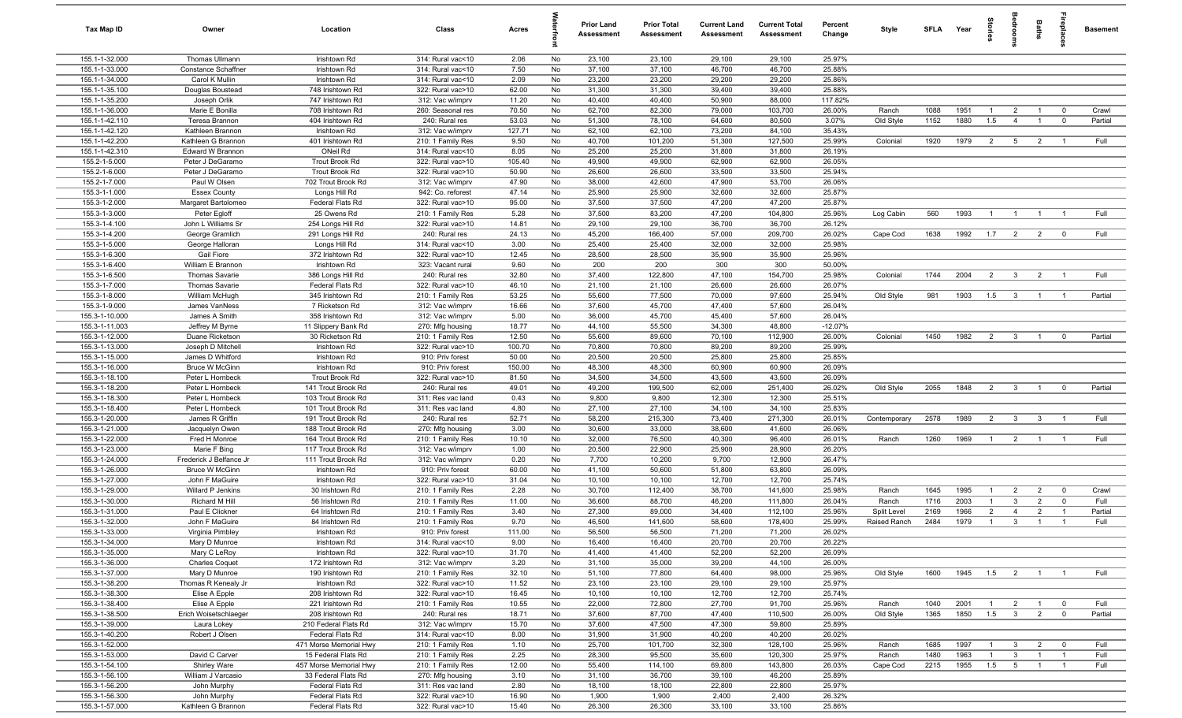| Tax Map ID | Owner | Location | Class | Acres | Waterfront | Prior Land Assessment | Prior Total Assessment | Current Land Assessment | Current Total Assessment | Percent Change | Style | SFLA | Year | Stories | Bedrooms | Baths | Fireplaces | Basement |
|---|---|---|---|---|---|---|---|---|---|---|---|---|---|---|---|---|---|---|
| 155.1-1-32.000 | Thomas Ullmann | Irishtown Rd | 314: Rural vac<10 | 2.06 | No | 23,100 | 23,100 | 29,100 | 29,100 | 25.97% | | | | | | | | |
| 155.1-1-33.000 | Constance Schaffner | Irishtown Rd | 314: Rural vac<10 | 7.50 | No | 37,100 | 37,100 | 46,700 | 46,700 | 25.88% | | | | | | | | |
| 155.1-1-34.000 | Carol K Mullin | Irishtown Rd | 314: Rural vac<10 | 2.09 | No | 23,200 | 23,200 | 29,200 | 29,200 | 25.86% | | | | | | | | |
| 155.1-1-35.100 | Douglas Boustead | 748 Irishtown Rd | 322: Rural vac>10 | 62.00 | No | 31,300 | 31,300 | 39,400 | 39,400 | 25.88% | | | | | | | | |
| 155.1-1-35.200 | Joseph Orlik | 747 Irishtown Rd | 312: Vac w/imprv | 11.20 | No | 40,400 | 40,400 | 50,900 | 88,000 | 117.82% | | | | | | | | |
| 155.1-1-36.000 | Marie E Bonilla | 708 Irishtown Rd | 260: Seasonal res | 70.50 | No | 62,700 | 82,300 | 79,000 | 103,700 | 26.00% | Ranch | 1088 | 1951 | 1 | 2 | 1 | 0 | Crawl |
| 155.1-1-42.110 | Teresa Brannon | 404 Irishtown Rd | 240: Rural res | 53.03 | No | 51,300 | 78,100 | 64,600 | 80,500 | 3.07% | Old Style | 1152 | 1880 | 1.5 | 4 | 1 | 0 | Partial |
| 155.1-1-42.120 | Kathleen Brannon | Irishtown Rd | 312: Vac w/imprv | 127.71 | No | 62,100 | 62,100 | 73,200 | 84,100 | 35.43% | | | | | | | | |
| 155.1-1-42.200 | Kathleen G Brannon | 401 Irishtown Rd | 210: 1 Family Res | 9.50 | No | 40,700 | 101,200 | 51,300 | 127,500 | 25.99% | Colonial | 1920 | 1979 | 2 | 5 | 2 | 1 | Full |
| 155.1-1-42.310 | Edward W Brannon | ONeil Rd | 314: Rural vac<10 | 8.05 | No | 25,200 | 25,200 | 31,800 | 31,800 | 26.19% | | | | | | | | |
| 155.2-1-5.000 | Peter J DeGaramo | Trout Brook Rd | 322: Rural vac>10 | 105.40 | No | 49,900 | 49,900 | 62,900 | 62,900 | 26.05% | | | | | | | | |
| 155.2-1-6.000 | Peter J DeGaramo | Trout Brook Rd | 322: Rural vac>10 | 50.90 | No | 26,600 | 26,600 | 33,500 | 33,500 | 25.94% | | | | | | | | |
| 155.2-1-7.000 | Paul W Olsen | 702 Trout Brook Rd | 312: Vac w/imprv | 47.90 | No | 38,000 | 42,600 | 47,900 | 53,700 | 26.06% | | | | | | | | |
| 155.3-1-1.000 | Essex County | Longs Hill Rd | 942: Co. reforest | 47.14 | No | 25,900 | 25,900 | 32,600 | 32,600 | 25.87% | | | | | | | | |
| 155.3-1-2.000 | Margaret Bartolomeo | Federal Flats Rd | 322: Rural vac>10 | 95.00 | No | 37,500 | 37,500 | 47,200 | 47,200 | 25.87% | | | | | | | | |
| 155.3-1-3.000 | Peter Egloff | 25 Owens Rd | 210: 1 Family Res | 5.28 | No | 37,500 | 83,200 | 47,200 | 104,800 | 25.96% | Log Cabin | 560 | 1993 | 1 | 1 | 1 | 1 | Full |
| 155.3-1-4.100 | John L Williams Sr | 254 Longs Hill Rd | 322: Rural vac>10 | 14.81 | No | 29,100 | 29,100 | 36,700 | 36,700 | 26.12% | | | | | | | | |
| 155.3-1-4.200 | George Gramlich | 291 Longs Hill Rd | 240: Rural res | 24.13 | No | 45,200 | 166,400 | 57,000 | 209,700 | 26.02% | Cape Cod | 1638 | 1992 | 1.7 | 2 | 2 | 0 | Full |
| 155.3-1-5.000 | George Halloran | Longs Hill Rd | 314: Rural vac<10 | 3.00 | No | 25,400 | 25,400 | 32,000 | 32,000 | 25.98% | | | | | | | | |
| 155.3-1-6.300 | Gail Fiore | 372 Irishtown Rd | 322: Rural vac>10 | 12.45 | No | 28,500 | 28,500 | 35,900 | 35,900 | 25.96% | | | | | | | | |
| 155.3-1-6.400 | William E Brannon | Irishtown Rd | 323: Vacant rural | 9.60 | No | 200 | 200 | 300 | 300 | 50.00% | | | | | | | | |
| 155.3-1-6.500 | Thomas Savarie | 386 Longs Hill Rd | 240: Rural res | 32.80 | No | 37,400 | 122,800 | 47,100 | 154,700 | 25.98% | Colonial | 1744 | 2004 | 2 | 3 | 2 | 1 | Full |
| 155.3-1-7.000 | Thomas Savarie | Federal Flats Rd | 322: Rural vac>10 | 46.10 | No | 21,100 | 21,100 | 26,600 | 26,600 | 26.07% | | | | | | | | |
| 155.3-1-8.000 | William McHugh | 345 Irishtown Rd | 210: 1 Family Res | 53.25 | No | 55,600 | 77,500 | 70,000 | 97,600 | 25.94% | Old Style | 981 | 1903 | 1.5 | 3 | 1 | 1 | Partial |
| 155.3-1-9.000 | James VanNess | 7 Ricketson Rd | 312: Vac w/imprv | 16.66 | No | 37,600 | 45,700 | 47,400 | 57,600 | 26.04% | | | | | | | | |
| 155.3-1-10.000 | James A Smith | 358 Irishtown Rd | 312: Vac w/imprv | 5.00 | No | 36,000 | 45,700 | 45,400 | 57,600 | 26.04% | | | | | | | | |
| 155.3-1-11.003 | Jeffrey M Byrne | 11 Slippery Bank Rd | 270: Mfg housing | 18.77 | No | 44,100 | 55,500 | 34,300 | 48,800 | -12.07% | | | | | | | | |
| 155.3-1-12.000 | Duane Ricketson | 30 Ricketson Rd | 210: 1 Family Res | 12.50 | No | 55,600 | 89,600 | 70,100 | 112,900 | 26.00% | Colonial | 1450 | 1982 | 2 | 3 | 1 | 0 | Partial |
| 155.3-1-13.000 | Joseph D Mitchell | Irishtown Rd | 322: Rural vac>10 | 100.70 | No | 70,800 | 70,800 | 89,200 | 89,200 | 25.99% | | | | | | | | |
| 155.3-1-15.000 | James D Whitford | Irishtown Rd | 910: Priv forest | 50.00 | No | 20,500 | 20,500 | 25,800 | 25,800 | 25.85% | | | | | | | | |
| 155.3-1-16.000 | Bruce W McGinn | Irishtown Rd | 910: Priv forest | 150.00 | No | 48,300 | 48,300 | 60,900 | 60,900 | 26.09% | | | | | | | | |
| 155.3-1-18.100 | Peter L Hornbeck | Trout Brook Rd | 322: Rural vac>10 | 81.50 | No | 34,500 | 34,500 | 43,500 | 43,500 | 26.09% | | | | | | | | |
| 155.3-1-18.200 | Peter L Hornbeck | 141 Trout Brook Rd | 240: Rural res | 49.01 | No | 49,200 | 199,500 | 62,000 | 251,400 | 26.02% | Old Style | 2055 | 1848 | 2 | 3 | 1 | 0 | Partial |
| 155.3-1-18.300 | Peter L Hornbeck | 103 Trout Brook Rd | 311: Res vac land | 0.43 | No | 9,800 | 9,800 | 12,300 | 12,300 | 25.51% | | | | | | | | |
| 155.3-1-18.400 | Peter L Hornbeck | 101 Trout Brook Rd | 311: Res vac land | 4.80 | No | 27,100 | 27,100 | 34,100 | 34,100 | 25.83% | | | | | | | | |
| 155.3-1-20.000 | James R Griffin | 191 Trout Brook Rd | 240: Rural res | 52.71 | No | 58,200 | 215,300 | 73,400 | 271,300 | 26.01% | Contemporary | 2578 | 1989 | 2 | 3 | 3 | 1 | Full |
| 155.3-1-21.000 | Jacquelyn Owen | 188 Trout Brook Rd | 270: Mfg housing | 3.00 | No | 30,600 | 33,000 | 38,600 | 41,600 | 26.06% | | | | | | | | |
| 155.3-1-22.000 | Fred H Monroe | 164 Trout Brook Rd | 210: 1 Family Res | 10.10 | No | 32,000 | 76,500 | 40,300 | 96,400 | 26.01% | Ranch | 1260 | 1969 | 1 | 2 | 1 | 1 | Full |
| 155.3-1-23.000 | Marie F Bing | 117 Trout Brook Rd | 312: Vac w/imprv | 1.00 | No | 20,500 | 22,900 | 25,900 | 28,900 | 26.20% | | | | | | | | |
| 155.3-1-24.000 | Frederick J Belfance Jr | 111 Trout Brook Rd | 312: Vac w/imprv | 0.20 | No | 7,700 | 10,200 | 9,700 | 12,900 | 26.47% | | | | | | | | |
| 155.3-1-26.000 | Bruce W McGinn | Irishtown Rd | 910: Priv forest | 60.00 | No | 41,100 | 50,600 | 51,800 | 63,800 | 26.09% | | | | | | | | |
| 155.3-1-27.000 | John F MaGuire | Irishtown Rd | 322: Rural vac>10 | 31.04 | No | 10,100 | 10,100 | 12,700 | 12,700 | 25.74% | | | | | | | | |
| 155.3-1-29.000 | Willard P Jenkins | 30 Irishtown Rd | 210: 1 Family Res | 2.28 | No | 30,700 | 112,400 | 38,700 | 141,600 | 25.98% | Ranch | 1645 | 1995 | 1 | 2 | 2 | 0 | Crawl |
| 155.3-1-30.000 | Richard M Hill | 56 Irishtown Rd | 210: 1 Family Res | 11.00 | No | 36,600 | 88,700 | 46,200 | 111,800 | 26.04% | Ranch | 1716 | 2003 | 1 | 3 | 2 | 0 | Full |
| 155.3-1-31.000 | Paul E Clickner | 64 Irishtown Rd | 210: 1 Family Res | 3.40 | No | 27,300 | 89,000 | 34,400 | 112,100 | 25.96% | Split Level | 2169 | 1966 | 2 | 4 | 2 | 1 | Partial |
| 155.3-1-32.000 | John F MaGuire | 84 Irishtown Rd | 210: 1 Family Res | 9.70 | No | 46,500 | 141,600 | 58,600 | 178,400 | 25.99% | Raised Ranch | 2484 | 1979 | 1 | 3 | 1 | 1 | Full |
| 155.3-1-33.000 | Virginia Pimbley | Irishtown Rd | 910: Priv forest | 111.00 | No | 56,500 | 56,500 | 71,200 | 71,200 | 26.02% | | | | | | | | |
| 155.3-1-34.000 | Mary D Munroe | Irishtown Rd | 314: Rural vac<10 | 9.00 | No | 16,400 | 16,400 | 20,700 | 20,700 | 26.22% | | | | | | | | |
| 155.3-1-35.000 | Mary C LeRoy | Irishtown Rd | 322: Rural vac>10 | 31.70 | No | 41,400 | 41,400 | 52,200 | 52,200 | 26.09% | | | | | | | | |
| 155.3-1-36.000 | Charles Coquet | 172 Irishtown Rd | 312: Vac w/imprv | 3.20 | No | 31,100 | 35,000 | 39,200 | 44,100 | 26.00% | | | | | | | | |
| 155.3-1-37.000 | Mary D Munroe | 190 Irishtown Rd | 210: 1 Family Res | 32.10 | No | 51,100 | 77,800 | 64,400 | 98,000 | 25.96% | Old Style | 1600 | 1945 | 1.5 | 2 | 1 | 1 | Full |
| 155.3-1-38.200 | Thomas R Kenealy Jr | Irishtown Rd | 322: Rural vac>10 | 11.52 | No | 23,100 | 23,100 | 29,100 | 29,100 | 25.97% | | | | | | | | |
| 155.3-1-38.300 | Elise A Epple | 208 Irishtown Rd | 322: Rural vac>10 | 16.45 | No | 10,100 | 10,100 | 12,700 | 12,700 | 25.74% | | | | | | | | |
| 155.3-1-38.400 | Elise A Epple | 221 Irishtown Rd | 210: 1 Family Res | 10.55 | No | 22,000 | 72,800 | 27,700 | 91,700 | 25.96% | Ranch | 1040 | 2001 | 1 | 2 | 1 | 0 | Full |
| 155.3-1-38.500 | Erich Woisetschlaeger | 208 Irishtown Rd | 240: Rural res | 18.71 | No | 37,600 | 87,700 | 47,400 | 110,500 | 26.00% | Old Style | 1365 | 1850 | 1.5 | 3 | 2 | 0 | Partial |
| 155.3-1-39.000 | Laura Lokey | 210 Federal Flats Rd | 312: Vac w/imprv | 15.70 | No | 37,600 | 47,500 | 47,300 | 59,800 | 25.89% | | | | | | | | |
| 155.3-1-40.200 | Robert J Olsen | Federal Flats Rd | 314: Rural vac<10 | 8.00 | No | 31,900 | 31,900 | 40,200 | 40,200 | 26.02% | | | | | | | | |
| 155.3-1-52.000 | | 471 Morse Memorial Hwy | 210: 1 Family Res | 1.10 | No | 25,700 | 101,700 | 32,300 | 128,100 | 25.96% | Ranch | 1685 | 1997 | 1 | 3 | 2 | 0 | Full |
| 155.3-1-53.000 | David C Carver | 15 Federal Flats Rd | 210: 1 Family Res | 2.25 | No | 28,300 | 95,500 | 35,600 | 120,300 | 25.97% | Ranch | 1480 | 1963 | 1 | 3 | 1 | 1 | Full |
| 155.3-1-54.100 | Shirley Ware | 457 Morse Memorial Hwy | 210: 1 Family Res | 12.00 | No | 55,400 | 114,100 | 69,800 | 143,800 | 26.03% | Cape Cod | 2215 | 1955 | 1.5 | 5 | 1 | 1 | Full |
| 155.3-1-56.100 | William J Varcasio | 33 Federal Flats Rd | 270: Mfg housing | 3.10 | No | 31,100 | 36,700 | 39,100 | 46,200 | 25.89% | | | | | | | | |
| 155.3-1-56.200 | John Murphy | Federal Flats Rd | 311: Res vac land | 2.80 | No | 18,100 | 18,100 | 22,800 | 22,800 | 25.97% | | | | | | | | |
| 155.3-1-56.300 | John Murphy | Federal Flats Rd | 322: Rural vac>10 | 16.90 | No | 1,900 | 1,900 | 2,400 | 2,400 | 26.32% | | | | | | | | |
| 155.3-1-57.000 | Kathleen G Brannon | Federal Flats Rd | 322: Rural vac>10 | 15.40 | No | 26,300 | 26,300 | 33,100 | 33,100 | 25.86% | | | | | | | | |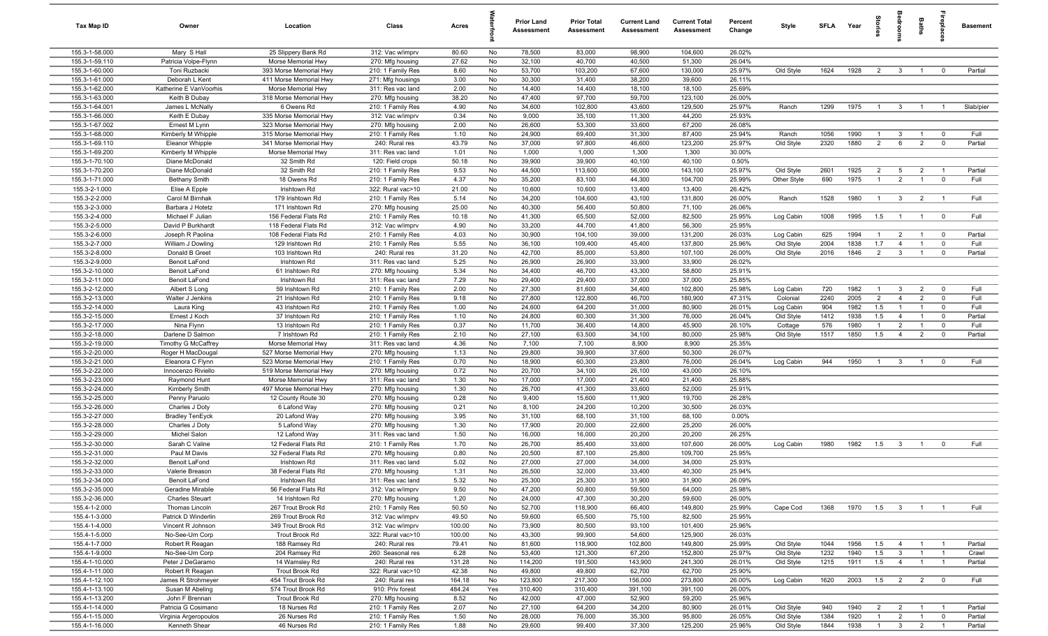| Tax Map ID | Owner | Location | Class | Acres | Waterfront | Prior Land Assessment | Prior Total Assessment | Current Land Assessment | Current Total Assessment | Percent Change | Style | SFLA | Year | Stories | Bedrooms | Baths | Fireplaces | Basement |
|---|---|---|---|---|---|---|---|---|---|---|---|---|---|---|---|---|---|---|
| 155.3-1-58.000 | Mary S Hall | 25 Slippery Bank Rd | 312: Vac w/imprv | 80.60 | No | 78,500 | 83,000 | 98,900 | 104,600 | 26.02% | | | | | | | | |
| 155.3-1-59.110 | Patricia Volpe-Flynn | Morse Memorial Hwy | 270: Mfg housing | 27.62 | No | 32,100 | 40,700 | 40,500 | 51,300 | 26.04% | | | | | | | | |
| 155.3-1-60.000 | Toni Ruzbacki | 393 Morse Memorial Hwy | 210: 1 Family Res | 8.60 | No | 53,700 | 103,200 | 67,600 | 130,000 | 25.97% | Old Style | 1624 | 1928 | 2 | 3 | 1 | 0 | Partial |
| 155.3-1-61.000 | Deborah L Kent | 411 Morse Memorial Hwy | 271: Mfg housings | 3.00 | No | 30,300 | 31,400 | 38,200 | 39,600 | 26.11% | | | | | | | | |
| 155.3-1-62.000 | Katherine E VanVoorhis | Morse Memorial Hwy | 311: Res vac land | 2.00 | No | 14,400 | 14,400 | 18,100 | 18,100 | 25.69% | | | | | | | | |
| 155.3-1-63.000 | Keith B Dubay | 318 Morse Memorial Hwy | 270: Mfg housing | 38.20 | No | 47,400 | 97,700 | 59,700 | 123,100 | 26.00% | | | | | | | | |
| 155.3-1-64.001 | James L McNally | 6 Owens Rd | 210: 1 Family Res | 4.90 | No | 34,600 | 102,800 | 43,600 | 129,500 | 25.97% | Ranch | 1299 | 1975 | 1 | 3 | 1 | 1 | Slab/pier |
| 155.3-1-66.000 | Keith E Dubay | 335 Morse Memorial Hwy | 312: Vac w/imprv | 0.34 | No | 9,000 | 35,100 | 11,300 | 44,200 | 25.93% | | | | | | | | |
| 155.3-1-67.002 | Ernest M Lynn | 323 Morse Memorial Hwy | 270: Mfg housing | 2.00 | No | 26,600 | 53,300 | 33,600 | 67,200 | 26.08% | | | | | | | | |
| 155.3-1-68.000 | Kimberly M Whipple | 315 Morse Memorial Hwy | 210: 1 Family Res | 1.10 | No | 24,900 | 69,400 | 31,300 | 87,400 | 25.94% | Ranch | 1056 | 1990 | 1 | 3 | 1 | 0 | Full |
| 155.3-1-69.110 | Eleanor Whipple | 341 Morse Memorial Hwy | 240: Rural res | 43.79 | No | 37,000 | 97,800 | 46,600 | 123,200 | 25.97% | Old Style | 2320 | 1880 | 2 | 6 | 2 | 0 | Partial |
| 155.3-1-69.200 | Kimberly M Whipple | Morse Memorial Hwy | 311: Res vac land | 1.01 | No | 1,000 | 1,000 | 1,300 | 1,300 | 30.00% | | | | | | | | |
| 155.3-1-70.100 | Diane McDonald | 32 Smith Rd | 120: Field crops | 50.18 | No | 39,900 | 39,900 | 40,100 | 40,100 | 0.50% | | | | | | | | |
| 155.3-1-70.200 | Diane McDonald | 32 Smith Rd | 210: 1 Family Res | 9.53 | No | 44,500 | 113,600 | 56,000 | 143,100 | 25.97% | Old Style | 2601 | 1925 | 2 | 5 | 2 | 1 | Partial |
| 155.3-1-71.000 | Bethany Smith | 18 Owens Rd | 210: 1 Family Res | 4.37 | No | 35,200 | 83,100 | 44,300 | 104,700 | 25.99% | Other Style | 690 | 1975 | 1 | 2 | 1 | 0 | Full |
| 155.3-2-1.000 | Elise A Epple | Irishtown Rd | 322: Rural vac>10 | 21.00 | No | 10,600 | 10,600 | 13,400 | 13,400 | 26.42% | | | | | | | | |
| 155.3-2-2.000 | Carol M Birnhak | 179 Irishtown Rd | 210: 1 Family Res | 5.14 | No | 34,200 | 104,600 | 43,100 | 131,800 | 26.00% | Ranch | 1528 | 1980 | 1 | 3 | 2 | 1 | Full |
| 155.3-2-3.000 | Barbara J Hotetz | 171 Irishtown Rd | 270: Mfg housing | 25.00 | No | 40,300 | 56,400 | 50,800 | 71,100 | 26.06% | | | | | | | | |
| 155.3-2-4.000 | Michael F Julian | 156 Federal Flats Rd | 210: 1 Family Res | 10.18 | No | 41,300 | 65,500 | 52,000 | 82,500 | 25.95% | Log Cabin | 1008 | 1995 | 1.5 | 1 | 1 | 0 | Full |
| 155.3-2-5.000 | David P Burkhardt | 118 Federal Flats Rd | 312: Vac w/imprv | 4.90 | No | 33,200 | 44,700 | 41,800 | 56,300 | 25.95% | | | | | | | | |
| 155.3-2-6.000 | Joseph R Paolina | 108 Federal Flats Rd | 210: 1 Family Res | 4.03 | No | 30,900 | 104,100 | 39,000 | 131,200 | 26.03% | Log Cabin | 625 | 1994 | 1 | 2 | 1 | 0 | Partial |
| 155.3-2-7.000 | William J Dowling | 129 Irishtown Rd | 210: 1 Family Res | 5.55 | No | 36,100 | 109,400 | 45,400 | 137,800 | 25.96% | Old Style | 2004 | 1838 | 1.7 | 4 | 1 | 0 | Full |
| 155.3-2-8.000 | Donald B Greet | 103 Irishtown Rd | 240: Rural res | 31.20 | No | 42,700 | 85,000 | 53,800 | 107,100 | 26.00% | Old Style | 2016 | 1846 | 2 | 3 | 1 | 0 | Partial |
| 155.3-2-9.000 | Benoit LaFond | Irishtown Rd | 311: Res vac land | 5.25 | No | 26,900 | 26,900 | 33,900 | 33,900 | 26.02% | | | | | | | | |
| 155.3-2-10.000 | Benoit LaFond | 61 Irishtown Rd | 270: Mfg housing | 5.34 | No | 34,400 | 46,700 | 43,300 | 58,800 | 25.91% | | | | | | | | |
| 155.3-2-11.000 | Benoit LaFond | Irishtown Rd | 311: Res vac land | 7.29 | No | 29,400 | 29,400 | 37,000 | 37,000 | 25.85% | | | | | | | | |
| 155.3-2-12.000 | Albert S Long | 59 Irishtown Rd | 210: 1 Family Res | 2.00 | No | 27,300 | 81,600 | 34,400 | 102,800 | 25.98% | Log Cabin | 720 | 1982 | 1 | 3 | 2 | 0 | Full |
| 155.3-2-13.000 | Walter J Jenkins | 21 Irishtown Rd | 210: 1 Family Res | 9.18 | No | 27,800 | 122,800 | 46,700 | 180,900 | 47.31% | Colonial | 2240 | 2005 | 2 | 4 | 2 | 0 | Full |
| 155.3-2-14.000 | Laura King | 43 Irishtown Rd | 210: 1 Family Res | 1.00 | No | 24,600 | 64,200 | 31,000 | 80,900 | 26.01% | Log Cabin | 904 | 1982 | 1.5 | 1 | 1 | 0 | Full |
| 155.3-2-15.000 | Ernest J Koch | 37 Irishtown Rd | 210: 1 Family Res | 1.10 | No | 24,800 | 60,300 | 31,300 | 76,000 | 26.04% | Old Style | 1412 | 1938 | 1.5 | 4 | 1 | 0 | Partial |
| 155.3-2-17.000 | Nina Flynn | 13 Irishtown Rd | 210: 1 Family Res | 0.37 | No | 11,700 | 36,400 | 14,800 | 45,900 | 26.10% | Cottage | 576 | 1980 | 1 | 2 | 1 | 0 | Full |
| 155.3-2-18.000 | Darlene D Salmon | 7 Irishtown Rd | 210: 1 Family Res | 2.10 | No | 27,100 | 63,500 | 34,100 | 80,000 | 25.98% | Old Style | 1517 | 1850 | 1.5 | 4 | 2 | 0 | Partial |
| 155.3-2-19.000 | Timothy G McCaffrey | Morse Memorial Hwy | 311: Res vac land | 4.36 | No | 7,100 | 7,100 | 8,900 | 8,900 | 25.35% | | | | | | | | |
| 155.3-2-20.000 | Roger H MacDougal | 527 Morse Memorial Hwy | 270: Mfg housing | 1.13 | No | 29,800 | 39,900 | 37,600 | 50,300 | 26.07% | | | | | | | | |
| 155.3-2-21.000 | Eleanora C Flynn | 523 Morse Memorial Hwy | 210: 1 Family Res | 0.70 | No | 18,900 | 60,300 | 23,800 | 76,000 | 26.04% | Log Cabin | 944 | 1950 | 1 | 3 | 1 | 0 | Full |
| 155.3-2-22.000 | Innocenzo Riviello | 519 Morse Memorial Hwy | 270: Mfg housing | 0.72 | No | 20,700 | 34,100 | 26,100 | 43,000 | 26.10% | | | | | | | | |
| 155.3-2-23.000 | Raymond Hunt | Morse Memorial Hwy | 311: Res vac land | 1.30 | No | 17,000 | 17,000 | 21,400 | 21,400 | 25.88% | | | | | | | | |
| 155.3-2-24.000 | Kimberly Smith | 497 Morse Memorial Hwy | 270: Mfg housing | 1.30 | No | 26,700 | 41,300 | 33,600 | 52,000 | 25.91% | | | | | | | | |
| 155.3-2-25.000 | Penny Paruolo | 12 County Route 30 | 270: Mfg housing | 0.28 | No | 9,400 | 15,600 | 11,900 | 19,700 | 26.28% | | | | | | | | |
| 155.3-2-26.000 | Charles J Doty | 6 Lafond Way | 270: Mfg housing | 0.21 | No | 8,100 | 24,200 | 10,200 | 30,500 | 26.03% | | | | | | | | |
| 155.3-2-27.000 | Bradley TenEyck | 20 Lafond Way | 270: Mfg housing | 3.95 | No | 31,100 | 68,100 | 31,100 | 68,100 | 0.00% | | | | | | | | |
| 155.3-2-28.000 | Charles J Doty | 5 Lafond Way | 270: Mfg housing | 1.30 | No | 17,900 | 20,000 | 22,600 | 25,200 | 26.00% | | | | | | | | |
| 155.3-2-29.000 | Michel Salon | 12 Lafond Way | 311: Res vac land | 1.50 | No | 16,000 | 16,000 | 20,200 | 20,200 | 26.25% | | | | | | | | |
| 155.3-2-30.000 | Sarah C Valine | 12 Federal Flats Rd | 210: 1 Family Res | 1.70 | No | 26,700 | 85,400 | 33,600 | 107,600 | 26.00% | Log Cabin | 1980 | 1982 | 1.5 | 3 | 1 | 0 | Full |
| 155.3-2-31.000 | Paul M Davis | 32 Federal Flats Rd | 270: Mfg housing | 0.80 | No | 20,500 | 87,100 | 25,800 | 109,700 | 25.95% | | | | | | | | |
| 155.3-2-32.000 | Benoit LaFond | Irishtown Rd | 311: Res vac land | 5.02 | No | 27,000 | 27,000 | 34,000 | 34,000 | 25.93% | | | | | | | | |
| 155.3-2-33.000 | Valerie Breason | 38 Federal Flats Rd | 270: Mfg housing | 1.31 | No | 26,500 | 32,000 | 33,400 | 40,300 | 25.94% | | | | | | | | |
| 155.3-2-34.000 | Benoit LaFond | Irishtown Rd | 311: Res vac land | 5.32 | No | 25,300 | 25,300 | 31,900 | 31,900 | 26.09% | | | | | | | | |
| 155.3-2-35.000 | Geradine Mirabile | 56 Federal Flats Rd | 312: Vac w/imprv | 9.50 | No | 47,200 | 50,800 | 59,500 | 64,000 | 25.98% | | | | | | | | |
| 155.3-2-36.000 | Charles Steuart | 14 Irishtown Rd | 270: Mfg housing | 1.20 | No | 24,000 | 47,300 | 30,200 | 59,600 | 26.00% | | | | | | | | |
| 155.4-1-2.000 | Thomas Lincoln | 267 Trout Brook Rd | 210: 1 Family Res | 50.50 | No | 52,700 | 118,900 | 66,400 | 149,800 | 25.99% | Cape Cod | 1368 | 1970 | 1.5 | 3 | 1 | 1 | Full |
| 155.4-1-3.000 | Patrick D Winderlin | 269 Trout Brook Rd | 312: Vac w/imprv | 49.50 | No | 59,600 | 65,500 | 75,100 | 82,500 | 25.95% | | | | | | | | |
| 155.4-1-4.000 | Vincent R Johnson | 349 Trout Brook Rd | 312: Vac w/imprv | 100.00 | No | 73,900 | 80,500 | 93,100 | 101,400 | 25.96% | | | | | | | | |
| 155.4-1-5.000 | No-See-Um Corp | Trout Brook Rd | 322: Rural vac>10 | 100.00 | No | 43,300 | 99,900 | 54,600 | 125,900 | 26.03% | | | | | | | | |
| 155.4-1-7.000 | Robert R Reagan | 188 Ramsey Rd | 240: Rural res | 79.41 | No | 81,600 | 118,900 | 102,800 | 149,800 | 25.99% | Old Style | 1044 | 1956 | 1.5 | 4 | 1 | 1 | Partial |
| 155.4-1-9.000 | No-See-Um Corp | 204 Ramsey Rd | 260: Seasonal res | 6.28 | No | 53,400 | 121,300 | 67,200 | 152,800 | 25.97% | Old Style | 1232 | 1940 | 1.5 | 3 | 1 | 1 | Crawl |
| 155.4-1-10.000 | Peter J DeGaramo | 14 Wamsley Rd | 240: Rural res | 131.28 | No | 114,200 | 191,500 | 143,900 | 241,300 | 26.01% | Old Style | 1215 | 1911 | 1.5 | 4 | 1 | 1 | Partial |
| 155.4-1-11.000 | Robert R Reagan | Trout Brook Rd | 322: Rural vac>10 | 42.38 | No | 49,800 | 49,800 | 62,700 | 62,700 | 25.90% | | | | | | | | |
| 155.4-1-12.100 | James R Strohmeyer | 454 Trout Brook Rd | 240: Rural res | 164.18 | No | 123,800 | 217,300 | 156,000 | 273,800 | 26.00% | Log Cabin | 1620 | 2003 | 1.5 | 2 | 2 | 0 | Full |
| 155.4-1-13.100 | Susan M Abeling | 574 Trout Brook Rd | 910: Priv forest | 484.24 | Yes | 310,400 | 310,400 | 391,100 | 391,100 | 26.00% | | | | | | | | |
| 155.4-1-13.200 | John F Brennan | Trout Brook Rd | 270: Mfg housing | 8.52 | No | 42,000 | 47,000 | 52,900 | 59,200 | 25.96% | | | | | | | | |
| 155.4-1-14.000 | Patricia G Cosimano | 18 Nurses Rd | 210: 1 Family Res | 2.07 | No | 27,100 | 64,200 | 34,200 | 80,900 | 26.01% | Old Style | 940 | 1940 | 2 | 2 | 1 | 1 | Partial |
| 155.4-1-15.000 | Virginia Argeropoulos | 26 Nurses Rd | 210: 1 Family Res | 1.50 | No | 28,000 | 76,000 | 35,300 | 95,800 | 26.05% | Old Style | 1384 | 1920 | 1 | 2 | 1 | 0 | Partial |
| 155.4-1-16.000 | Kenneth Shear | 46 Nurses Rd | 210: 1 Family Res | 1.88 | No | 29,600 | 99,400 | 37,300 | 125,200 | 25.96% | Old Style | 1844 | 1938 | 1 | 3 | 2 | 1 | Partial |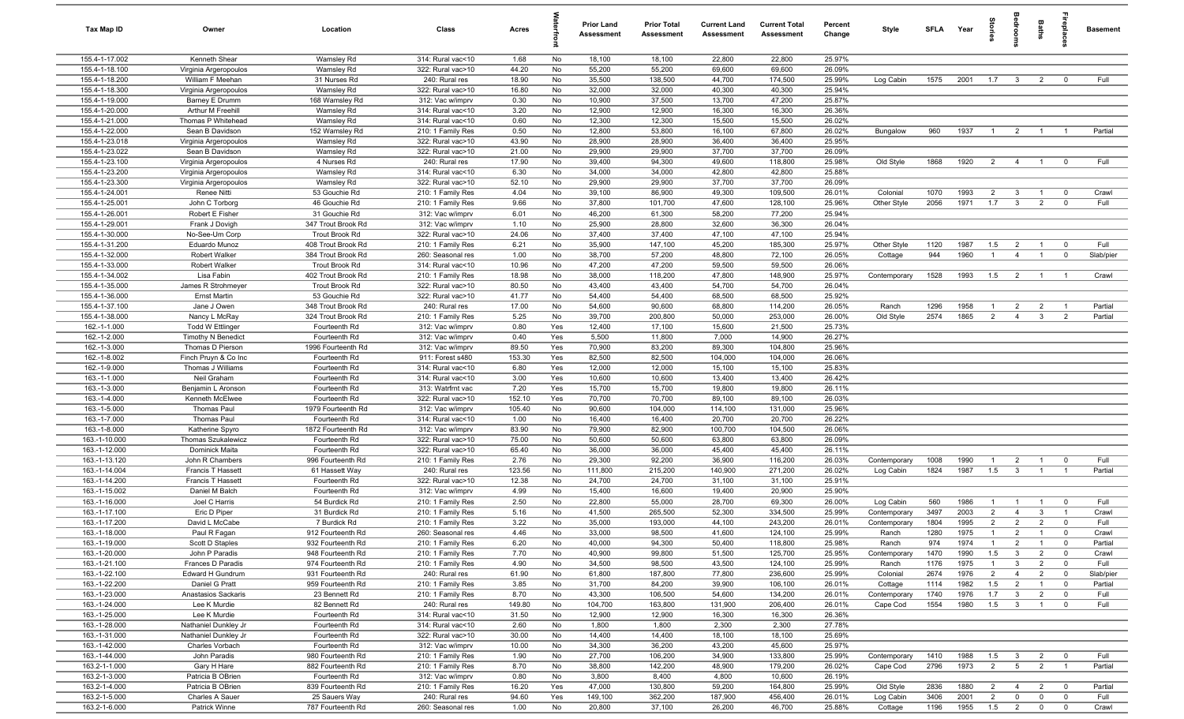| Tax Map ID | Owner | Location | Class | Acres | Waterfront | Prior Land Assessment | Prior Total Assessment | Current Land Assessment | Current Total Assessment | Percent Change | Style | SFLA | Year | Stories | Bedrooms | Baths | Fireplaces | Basement |
|---|---|---|---|---|---|---|---|---|---|---|---|---|---|---|---|---|---|---|
| 155.4-1-17.002 | Kenneth Shear | Wamsley Rd | 314: Rural vac<10 | 1.68 | No | 18,100 | 18,100 | 22,800 | 22,800 | 25.97% | | | | | | | | |
| 155.4-1-18.100 | Virginia Argeropoulos | Wamsley Rd | 322: Rural vac>10 | 44.20 | No | 55,200 | 55,200 | 69,600 | 69,600 | 26.09% | | | | | | | | |
| 155.4-1-18.200 | William F Meehan | 31 Nurses Rd | 240: Rural res | 18.90 | No | 35,500 | 138,500 | 44,700 | 174,500 | 25.99% | Log Cabin | 1575 | 2001 | 1.7 | 3 | 2 | 0 | Full |
| 155.4-1-18.300 | Virginia Argeropoulos | Wamsley Rd | 322: Rural vac>10 | 16.80 | No | 32,000 | 32,000 | 40,300 | 40,300 | 25.94% | | | | | | | | |
| 155.4-1-19.000 | Barney E Drumm | 168 Wamsley Rd | 312: Vac w/imprv | 0.30 | No | 10,900 | 37,500 | 13,700 | 47,200 | 25.87% | | | | | | | | |
| 155.4-1-20.000 | Arthur M Freehill | Wamsley Rd | 314: Rural vac<10 | 3.20 | No | 12,900 | 12,900 | 16,300 | 16,300 | 26.36% | | | | | | | | |
| 155.4-1-21.000 | Thomas P Whitehead | Wamsley Rd | 314: Rural vac<10 | 0.60 | No | 12,300 | 12,300 | 15,500 | 15,500 | 26.02% | | | | | | | | |
| 155.4-1-22.000 | Sean B Davidson | 152 Wamsley Rd | 210: 1 Family Res | 0.50 | No | 12,800 | 53,800 | 16,100 | 67,800 | 26.02% | Bungalow | 960 | 1937 | 1 | 2 | 1 | 1 | Partial |
| 155.4-1-23.018 | Virginia Argeropoulos | Wamsley Rd | 322: Rural vac>10 | 43.90 | No | 28,900 | 28,900 | 36,400 | 36,400 | 25.95% | | | | | | | | |
| 155.4-1-23.022 | Sean B Davidson | Wamsley Rd | 322: Rural vac>10 | 21.00 | No | 29,900 | 29,900 | 37,700 | 37,700 | 26.09% | | | | | | | | |
| 155.4-1-23.100 | Virginia Argeropoulos | 4 Nurses Rd | 240: Rural res | 17.90 | No | 39,400 | 94,300 | 49,600 | 118,800 | 25.98% | Old Style | 1868 | 1920 | 2 | 4 | 1 | 0 | Full |
| 155.4-1-23.200 | Virginia Argeropoulos | Wamsley Rd | 314: Rural vac<10 | 6.30 | No | 34,000 | 34,000 | 42,800 | 42,800 | 25.88% | | | | | | | | |
| 155.4-1-23.300 | Virginia Argeropoulos | Wamsley Rd | 322: Rural vac>10 | 52.10 | No | 29,900 | 29,900 | 37,700 | 37,700 | 26.09% | | | | | | | | |
| 155.4-1-24.001 | Renee Nitti | 53 Gouchie Rd | 210: 1 Family Res | 4.04 | No | 39,100 | 86,900 | 49,300 | 109,500 | 26.01% | Colonial | 1070 | 1993 | 2 | 3 | 1 | 0 | Crawl |
| 155.4-1-25.001 | John C Torborg | 46 Gouchie Rd | 210: 1 Family Res | 9.66 | No | 37,800 | 101,700 | 47,600 | 128,100 | 25.96% | Other Style | 2056 | 1971 | 1.7 | 3 | 2 | 0 | Full |
| 155.4-1-26.001 | Robert E Fisher | 31 Gouchie Rd | 312: Vac w/imprv | 6.01 | No | 46,200 | 61,300 | 58,200 | 77,200 | 25.94% | | | | | | | | |
| 155.4-1-29.001 | Frank J Dovigh | 347 Trout Brook Rd | 312: Vac w/imprv | 1.10 | No | 25,900 | 28,800 | 32,600 | 36,300 | 26.04% | | | | | | | | |
| 155.4-1-30.000 | No-See-Um Corp | Trout Brook Rd | 322: Rural vac>10 | 24.06 | No | 37,400 | 37,400 | 47,100 | 47,100 | 25.94% | | | | | | | | |
| 155.4-1-31.200 | Eduardo Munoz | 408 Trout Brook Rd | 210: 1 Family Res | 6.21 | No | 35,900 | 147,100 | 45,200 | 185,300 | 25.97% | Other Style | 1120 | 1987 | 1.5 | 2 | 1 | 0 | Full |
| 155.4-1-32.000 | Robert Walker | 384 Trout Brook Rd | 260: Seasonal res | 1.00 | No | 38,700 | 57,200 | 48,800 | 72,100 | 26.05% | Cottage | 944 | 1960 | 1 | 4 | 1 | 0 | Slab/pier |
| 155.4-1-33.000 | Robert Walker | Trout Brook Rd | 314: Rural vac<10 | 10.96 | No | 47,200 | 47,200 | 59,500 | 59,500 | 26.06% | | | | | | | | |
| 155.4-1-34.002 | Lisa Fabin | 402 Trout Brook Rd | 210: 1 Family Res | 18.98 | No | 38,000 | 118,200 | 47,800 | 148,900 | 25.97% | Contemporary | 1528 | 1993 | 1.5 | 2 | 1 | 1 | Crawl |
| 155.4-1-35.000 | James R Strohmeyer | Trout Brook Rd | 322: Rural vac>10 | 80.50 | No | 43,400 | 43,400 | 54,700 | 54,700 | 26.04% | | | | | | | | |
| 155.4-1-36.000 | Ernst Martin | 53 Gouchie Rd | 322: Rural vac>10 | 41.77 | No | 54,400 | 54,400 | 68,500 | 68,500 | 25.92% | | | | | | | | |
| 155.4-1-37.100 | Jane J Owen | 348 Trout Brook Rd | 240: Rural res | 17.00 | No | 54,600 | 90,600 | 68,800 | 114,200 | 26.05% | Ranch | 1296 | 1958 | 1 | 2 | 2 | 1 | Partial |
| 155.4-1-38.000 | Nancy L McRay | 324 Trout Brook Rd | 210: 1 Family Res | 5.25 | No | 39,700 | 200,800 | 50,000 | 253,000 | 26.00% | Old Style | 2574 | 1865 | 2 | 4 | 3 | 2 | Partial |
| 162.-1-1.000 | Todd W Ettlinger | Fourteenth Rd | 312: Vac w/imprv | 0.80 | Yes | 12,400 | 17,100 | 15,600 | 21,500 | 25.73% | | | | | | | | |
| 162.-1-2.000 | Timothy N Benedict | Fourteenth Rd | 312: Vac w/imprv | 0.40 | Yes | 5,500 | 11,800 | 7,000 | 14,900 | 26.27% | | | | | | | | |
| 162.-1-3.000 | Thomas D Pierson | 1996 Fourteenth Rd | 312: Vac w/imprv | 89.50 | Yes | 70,900 | 83,200 | 89,300 | 104,800 | 25.96% | | | | | | | | |
| 162.-1-8.002 | Finch Pruyn & Co Inc | Fourteenth Rd | 911: Forest s480 | 153.30 | Yes | 82,500 | 82,500 | 104,000 | 104,000 | 26.06% | | | | | | | | |
| 162.-1-9.000 | Thomas J Williams | Fourteenth Rd | 314: Rural vac<10 | 6.80 | Yes | 12,000 | 12,000 | 15,100 | 15,100 | 25.83% | | | | | | | | |
| 163.-1-1.000 | Neil Graham | Fourteenth Rd | 314: Rural vac<10 | 3.00 | Yes | 10,600 | 10,600 | 13,400 | 13,400 | 26.42% | | | | | | | | |
| 163.-1-3.000 | Benjamin L Aronson | Fourteenth Rd | 313: Watrfrnt vac | 7.20 | Yes | 15,700 | 15,700 | 19,800 | 19,800 | 26.11% | | | | | | | | |
| 163.-1-4.000 | Kenneth McElwee | Fourteenth Rd | 322: Rural vac>10 | 152.10 | Yes | 70,700 | 70,700 | 89,100 | 89,100 | 26.03% | | | | | | | | |
| 163.-1-5.000 | Thomas Paul | 1979 Fourteenth Rd | 312: Vac w/imprv | 105.40 | No | 90,600 | 104,000 | 114,100 | 131,000 | 25.96% | | | | | | | | |
| 163.-1-7.000 | Thomas Paul | Fourteenth Rd | 314: Rural vac<10 | 1.00 | No | 16,400 | 16,400 | 20,700 | 20,700 | 26.22% | | | | | | | | |
| 163.-1-8.000 | Katherine Spyro | 1872 Fourteenth Rd | 312: Vac w/imprv | 83.90 | No | 79,900 | 82,900 | 100,700 | 104,500 | 26.06% | | | | | | | | |
| 163.-1-10.000 | Thomas Szukalewicz | Fourteenth Rd | 322: Rural vac>10 | 75.00 | No | 50,600 | 50,600 | 63,800 | 63,800 | 26.09% | | | | | | | | |
| 163.-1-12.000 | Dominick Maita | Fourteenth Rd | 322: Rural vac>10 | 65.40 | No | 36,000 | 36,000 | 45,400 | 45,400 | 26.11% | | | | | | | | |
| 163.-1-13.120 | John R Chambers | 996 Fourteenth Rd | 210: 1 Family Res | 2.76 | No | 29,300 | 92,200 | 36,900 | 116,200 | 26.03% | Contemporary | 1008 | 1990 | 1 | 2 | 1 | 0 | Full |
| 163.-1-14.004 | Francis T Hassett | 61 Hassett Way | 240: Rural res | 123.56 | No | 111,800 | 215,200 | 140,900 | 271,200 | 26.02% | Log Cabin | 1824 | 1987 | 1.5 | 3 | 1 | 1 | Partial |
| 163.-1-14.200 | Francis T Hassett | Fourteenth Rd | 322: Rural vac>10 | 12.38 | No | 24,700 | 24,700 | 31,100 | 31,100 | 25.91% | | | | | | | | |
| 163.-1-15.002 | Daniel M Balch | Fourteenth Rd | 312: Vac w/imprv | 4.99 | No | 15,400 | 16,600 | 19,400 | 20,900 | 25.90% | | | | | | | | |
| 163.-1-16.000 | Joel C Harris | 54 Burdick Rd | 210: 1 Family Res | 2.50 | No | 22,800 | 55,000 | 28,700 | 69,300 | 26.00% | Log Cabin | 560 | 1986 | 1 | 1 | 1 | 0 | Full |
| 163.-1-17.100 | Eric D Piper | 31 Burdick Rd | 210: 1 Family Res | 5.16 | No | 41,500 | 265,500 | 52,300 | 334,500 | 25.99% | Contemporary | 3497 | 2003 | 2 | 4 | 3 | 1 | Crawl |
| 163.-1-17.200 | David L McCabe | 7 Burdick Rd | 210: 1 Family Res | 3.22 | No | 35,000 | 193,000 | 44,100 | 243,200 | 26.01% | Contemporary | 1804 | 1995 | 2 | 2 | 2 | 0 | Full |
| 163.-1-18.000 | Paul R Fagan | 912 Fourteenth Rd | 260: Seasonal res | 4.46 | No | 33,000 | 98,500 | 41,600 | 124,100 | 25.99% | Ranch | 1280 | 1975 | 1 | 2 | 1 | 0 | Crawl |
| 163.-1-19.000 | Scott D Staples | 932 Fourteenth Rd | 210: 1 Family Res | 6.20 | No | 40,000 | 94,300 | 50,400 | 118,800 | 25.98% | Ranch | 974 | 1974 | 1 | 2 | 1 | 0 | Partial |
| 163.-1-20.000 | John P Paradis | 948 Fourteenth Rd | 210: 1 Family Res | 7.70 | No | 40,900 | 99,800 | 51,500 | 125,700 | 25.95% | Contemporary | 1470 | 1990 | 1.5 | 3 | 2 | 0 | Crawl |
| 163.-1-21.100 | Frances D Paradis | 974 Fourteenth Rd | 210: 1 Family Res | 4.90 | No | 34,500 | 98,500 | 43,500 | 124,100 | 25.99% | Ranch | 1176 | 1975 | 1 | 3 | 2 | 0 | Full |
| 163.-1-22.100 | Edward H Gundrum | 931 Fourteenth Rd | 240: Rural res | 61.90 | No | 61,800 | 187,800 | 77,800 | 236,600 | 25.99% | Colonial | 2674 | 1976 | 2 | 4 | 2 | 0 | Slab/pier |
| 163.-1-22.200 | Daniel G Pratt | 959 Fourteenth Rd | 210: 1 Family Res | 3.85 | No | 31,700 | 84,200 | 39,900 | 106,100 | 26.01% | Cottage | 1114 | 1982 | 1.5 | 2 | 1 | 0 | Partial |
| 163.-1-23.000 | Anastasios Sackaris | 23 Bennett Rd | 210: 1 Family Res | 8.70 | No | 43,300 | 106,500 | 54,600 | 134,200 | 26.01% | Contemporary | 1740 | 1976 | 1.7 | 3 | 2 | 0 | Full |
| 163.-1-24.000 | Lee K Murdie | 82 Bennett Rd | 240: Rural res | 149.80 | No | 104,700 | 163,800 | 131,900 | 206,400 | 26.01% | Cape Cod | 1554 | 1980 | 1.5 | 3 | 1 | 0 | Full |
| 163.-1-25.000 | Lee K Murdie | Fourteenth Rd | 314: Rural vac<10 | 31.50 | No | 12,900 | 12,900 | 16,300 | 16,300 | 26.36% | | | | | | | | |
| 163.-1-28.000 | Nathaniel Dunkley Jr | Fourteenth Rd | 314: Rural vac<10 | 2.60 | No | 1,800 | 1,800 | 2,300 | 2,300 | 27.78% | | | | | | | | |
| 163.-1-31.000 | Nathaniel Dunkley Jr | Fourteenth Rd | 322: Rural vac>10 | 30.00 | No | 14,400 | 14,400 | 18,100 | 18,100 | 25.69% | | | | | | | | |
| 163.-1-42.000 | Charles Vorbach | Fourteenth Rd | 312: Vac w/imprv | 10.00 | No | 34,300 | 36,200 | 43,200 | 45,600 | 25.97% | | | | | | | | |
| 163.-1-44.000 | John Paradis | 980 Fourteenth Rd | 210: 1 Family Res | 1.90 | No | 27,700 | 106,200 | 34,900 | 133,800 | 25.99% | Contemporary | 1410 | 1988 | 1.5 | 3 | 2 | 0 | Full |
| 163.2-1-1.000 | Gary H Hare | 882 Fourteenth Rd | 210: 1 Family Res | 8.70 | No | 38,800 | 142,200 | 48,900 | 179,200 | 26.02% | Cape Cod | 2796 | 1973 | 2 | 5 | 2 | 1 | Partial |
| 163.2-1-3.000 | Patricia B OBrien | Fourteenth Rd | 312: Vac w/imprv | 0.80 | No | 3,800 | 8,400 | 4,800 | 10,600 | 26.19% | | | | | | | | |
| 163.2-1-4.000 | Patricia B OBrien | 839 Fourteenth Rd | 210: 1 Family Res | 16.20 | Yes | 47,000 | 130,800 | 59,200 | 164,800 | 25.99% | Old Style | 2836 | 1880 | 2 | 4 | 2 | 0 | Partial |
| 163.2-1-5.000 | Charles A Sauer | 25 Sauers Way | 240: Rural res | 94.60 | Yes | 149,100 | 362,200 | 187,900 | 456,400 | 26.01% | Log Cabin | 3406 | 2001 | 2 | 0 | 0 | 0 | Full |
| 163.2-1-6.000 | Patrick Winne | 787 Fourteenth Rd | 260: Seasonal res | 1.00 | No | 20,800 | 37,100 | 26,200 | 46,700 | 25.88% | Cottage | 1196 | 1955 | 1.5 | 2 | 0 | 0 | Crawl |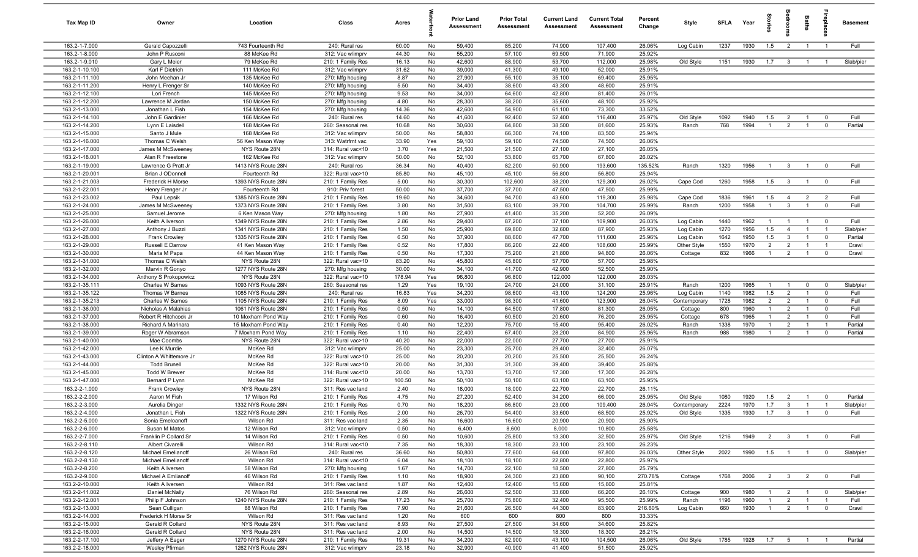| Tax Map ID | Owner | Location | Class | Acres | Waterfront | Prior Land Assessment | Prior Total Assessment | Current Land Assessment | Current Total Assessment | Percent Change | Style | SFLA | Year | Stories | Bedrooms | Baths | Fireplaces | Basement |
|---|---|---|---|---|---|---|---|---|---|---|---|---|---|---|---|---|---|---|
| 163.2-1-7.000 | Gerald Capozzelli | 743 Fourteenth Rd | 240: Rural res | 60.00 | No | 59,400 | 85,200 | 74,900 | 107,400 | 26.06% | Log Cabin | 1237 | 1930 | 1.5 | 2 | 1 | 1 | Full |
| 163.2-1-8.000 | John P Rusconi | 88 McKee Rd | 312: Vac w/imprv | 44.30 | No | 55,200 | 57,100 | 69,500 | 71,900 | 25.92% | | | | | | | | |
| 163.2-1-9.010 | Gary L Meier | 79 McKee Rd | 210: 1 Family Res | 16.13 | No | 42,600 | 88,900 | 53,700 | 112,000 | 25.98% | Old Style | 1151 | 1930 | 1.7 | 3 | 1 | 1 | Slab/pier |
| 163.2-1-10.100 | Karl F Dietrich | 111 McKee Rd | 312: Vac w/imprv | 31.62 | No | 39,000 | 41,300 | 49,100 | 52,000 | 25.91% | | | | | | | | |
| 163.2-1-11.100 | John Meehan Jr | 135 McKee Rd | 270: Mfg housing | 8.87 | No | 27,900 | 55,100 | 35,100 | 69,400 | 25.95% | | | | | | | | |
| 163.2-1-11.200 | Henry L Frenger Sr | 140 McKee Rd | 270: Mfg housing | 5.50 | No | 34,400 | 38,600 | 43,300 | 48,600 | 25.91% | | | | | | | | |
| 163.2-1-12.100 | Lori French | 145 McKee Rd | 270: Mfg housing | 9.53 | No | 34,000 | 64,600 | 42,800 | 81,400 | 26.01% | | | | | | | | |
| 163.2-1-12.200 | Lawrence M Jordan | 150 McKee Rd | 270: Mfg housing | 4.80 | No | 28,300 | 38,200 | 35,600 | 48,100 | 25.92% | | | | | | | | |
| 163.2-1-13.000 | Jonathan L Fish | 154 McKee Rd | 270: Mfg housing | 14.36 | No | 42,600 | 54,900 | 61,100 | 73,300 | 33.52% | | | | | | | | |
| 163.2-1-14.100 | John E Gardinier | 166 McKee Rd | 240: Rural res | 14.60 | No | 41,600 | 92,400 | 52,400 | 116,400 | 25.97% | Old Style | 1092 | 1940 | 1.5 | 2 | 1 | 0 | Full |
| 163.2-1-14.200 | Lynn E Laisdell | 168 McKee Rd | 260: Seasonal res | 10.68 | No | 30,600 | 64,800 | 38,500 | 81,600 | 25.93% | Ranch | 768 | 1994 | 1 | 2 | 1 | 0 | Partial |
| 163.2-1-15.000 | Santo J Mule | 168 McKee Rd | 312: Vac w/imprv | 50.00 | No | 58,800 | 66,300 | 74,100 | 83,500 | 25.94% | | | | | | | | |
| 163.2-1-16.000 | Thomas C Welsh | 56 Ken Mason Way | 313: Watrfrnt vac | 33.90 | Yes | 59,100 | 59,100 | 74,500 | 74,500 | 26.06% | | | | | | | | |
| 163.2-1-17.000 | James M McSweeney | NYS Route 28N | 314: Rural vac<10 | 3.70 | Yes | 21,500 | 21,500 | 27,100 | 27,100 | 26.05% | | | | | | | | |
| 163.2-1-18.001 | Alan R Freestone | 162 McKee Rd | 312: Vac w/imprv | 50.00 | No | 52,100 | 53,800 | 65,700 | 67,800 | 26.02% | | | | | | | | |
| 163.2-1-19.000 | Lawrence G Pratt Jr | 1413 NYS Route 28N | 240: Rural res | 36.34 | No | 40,400 | 82,200 | 50,900 | 193,600 | 135.52% | Ranch | 1320 | 1956 | 1 | 3 | 1 | 0 | Full |
| 163.2-1-20.001 | Brian J ODonnell | Fourteenth Rd | 322: Rural vac>10 | 85.80 | No | 45,100 | 45,100 | 56,800 | 56,800 | 25.94% | | | | | | | | |
| 163.2-1-21.003 | Frederick H Morse | 1393 NYS Route 28N | 210: 1 Family Res | 5.00 | No | 30,300 | 102,600 | 38,200 | 129,300 | 26.02% | Cape Cod | 1260 | 1958 | 1.5 | 3 | 1 | 0 | Full |
| 163.2-1-22.001 | Henry Frenger Jr | Fourteenth Rd | 910: Priv forest | 50.00 | No | 37,700 | 37,700 | 47,500 | 47,500 | 25.99% | | | | | | | | |
| 163.2-1-23.002 | Paul Lepsik | 1385 NYS Route 28N | 210: 1 Family Res | 19.60 | No | 34,600 | 94,700 | 43,600 | 119,300 | 25.98% | Cape Cod | 1836 | 1961 | 1.5 | 4 | 2 | 2 | Full |
| 163.2-1-24.000 | James M McSweeney | 1373 NYS Route 28N | 210: 1 Family Res | 3.80 | No | 31,500 | 83,100 | 39,700 | 104,700 | 25.99% | Ranch | 1200 | 1958 | 1 | 3 | 1 | 0 | Full |
| 163.2-1-25.000 | Samuel Jerome | 6 Ken Mason Way | 270: Mfg housing | 1.80 | No | 27,900 | 41,400 | 35,200 | 52,200 | 26.09% | | | | | | | | |
| 163.2-1-26.000 | Keith A Iverson | 1349 NYS Route 28N | 210: 1 Family Res | 2.86 | No | 29,400 | 87,200 | 37,100 | 109,900 | 26.03% | Log Cabin | 1440 | 1962 | 1 | 1 | 1 | 0 | Full |
| 163.2-1-27.000 | Anthony J Buzzi | 1341 NYS Route 28N | 210: 1 Family Res | 1.50 | No | 25,900 | 69,800 | 32,600 | 87,900 | 25.93% | Log Cabin | 1270 | 1956 | 1.5 | 4 | 1 | 1 | Slab/pier |
| 163.2-1-28.000 | Frank Crowley | 1335 NYS Route 28N | 210: 1 Family Res | 6.50 | No | 37,900 | 88,600 | 47,700 | 111,600 | 25.96% | Log Cabin | 1642 | 1950 | 1.5 | 3 | 1 | 0 | Partial |
| 163.2-1-29.000 | Russell E Darrow | 41 Ken Mason Way | 210: 1 Family Res | 0.52 | No | 17,800 | 86,200 | 22,400 | 108,600 | 25.99% | Other Style | 1550 | 1970 | 2 | 2 | 1 | 1 | Crawl |
| 163.2-1-30.000 | Maria M Papa | 44 Ken Mason Way | 210: 1 Family Res | 0.50 | No | 17,300 | 75,200 | 21,800 | 94,800 | 26.06% | Cottage | 832 | 1966 | 1 | 2 | 1 | 0 | Crawl |
| 163.2-1-31.000 | Thomas C Welsh | NYS Route 28N | 322: Rural vac>10 | 83.20 | No | 45,800 | 45,800 | 57,700 | 57,700 | 25.98% | | | | | | | | |
| 163.2-1-32.000 | Marvin R Gonyo | 1277 NYS Route 28N | 270: Mfg housing | 30.00 | No | 34,100 | 41,700 | 42,900 | 52,500 | 25.90% | | | | | | | | |
| 163.2-1-34.000 | Anthony S Prokopowicz | NYS Route 28N | 322: Rural vac>10 | 178.94 | Yes | 96,800 | 96,800 | 122,000 | 122,000 | 26.03% | | | | | | | | |
| 163.2-1-35.111 | Charles W Barnes | 1093 NYS Route 28N | 260: Seasonal res | 1.29 | Yes | 19,100 | 24,700 | 24,000 | 31,100 | 25.91% | Ranch | 1200 | 1965 | 1 | 1 | 0 | 0 | Slab/pier |
| 163.2-1-35.122 | Thomas W Barnes | 1085 NYS Route 28N | 240: Rural res | 16.83 | Yes | 34,200 | 98,600 | 43,100 | 124,200 | 25.96% | Log Cabin | 1140 | 1982 | 1.5 | 2 | 1 | 0 | Full |
| 163.2-1-35.213 | Charles W Barnes | 1105 NYS Route 28N | 210: 1 Family Res | 8.09 | Yes | 33,000 | 98,300 | 41,600 | 123,900 | 26.04% | Contemporary | 1728 | 1982 | 2 | 2 | 1 | 0 | Full |
| 163.2-1-36.000 | Nicholas A Malahias | 1061 NYS Route 28N | 210: 1 Family Res | 0.50 | No | 14,100 | 64,500 | 17,800 | 81,300 | 26.05% | Cottage | 800 | 1960 | 1 | 2 | 1 | 0 | Full |
| 163.2-1-37.000 | Robert R Hitchcock Jr | 10 Moxham Pond Way | 210: 1 Family Res | 0.60 | No | 16,400 | 60,500 | 20,600 | 76,200 | 25.95% | Cottage | 678 | 1965 | 1 | 2 | 1 | 0 | Full |
| 163.2-1-38.000 | Richard A Marinara | 15 Moxham Pond Way | 210: 1 Family Res | 0.40 | No | 12,200 | 75,700 | 15,400 | 95,400 | 26.02% | Ranch | 1338 | 1970 | 1 | 2 | 1 | 1 | Partial |
| 163.2-1-39.000 | Roger W Abramson | 7 Moxham Pond Way | 210: 1 Family Res | 1.10 | No | 22,400 | 67,400 | 28,200 | 84,900 | 25.96% | Ranch | 988 | 1980 | 1 | 2 | 1 | 0 | Partial |
| 163.2-1-40.000 | Mae Coombs | NYS Route 28N | 322: Rural vac>10 | 40.20 | No | 22,000 | 22,000 | 27,700 | 27,700 | 25.91% | | | | | | | | |
| 163.2-1-42.000 | Lee K Murdie | McKee Rd | 312: Vac w/imprv | 25.00 | No | 23,300 | 25,700 | 29,400 | 32,400 | 26.07% | | | | | | | | |
| 163.2-1-43.000 | Clinton A Whittemore Jr | McKee Rd | 322: Rural vac>10 | 25.00 | No | 20,200 | 20,200 | 25,500 | 25,500 | 26.24% | | | | | | | | |
| 163.2-1-44.000 | Todd Brunell | McKee Rd | 322: Rural vac>10 | 20.00 | No | 31,300 | 31,300 | 39,400 | 39,400 | 25.88% | | | | | | | | |
| 163.2-1-45.000 | Todd W Brewer | McKee Rd | 314: Rural vac<10 | 20.00 | No | 13,700 | 13,700 | 17,300 | 17,300 | 26.28% | | | | | | | | |
| 163.2-1-47.000 | Bernard P Lynn | McKee Rd | 322: Rural vac>10 | 100.50 | No | 50,100 | 50,100 | 63,100 | 63,100 | 25.95% | | | | | | | | |
| 163.2-2-1.000 | Frank Crowley | NYS Route 28N | 311: Res vac land | 2.40 | No | 18,000 | 18,000 | 22,700 | 22,700 | 26.11% | | | | | | | | |
| 163.2-2-2.000 | Aaron M Fish | 17 Wilson Rd | 210: 1 Family Res | 4.75 | No | 27,200 | 52,400 | 34,200 | 66,000 | 25.95% | Old Style | 1080 | 1920 | 1.5 | 2 | 1 | 0 | Partial |
| 163.2-2-3.000 | Aurelia Dinger | 1332 NYS Route 28N | 210: 1 Family Res | 0.70 | No | 18,200 | 86,800 | 23,000 | 109,400 | 26.04% | Contemporary | 2224 | 1970 | 1.7 | 3 | 1 | 1 | Slab/pier |
| 163.2-2-4.000 | Jonathan L Fish | 1322 NYS Route 28N | 210: 1 Family Res | 2.00 | No | 26,700 | 54,400 | 33,600 | 68,500 | 25.92% | Old Style | 1335 | 1930 | 1.7 | 3 | 1 | 0 | Full |
| 163.2-2-5.000 | Sonia Emeloanoff | Wilson Rd | 311: Res vac land | 2.35 | No | 16,600 | 16,600 | 20,900 | 20,900 | 25.90% | | | | | | | | |
| 163.2-2-6.000 | Susan M Matos | 12 Wilson Rd | 312: Vac w/imprv | 0.50 | No | 6,400 | 8,600 | 8,000 | 10,800 | 25.58% | | | | | | | | |
| 163.2-2-7.000 | Franklin P Collard Sr | 14 Wilson Rd | 210: 1 Family Res | 0.50 | No | 10,600 | 25,800 | 13,300 | 32,500 | 25.97% | Old Style | 1216 | 1949 | 2 | 3 | 1 | 0 | Full |
| 163.2-2-8.110 | Albert Civarelli | Wilson Rd | 314: Rural vac<10 | 7.35 | No | 18,300 | 18,300 | 23,100 | 23,100 | 26.23% | | | | | | | | |
| 163.2-2-8.120 | Michael Emelianoff | 26 Wilson Rd | 240: Rural res | 36.60 | No | 50,800 | 77,600 | 64,000 | 97,800 | 26.03% | Other Style | 2022 | 1990 | 1.5 | 1 | 1 | 0 | Slab/pier |
| 163.2-2-8.130 | Michael Emelianoff | Wilson Rd | 314: Rural vac<10 | 6.04 | No | 18,100 | 18,100 | 22,800 | 22,800 | 25.97% | | | | | | | | |
| 163.2-2-8.200 | Keith A Iversen | 58 Wilson Rd | 270: Mfg housing | 1.67 | No | 14,700 | 22,100 | 18,500 | 27,800 | 25.79% | | | | | | | | |
| 163.2-2-9.000 | Michael A Emlianoff | 46 Wilson Rd | 210: 1 Family Res | 1.10 | No | 18,900 | 24,300 | 23,800 | 90,100 | 270.78% | Cottage | 1768 | 2006 | 2 | 3 | 2 | 0 | Full |
| 163.2-2-10.000 | Keith A Iversen | Wilson Rd | 311: Res vac land | 1.87 | No | 12,400 | 12,400 | 15,600 | 15,600 | 25.81% | | | | | | | | |
| 163.2-2-11.002 | Daniel McNally | 76 Wilson Rd | 260: Seasonal res | 2.89 | No | 26,600 | 52,500 | 33,600 | 66,200 | 26.10% | Cottage | 900 | 1980 | 1 | 2 | 1 | 0 | Slab/pier |
| 163.2-2-12.001 | Philip F Johnson | 1240 NYS Route 28N | 210: 1 Family Res | 17.23 | No | 25,700 | 75,800 | 32,400 | 95,500 | 25.99% | Ranch | 1196 | 1960 | 1 | 2 | 1 | 1 | Full |
| 163.2-2-13.000 | Sean Culligan | 88 Wilson Rd | 210: 1 Family Res | 7.90 | No | 21,600 | 26,500 | 44,300 | 83,900 | 216.60% | Log Cabin | 660 | 1930 | 1 | 2 | 1 | 0 | Crawl |
| 163.2-2-14.000 | Frederick H Morse Sr | Wilson Rd | 311: Res vac land | 1.20 | No | 600 | 600 | 800 | 800 | 33.33% | | | | | | | | |
| 163.2-2-15.000 | Gerald R Collard | NYS Route 28N | 311: Res vac land | 8.93 | No | 27,500 | 27,500 | 34,600 | 34,600 | 25.82% | | | | | | | | |
| 163.2-2-16.000 | Gerald R Collard | NYS Route 28N | 311: Res vac land | 2.00 | No | 14,500 | 14,500 | 18,300 | 18,300 | 26.21% | | | | | | | | |
| 163.2-2-17.100 | Jeffery A Eager | 1270 NYS Route 28N | 210: 1 Family Res | 19.31 | No | 34,200 | 82,900 | 43,100 | 104,500 | 26.06% | Old Style | 1785 | 1928 | 1.7 | 5 | 1 | 1 | Partial |
| 163.2-2-18.000 | Wesley Pfirman | 1262 NYS Route 28N | 312: Vac w/imprv | 23.18 | No | 32,900 | 40,900 | 41,400 | 51,500 | 25.92% | | | | | | | | |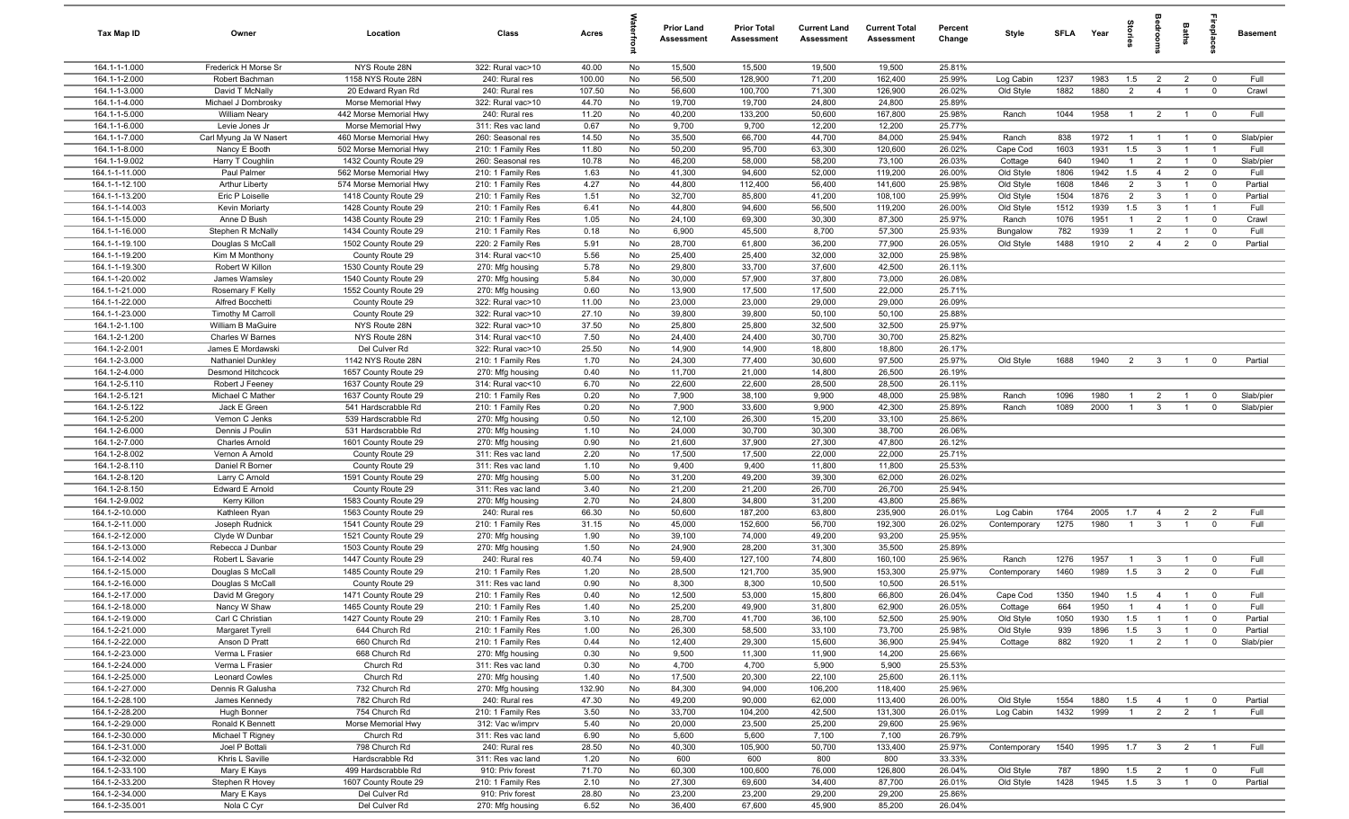| Tax Map ID | Owner | Location | Class | Acres | Waterfront | Prior Land Assessment | Prior Total Assessment | Current Land Assessment | Current Total Assessment | Percent Change | Style | SFLA | Year | Stories | Bedrooms | Baths | Fireplaces | Basement |
|---|---|---|---|---|---|---|---|---|---|---|---|---|---|---|---|---|---|---|
| 164.1-1-1.000 | Frederick H Morse Sr | NYS Route 28N | 322: Rural vac>10 | 40.00 | No | 15,500 | 15,500 | 19,500 | 19,500 | 25.81% | | | | | | | | |
| 164.1-1-2.000 | Robert Bachman | 1158 NYS Route 28N | 240: Rural res | 100.00 | No | 56,500 | 128,900 | 71,200 | 162,400 | 25.99% | Log Cabin | 1237 | 1983 | 1.5 | 2 | 2 | 0 | Full |
| 164.1-1-3.000 | David T McNally | 20 Edward Ryan Rd | 240: Rural res | 107.50 | No | 56,600 | 100,700 | 71,300 | 126,900 | 26.02% | Old Style | 1882 | 1880 | 2 | 4 | 1 | 0 | Crawl |
| 164.1-1-4.000 | Michael J Dombrosky | Morse Memorial Hwy | 322: Rural vac>10 | 44.70 | No | 19,700 | 19,700 | 24,800 | 24,800 | 25.89% | | | | | | | | |
| 164.1-1-5.000 | William Neary | 442 Morse Memorial Hwy | 240: Rural res | 11.20 | No | 40,200 | 133,200 | 50,600 | 167,800 | 25.98% | Ranch | 1044 | 1958 | 1 | 2 | 1 | 0 | Full |
| 164.1-1-6.000 | Levie Jones Jr | Morse Memorial Hwy | 311: Res vac land | 0.67 | No | 9,700 | 9,700 | 12,200 | 12,200 | 25.77% | | | | | | | | |
| 164.1-1-7.000 | Carl Myung Ja W Nasert | 460 Morse Memorial Hwy | 260: Seasonal res | 14.50 | No | 35,500 | 66,700 | 44,700 | 84,000 | 25.94% | Ranch | 838 | 1972 | 1 | 1 | 1 | 0 | Slab/pier |
| 164.1-1-8.000 | Nancy E Booth | 502 Morse Memorial Hwy | 210: 1 Family Res | 11.80 | No | 50,200 | 95,700 | 63,300 | 120,600 | 26.02% | Cape Cod | 1603 | 1931 | 1.5 | 3 | 1 | 1 | Full |
| 164.1-1-9.002 | Harry T Coughlin | 1432 County Route 29 | 260: Seasonal res | 10.78 | No | 46,200 | 58,000 | 58,200 | 73,100 | 26.03% | Cottage | 640 | 1940 | 1 | 2 | 1 | 0 | Slab/pier |
| 164.1-1-11.000 | Paul Palmer | 562 Morse Memorial Hwy | 210: 1 Family Res | 1.63 | No | 41,300 | 94,600 | 52,000 | 119,200 | 26.00% | Old Style | 1806 | 1942 | 1.5 | 4 | 2 | 0 | Full |
| 164.1-1-12.100 | Arthur Liberty | 574 Morse Memorial Hwy | 210: 1 Family Res | 4.27 | No | 44,800 | 112,400 | 56,400 | 141,600 | 25.98% | Old Style | 1608 | 1846 | 2 | 3 | 1 | 0 | Partial |
| 164.1-1-13.200 | Eric P Loiselle | 1418 County Route 29 | 210: 1 Family Res | 1.51 | No | 32,700 | 85,800 | 41,200 | 108,100 | 25.99% | Old Style | 1504 | 1876 | 2 | 3 | 1 | 0 | Partial |
| 164.1-1-14.003 | Kevin Moriarty | 1428 County Route 29 | 210: 1 Family Res | 6.41 | No | 44,800 | 94,600 | 56,500 | 119,200 | 26.00% | Old Style | 1512 | 1939 | 1.5 | 3 | 1 | 1 | Full |
| 164.1-1-15.000 | Anne D Bush | 1438 County Route 29 | 210: 1 Family Res | 1.05 | No | 24,100 | 69,300 | 30,300 | 87,300 | 25.97% | Ranch | 1076 | 1951 | 1 | 2 | 1 | 0 | Crawl |
| 164.1-1-16.000 | Stephen R McNally | 1434 County Route 29 | 210: 1 Family Res | 0.18 | No | 6,900 | 45,500 | 8,700 | 57,300 | 25.93% | Bungalow | 782 | 1939 | 1 | 2 | 1 | 0 | Full |
| 164.1-1-19.100 | Douglas S McCall | 1502 County Route 29 | 220: 2 Family Res | 5.91 | No | 28,700 | 61,800 | 36,200 | 77,900 | 26.05% | Old Style | 1488 | 1910 | 2 | 4 | 2 | 0 | Partial |
| 164.1-1-19.200 | Kim M Monthony | County Route 29 | 314: Rural vac<10 | 5.56 | No | 25,400 | 25,400 | 32,000 | 32,000 | 25.98% | | | | | | | | |
| 164.1-1-19.300 | Robert W Killon | 1530 County Route 29 | 270: Mfg housing | 5.78 | No | 29,800 | 33,700 | 37,600 | 42,500 | 26.11% | | | | | | | | |
| 164.1-1-20.002 | James Wamsley | 1540 County Route 29 | 270: Mfg housing | 5.84 | No | 30,000 | 57,900 | 37,800 | 73,000 | 26.08% | | | | | | | | |
| 164.1-1-21.000 | Rosemary F Kelly | 1552 County Route 29 | 270: Mfg housing | 0.60 | No | 13,900 | 17,500 | 17,500 | 22,000 | 25.71% | | | | | | | | |
| 164.1-1-22.000 | Alfred Bocchetti | County Route 29 | 322: Rural vac>10 | 11.00 | No | 23,000 | 23,000 | 29,000 | 29,000 | 26.09% | | | | | | | | |
| 164.1-1-23.000 | Timothy M Carroll | County Route 29 | 322: Rural vac>10 | 27.10 | No | 39,800 | 39,800 | 50,100 | 50,100 | 25.88% | | | | | | | | |
| 164.1-2-1.100 | William B MaGuire | NYS Route 28N | 322: Rural vac>10 | 37.50 | No | 25,800 | 25,800 | 32,500 | 32,500 | 25.97% | | | | | | | | |
| 164.1-2-1.200 | Charles W Barnes | NYS Route 28N | 314: Rural vac<10 | 7.50 | No | 24,400 | 24,400 | 30,700 | 30,700 | 25.82% | | | | | | | | |
| 164.1-2-2.001 | James E Mordawski | Del Culver Rd | 322: Rural vac>10 | 25.50 | No | 14,900 | 14,900 | 18,800 | 18,800 | 26.17% | | | | | | | | |
| 164.1-2-3.000 | Nathaniel Dunkley | 1142 NYS Route 28N | 210: 1 Family Res | 1.70 | No | 24,300 | 77,400 | 30,600 | 97,500 | 25.97% | Old Style | 1688 | 1940 | 2 | 3 | 1 | 0 | Partial |
| 164.1-2-4.000 | Desmond Hitchcock | 1657 County Route 29 | 270: Mfg housing | 0.40 | No | 11,700 | 21,000 | 14,800 | 26,500 | 26.19% | | | | | | | | |
| 164.1-2-5.110 | Robert J Feeney | 1637 County Route 29 | 314: Rural vac<10 | 6.70 | No | 22,600 | 22,600 | 28,500 | 28,500 | 26.11% | | | | | | | | |
| 164.1-2-5.121 | Michael C Mather | 1637 County Route 29 | 210: 1 Family Res | 0.20 | No | 7,900 | 38,100 | 9,900 | 48,000 | 25.98% | Ranch | 1096 | 1980 | 1 | 2 | 1 | 0 | Slab/pier |
| 164.1-2-5.122 | Jack E Green | 541 Hardscrabble Rd | 210: 1 Family Res | 0.20 | No | 7,900 | 33,600 | 9,900 | 42,300 | 25.89% | Ranch | 1089 | 2000 | 1 | 3 | 1 | 0 | Slab/pier |
| 164.1-2-5.200 | Vernon C Jenks | 539 Hardscrabble Rd | 270: Mfg housing | 0.50 | No | 12,100 | 26,300 | 15,200 | 33,100 | 25.86% | | | | | | | | |
| 164.1-2-6.000 | Dennis J Poulin | 531 Hardscrabble Rd | 270: Mfg housing | 1.10 | No | 24,000 | 30,700 | 30,300 | 38,700 | 26.06% | | | | | | | | |
| 164.1-2-7.000 | Charles Arnold | 1601 County Route 29 | 270: Mfg housing | 0.90 | No | 21,600 | 37,900 | 27,300 | 47,800 | 26.12% | | | | | | | | |
| 164.1-2-8.002 | Vernon A Arnold | County Route 29 | 311: Res vac land | 2.20 | No | 17,500 | 17,500 | 22,000 | 22,000 | 25.71% | | | | | | | | |
| 164.1-2-8.110 | Daniel R Borner | County Route 29 | 311: Res vac land | 1.10 | No | 9,400 | 9,400 | 11,800 | 11,800 | 25.53% | | | | | | | | |
| 164.1-2-8.120 | Larry C Arnold | 1591 County Route 29 | 270: Mfg housing | 5.00 | No | 31,200 | 49,200 | 39,300 | 62,000 | 26.02% | | | | | | | | |
| 164.1-2-8.150 | Edward E Arnold | County Route 29 | 311: Res vac land | 3.40 | No | 21,200 | 21,200 | 26,700 | 26,700 | 25.94% | | | | | | | | |
| 164.1-2-9.002 | Kerry Killon | 1583 County Route 29 | 270: Mfg housing | 2.70 | No | 24,800 | 34,800 | 31,200 | 43,800 | 25.86% | | | | | | | | |
| 164.1-2-10.000 | Kathleen Ryan | 1563 County Route 29 | 240: Rural res | 66.30 | No | 50,600 | 187,200 | 63,800 | 235,900 | 26.01% | Log Cabin | 1764 | 2005 | 1.7 | 4 | 2 | 2 | Full |
| 164.1-2-11.000 | Joseph Rudnick | 1541 County Route 29 | 210: 1 Family Res | 31.15 | No | 45,000 | 152,600 | 56,700 | 192,300 | 26.02% | Contemporary | 1275 | 1980 | 1 | 3 | 1 | 0 | Full |
| 164.1-2-12.000 | Clyde W Dunbar | 1521 County Route 29 | 270: Mfg housing | 1.90 | No | 39,100 | 74,000 | 49,200 | 93,200 | 25.95% | | | | | | | | |
| 164.1-2-13.000 | Rebecca J Dunbar | 1503 County Route 29 | 270: Mfg housing | 1.50 | No | 24,900 | 28,200 | 31,300 | 35,500 | 25.89% | | | | | | | | |
| 164.1-2-14.002 | Robert L Savarie | 1447 County Route 29 | 240: Rural res | 40.74 | No | 59,400 | 127,100 | 74,800 | 160,100 | 25.96% | Ranch | 1276 | 1957 | 1 | 3 | 1 | 0 | Full |
| 164.1-2-15.000 | Douglas S McCall | 1485 County Route 29 | 210: 1 Family Res | 1.20 | No | 28,500 | 121,700 | 35,900 | 153,300 | 25.97% | Contemporary | 1460 | 1989 | 1.5 | 3 | 2 | 0 | Full |
| 164.1-2-16.000 | Douglas S McCall | County Route 29 | 311: Res vac land | 0.90 | No | 8,300 | 8,300 | 10,500 | 10,500 | 26.51% | | | | | | | | |
| 164.1-2-17.000 | David M Gregory | 1471 County Route 29 | 210: 1 Family Res | 0.40 | No | 12,500 | 53,000 | 15,800 | 66,800 | 26.04% | Cape Cod | 1350 | 1940 | 1.5 | 4 | 1 | 0 | Full |
| 164.1-2-18.000 | Nancy W Shaw | 1465 County Route 29 | 210: 1 Family Res | 1.40 | No | 25,200 | 49,900 | 31,800 | 62,900 | 26.05% | Cottage | 664 | 1950 | 1 | 4 | 1 | 0 | Full |
| 164.1-2-19.000 | Carl C Christian | 1427 County Route 29 | 210: 1 Family Res | 3.10 | No | 28,700 | 41,700 | 36,100 | 52,500 | 25.90% | Old Style | 1050 | 1930 | 1.5 | 1 | 1 | 0 | Partial |
| 164.1-2-21.000 | Margaret Tyrell | 644 Church Rd | 210: 1 Family Res | 1.00 | No | 26,300 | 58,500 | 33,100 | 73,700 | 25.98% | Old Style | 939 | 1896 | 1.5 | 3 | 1 | 0 | Partial |
| 164.1-2-22.000 | Anson D Pratt | 660 Church Rd | 210: 1 Family Res | 0.44 | No | 12,400 | 29,300 | 15,600 | 36,900 | 25.94% | Cottage | 882 | 1920 | 1 | 2 | 1 | 0 | Slab/pier |
| 164.1-2-23.000 | Verna L Frasier | 668 Church Rd | 270: Mfg housing | 0.30 | No | 9,500 | 11,300 | 11,900 | 14,200 | 25.66% | | | | | | | | |
| 164.1-2-24.000 | Verna L Frasier | Church Rd | 311: Res vac land | 0.30 | No | 4,700 | 4,700 | 5,900 | 5,900 | 25.53% | | | | | | | | |
| 164.1-2-25.000 | Leonard Cowles | Church Rd | 270: Mfg housing | 1.40 | No | 17,500 | 20,300 | 22,100 | 25,600 | 26.11% | | | | | | | | |
| 164.1-2-27.000 | Dennis R Galusha | 732 Church Rd | 270: Mfg housing | 132.90 | No | 84,300 | 94,000 | 106,200 | 118,400 | 25.96% | | | | | | | | |
| 164.1-2-28.100 | James Kennedy | 782 Church Rd | 240: Rural res | 47.30 | No | 49,200 | 90,000 | 62,000 | 113,400 | 26.00% | Old Style | 1554 | 1880 | 1.5 | 4 | 1 | 0 | Partial |
| 164.1-2-28.200 | Hugh Bonner | 754 Church Rd | 210: 1 Family Res | 3.50 | No | 33,700 | 104,200 | 42,500 | 131,300 | 26.01% | Log Cabin | 1432 | 1999 | 1 | 2 | 2 | 1 | Full |
| 164.1-2-29.000 | Ronald K Bennett | Morse Memorial Hwy | 312: Vac w/imprv | 5.40 | No | 20,000 | 23,500 | 25,200 | 29,600 | 25.96% | | | | | | | | |
| 164.1-2-30.000 | Michael T Rigney | Church Rd | 311: Res vac land | 6.90 | No | 5,600 | 5,600 | 7,100 | 7,100 | 26.79% | | | | | | | | |
| 164.1-2-31.000 | Joel P Bottali | 798 Church Rd | 240: Rural res | 28.50 | No | 40,300 | 105,900 | 50,700 | 133,400 | 25.97% | Contemporary | 1540 | 1995 | 1.7 | 3 | 2 | 1 | Full |
| 164.1-2-32.000 | Khris L Saville | Hardscrabble Rd | 311: Res vac land | 1.20 | No | 600 | 600 | 800 | 800 | 33.33% | | | | | | | | |
| 164.1-2-33.100 | Mary E Kays | 499 Hardscrabble Rd | 910: Priv forest | 71.70 | No | 60,300 | 100,600 | 76,000 | 126,800 | 26.04% | Old Style | 787 | 1890 | 1.5 | 2 | 1 | 0 | Full |
| 164.1-2-33.200 | Stephen R Hovey | 1607 County Route 29 | 210: 1 Family Res | 2.10 | No | 27,300 | 69,600 | 34,400 | 87,700 | 26.01% | Old Style | 1428 | 1945 | 1.5 | 3 | 1 | 0 | Partial |
| 164.1-2-34.000 | Mary E Kays | Del Culver Rd | 910: Priv forest | 28.80 | No | 23,200 | 23,200 | 29,200 | 29,200 | 25.86% | | | | | | | | |
| 164.1-2-35.001 | Nola C Cyr | Del Culver Rd | 270: Mfg housing | 6.52 | No | 36,400 | 67,600 | 45,900 | 85,200 | 26.04% | | | | | | | | |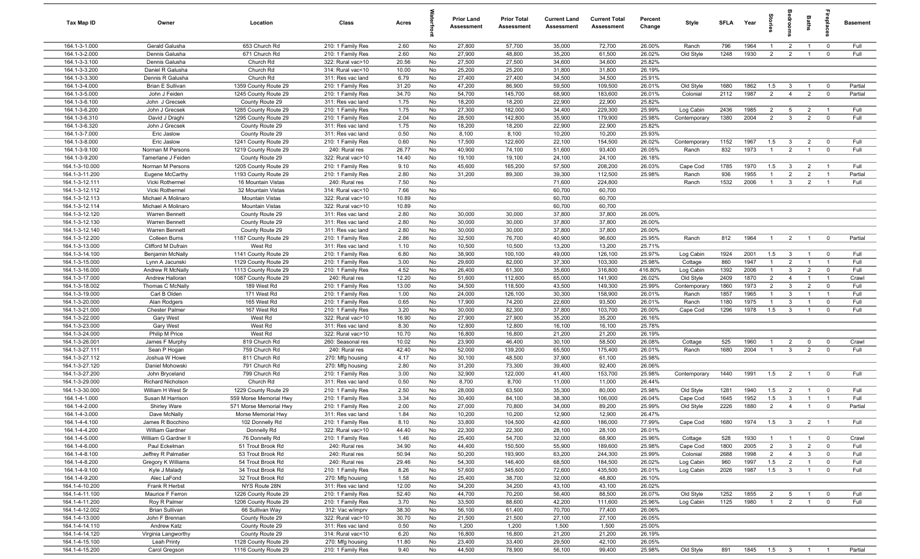| Tax Map ID | Owner | Location | Class | Acres | Waterfront | Prior Land Assessment | Prior Total Assessment | Current Land Assessment | Current Total Assessment | Percent Change | Style | SFLA | Year | Stories | Bedrooms | Baths | Fireplaces | Basement |
|---|---|---|---|---|---|---|---|---|---|---|---|---|---|---|---|---|---|---|
| 164.1-3-1.000 | Gerald Galusha | 653 Church Rd | 210: 1 Family Res | 2.60 | No | 27,800 | 57,700 | 35,000 | 72,700 | 26.00% | Ranch | 796 | 1964 | 1 | 2 | 1 | 0 | Full |
| 164.1-3-2.000 | Dennis Galusha | 671 Church Rd | 210: 1 Family Res | 2.60 | No | 27,900 | 48,800 | 35,200 | 61,500 | 26.02% | Old Style | 1248 | 1930 | 2 | 2 | 1 | 0 | Full |
| 164.1-3-3.100 | Dennis Galusha | Church Rd | 322: Rural vac>10 | 20.56 | No | 27,500 | 27,500 | 34,600 | 34,600 | 25.82% | | | | | | | | |
| 164.1-3-3.200 | Daniel R Galusha | Church Rd | 314: Rural vac<10 | 10.00 | No | 25,200 | 25,200 | 31,800 | 31,800 | 26.19% | | | | | | | | |
| 164.1-3-3.300 | Dennis R Galusha | Church Rd | 311: Res vac land | 6.79 | No | 27,400 | 27,400 | 34,500 | 34,500 | 25.91% | | | | | | | | |
| 164.1-3-4.000 | Brian E Sullivan | 1359 County Route 29 | 210: 1 Family Res | 31.20 | No | 47,200 | 86,900 | 59,500 | 109,500 | 26.01% | Old Style | 1680 | 1862 | 1.5 | 3 | 1 | 0 | Partial |
| 164.1-3-5.000 | John J Feiden | 1245 County Route 29 | 210: 1 Family Res | 34.70 | No | 54,700 | 145,700 | 68,900 | 183,600 | 26.01% | Colonial | 2112 | 1987 | 2 | 4 | 2 | 0 | Partial |
| 164.1-3-6.100 | John J Grecsek | County Route 29 | 311: Res vac land | 1.75 | No | 18,200 | 18,200 | 22,900 | 22,900 | 25.82% | | | | | | | | |
| 164.1-3-6.200 | John J Grecsek | 1285 County Route 29 | 210: 1 Family Res | 1.75 | No | 27,300 | 182,000 | 34,400 | 229,300 | 25.99% | Log Cabin | 2436 | 1985 | 2 | 5 | 2 | 1 | Full |
| 164.1-3-6.310 | David J Draghi | 1295 County Route 29 | 210: 1 Family Res | 2.04 | No | 28,500 | 142,800 | 35,900 | 179,900 | 25.98% | Contemporary | 1380 | 2004 | 2 | 3 | 2 | 0 | Full |
| 164.1-3-6.320 | John J Grecsek | County Route 29 | 311: Res vac land | 1.75 | No | 18,200 | 18,200 | 22,900 | 22,900 | 25.82% | | | | | | | | |
| 164.1-3-7.000 | Eric Jaslow | County Route 29 | 311: Res vac land | 0.50 | No | 8,100 | 8,100 | 10,200 | 10,200 | 25.93% | | | | | | | | |
| 164.1-3-8.000 | Eric Jaslow | 1241 County Route 29 | 210: 1 Family Res | 0.60 | No | 17,500 | 122,600 | 22,100 | 154,500 | 26.02% | Contemporary | 1152 | 1967 | 1.5 | 3 | 2 | 0 | Full |
| 164.1-3-9.100 | Norman M Persons | 1219 County Route 29 | 240: Rural res | 26.77 | No | 40,900 | 74,100 | 51,600 | 93,400 | 26.05% | Ranch | 832 | 1973 | 1 | 2 | 1 | 0 | Full |
| 164.1-3-9.200 | Tamerlane J Feiden | County Route 29 | 322: Rural vac>10 | 14.40 | No | 19,100 | 19,100 | 24,100 | 24,100 | 26.18% | | | | | | | | |
| 164.1-3-10.000 | Norman M Persons | 1205 County Route 29 | 210: 1 Family Res | 9.10 | No | 45,600 | 165,200 | 57,500 | 208,200 | 26.03% | Cape Cod | 1785 | 1970 | 1.5 | 3 | 2 | 1 | Full |
| 164.1-3-11.200 | Eugene McCarthy | 1193 County Route 29 | 210: 1 Family Res | 2.80 | No | 31,200 | 89,300 | 39,300 | 112,500 | 25.98% | Ranch | 936 | 1955 | 1 | 2 | 2 | 1 | Partial |
| 164.1-3-12.111 | Vicki Rothermel | 16 Mountain Vistas | 240: Rural res | 7.50 | No | | | 71,600 | 224,800 | | Ranch | 1532 | 2006 | 1 | 3 | 2 | 1 | Full |
| 164.1-3-12.112 | Vicki Rothermel | 32 Mountain Vistas | 314: Rural vac<10 | 7.66 | No | | | 60,700 | 60,700 | | | | | | | | | |
| 164.1-3-12.113 | Michael A Molinaro | Mountain Vistas | 322: Rural vac>10 | 10.89 | No | | | 60,700 | 60,700 | | | | | | | | | |
| 164.1-3-12.114 | Michael A Molinaro | Mountain Vistas | 322: Rural vac>10 | 10.89 | No | | | 60,700 | 60,700 | | | | | | | | | |
| 164.1-3-12.120 | Warren Bennett | County Route 29 | 311: Res vac land | 2.80 | No | 30,000 | 30,000 | 37,800 | 37,800 | 26.00% | | | | | | | | |
| 164.1-3-12.130 | Warren Bennett | County Route 29 | 311: Res vac land | 2.80 | No | 30,000 | 30,000 | 37,800 | 37,800 | 26.00% | | | | | | | | |
| 164.1-3-12.140 | Warren Bennett | County Route 29 | 311: Res vac land | 2.80 | No | 30,000 | 30,000 | 37,800 | 37,800 | 26.00% | | | | | | | | |
| 164.1-3-12.200 | Colleen Burns | 1187 County Route 29 | 210: 1 Family Res | 2.86 | No | 32,500 | 76,700 | 40,900 | 96,600 | 25.95% | Ranch | 812 | 1964 | 1 | 2 | 1 | 0 | Partial |
| 164.1-3-13.000 | Clifford M Dufrain | West Rd | 311: Res vac land | 1.10 | No | 10,500 | 10,500 | 13,200 | 13,200 | 25.71% | | | | | | | | |
| 164.1-3-14.100 | Benjamin McNally | 1141 County Route 29 | 210: 1 Family Res | 6.80 | No | 38,900 | 100,100 | 49,000 | 126,100 | 25.97% | Log Cabin | 1924 | 2001 | 1.5 | 3 | 1 | 0 | Full |
| 164.1-3-15.000 | Lynn A Jacunski | 1129 County Route 29 | 210: 1 Family Res | 3.00 | No | 29,600 | 82,000 | 37,300 | 103,300 | 25.98% | Cottage | 860 | 1947 | 1 | 2 | 1 | 1 | Full |
| 164.1-3-16.000 | Andrew R McNally | 1113 County Route 29 | 210: 1 Family Res | 4.52 | No | 26,400 | 61,300 | 35,600 | 316,800 | 416.80% | Log Cabin | 1392 | 2006 | 1 | 3 | 2 | 0 | Full |
| 164.1-3-17.000 | Andrew Halloran | 1087 County Route 29 | 240: Rural res | 12.20 | No | 51,600 | 112,600 | 65,000 | 141,900 | 26.02% | Old Style | 2409 | 1870 | 2 | 4 | 1 | 1 | Crawl |
| 164.1-3-18.002 | Thomas C McNally | 189 West Rd | 210: 1 Family Res | 13.00 | No | 34,500 | 118,500 | 43,500 | 149,300 | 25.99% | Contemporary | 1860 | 1973 | 2 | 3 | 2 | 0 | Full |
| 164.1-3-19.000 | Carl B Olden | 171 West Rd | 210: 1 Family Res | 1.00 | No | 24,000 | 126,100 | 30,300 | 158,900 | 26.01% | Ranch | 1857 | 1965 | 1 | 3 | 1 | 1 | Full |
| 164.1-3-20.000 | Alan Rodgers | 165 West Rd | 210: 1 Family Res | 0.65 | No | 17,900 | 74,200 | 22,600 | 93,500 | 26.01% | Ranch | 1180 | 1975 | 1 | 3 | 1 | 0 | Full |
| 164.1-3-21.000 | Chester Palmer | 167 West Rd | 210: 1 Family Res | 3.20 | No | 30,000 | 82,300 | 37,800 | 103,700 | 26.00% | Cape Cod | 1296 | 1978 | 1.5 | 3 | 1 | 0 | Full |
| 164.1-3-22.000 | Gary West | West Rd | 322: Rural vac>10 | 16.90 | No | 27,900 | 27,900 | 35,200 | 35,200 | 26.16% | | | | | | | | |
| 164.1-3-23.000 | Gary West | West Rd | 311: Res vac land | 8.30 | No | 12,800 | 12,800 | 16,100 | 16,100 | 25.78% | | | | | | | | |
| 164.1-3-24.000 | Philip M Price | West Rd | 322: Rural vac>10 | 10.70 | No | 16,800 | 16,800 | 21,200 | 21,200 | 26.19% | | | | | | | | |
| 164.1-3-26.001 | James F Murphy | 819 Church Rd | 260: Seasonal res | 10.02 | No | 23,900 | 46,400 | 30,100 | 58,500 | 26.08% | Cottage | 525 | 1960 | 1 | 2 | 0 | 0 | Crawl |
| 164.1-3-27.111 | Sean P Hogan | 759 Church Rd | 240: Rural res | 42.40 | No | 52,000 | 139,200 | 65,500 | 175,400 | 26.01% | Ranch | 1680 | 2004 | 1 | 3 | 2 | 0 | Full |
| 164.1-3-27.112 | Joshua W Howe | 811 Church Rd | 270: Mfg housing | 4.17 | No | 30,100 | 48,500 | 37,900 | 61,100 | 25.98% | | | | | | | | |
| 164.1-3-27.120 | Daniel Mohowski | 791 Church Rd | 270: Mfg housing | 2.80 | No | 31,200 | 73,300 | 39,400 | 92,400 | 26.06% | | | | | | | | |
| 164.1-3-27.200 | John Bryceland | 799 Church Rd | 210: 1 Family Res | 3.00 | No | 32,900 | 122,000 | 41,400 | 153,700 | 25.98% | Contemporary | 1440 | 1991 | 1.5 | 2 | 1 | 0 | Full |
| 164.1-3-29.000 | Richard Nicholson | Church Rd | 311: Res vac land | 0.50 | No | 8,700 | 8,700 | 11,000 | 11,000 | 26.44% | | | | | | | | |
| 164.1-3-30.000 | William H West Sr | 1229 County Route 29 | 210: 1 Family Res | 2.50 | No | 28,000 | 63,500 | 35,300 | 80,000 | 25.98% | Old Style | 1281 | 1940 | 1.5 | 2 | 1 | 0 | Full |
| 164.1-4-1.000 | Susan M Harrison | 559 Morse Memorial Hwy | 210: 1 Family Res | 3.34 | No | 30,400 | 84,100 | 38,300 | 106,000 | 26.04% | Cape Cod | 1645 | 1952 | 1.5 | 3 | 1 | 1 | Full |
| 164.1-4-2.000 | Shirley Ware | 571 Morse Memorial Hwy | 210: 1 Family Res | 2.00 | No | 27,000 | 70,800 | 34,000 | 89,200 | 25.99% | Old Style | 2226 | 1880 | 2 | 4 | 1 | 0 | Partial |
| 164.1-4-3.000 | Dave McNally | Morse Memorial Hwy | 311: Res vac land | 1.84 | No | 10,200 | 10,200 | 12,900 | 12,900 | 26.47% | | | | | | | | |
| 164.1-4-4.100 | James R Bocchino | 102 Donnelly Rd | 210: 1 Family Res | 8.10 | No | 33,800 | 104,500 | 42,600 | 186,000 | 77.99% | Cape Cod | 1680 | 1974 | 1.5 | 3 | 2 | 1 | Full |
| 164.1-4-4.200 | William Gardner | Donnelly Rd | 322: Rural vac>10 | 44.40 | No | 22,300 | 22,300 | 28,100 | 28,100 | 26.01% | | | | | | | | |
| 164.1-4-5.000 | William G Gardner II | 76 Donnelly Rd | 210: 1 Family Res | 1.46 | No | 25,400 | 54,700 | 32,000 | 68,900 | 25.96% | Cottage | 528 | 1930 | 1 | 1 | 1 | 0 | Crawl |
| 164.1-4-6.000 | Paul Eckelman | 51 Trout Brook Rd | 240: Rural res | 34.90 | No | 44,400 | 150,500 | 55,900 | 189,600 | 25.98% | Cape Cod | 1800 | 2005 | 2 | 3 | 2 | 0 | Full |
| 164.1-4-8.100 | Jeffrey R Palmatier | 53 Trout Brook Rd | 240: Rural res | 50.94 | No | 50,200 | 193,900 | 63,200 | 244,300 | 25.99% | Colonial | 2688 | 1998 | 2 | 4 | 3 | 0 | Full |
| 164.1-4-8.200 | Gregory K Williams | 54 Trout Brook Rd | 240: Rural res | 29.46 | No | 54,300 | 146,400 | 68,500 | 184,500 | 26.02% | Log Cabin | 960 | 1997 | 1.5 | 2 | 1 | 0 | Full |
| 164.1-4-9.100 | Kyle J Malady | 34 Trout Brook Rd | 210: 1 Family Res | 8.26 | No | 57,600 | 345,600 | 72,600 | 435,500 | 26.01% | Log Cabin | 2026 | 1987 | 1.5 | 3 | 1 | 0 | Full |
| 164.1-4-9.200 | Alec LaFond | 32 Trout Brook Rd | 270: Mfg housing | 1.58 | No | 25,400 | 38,700 | 32,000 | 48,800 | 26.10% | | | | | | | | |
| 164.1-4-10.200 | Frank R Herbst | NYS Route 28N | 311: Res vac land | 12.00 | No | 34,200 | 34,200 | 43,100 | 43,100 | 26.02% | | | | | | | | |
| 164.1-4-11.100 | Maurice F Ferron | 1226 County Route 29 | 210: 1 Family Res | 52.40 | No | 44,700 | 70,200 | 56,400 | 88,500 | 26.07% | Old Style | 1252 | 1855 | 2 | 5 | 1 | 0 | Full |
| 164.1-4-11.200 | Roy R Palmer | 1206 County Route 29 | 210: 1 Family Res | 3.70 | No | 33,500 | 88,600 | 42,200 | 111,600 | 25.96% | Log Cabin | 1125 | 1980 | 1 | 2 | 1 | 0 | Full |
| 164.1-4-12.002 | Brian Sullivan | 66 Sullivan Way | 312: Vac w/imprv | 38.30 | No | 56,100 | 61,400 | 70,700 | 77,400 | 26.06% | | | | | | | | |
| 164.1-4-13.000 | John F Brennan | County Route 29 | 322: Rural vac>10 | 30.70 | No | 21,500 | 21,500 | 27,100 | 27,100 | 26.05% | | | | | | | | |
| 164.1-4-14.110 | Andrew Katz | County Route 29 | 311: Res vac land | 0.50 | No | 1,200 | 1,200 | 1,500 | 1,500 | 25.00% | | | | | | | | |
| 164.1-4-14.120 | Virginia Langworthy | County Route 29 | 314: Rural vac<10 | 6.20 | No | 16,800 | 16,800 | 21,200 | 21,200 | 26.19% | | | | | | | | |
| 164.1-4-15.100 | Leah Printy | 1128 County Route 29 | 270: Mfg housing | 11.80 | No | 23,400 | 33,400 | 29,500 | 42,100 | 26.05% | | | | | | | | |
| 164.1-4-15.200 | Carol Gregson | 1116 County Route 29 | 210: 1 Family Res | 9.40 | No | 44,500 | 78,900 | 56,100 | 99,400 | 25.98% | Old Style | 891 | 1845 | 1.5 | 3 | 1 | 1 | Partial |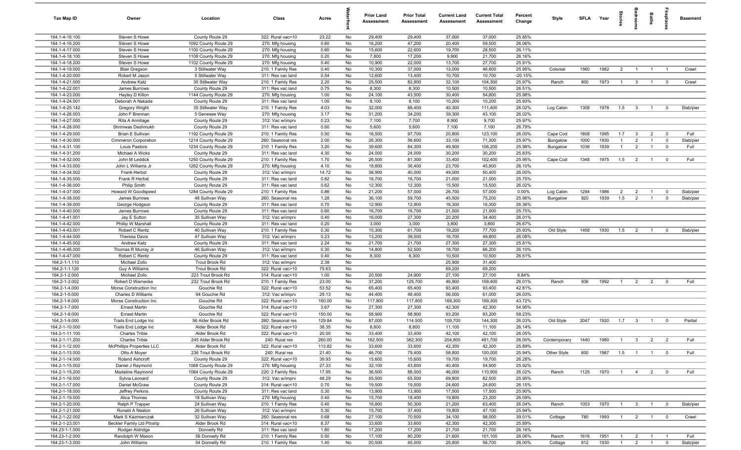| Tax Map ID | Owner | Location | Class | Acres | Waterfront | Prior Land Assessment | Prior Total Assessment | Current Land Assessment | Current Total Assessment | Percent Change | Style | SFLA | Year | Stories | Bedrooms | Baths | Fireplaces | Basement |
|---|---|---|---|---|---|---|---|---|---|---|---|---|---|---|---|---|---|---|
| 164.1-4-16.100 | Steven S Howe | County Route 29 | 322: Rural vac>10 | 23.22 | No | 29,400 | 29,400 | 37,000 | 37,000 | 25.85% | | | | | | | | |
| 164.1-4-16.200 | Steven S Howe | 1092 County Route 29 | 270: Mfg housing | 0.60 | No | 16,200 | 47,200 | 20,400 | 59,500 | 26.06% | | | | | | | | |
| 164.1-4-17.000 | Steven S Howe | 1100 County Route 29 | 270: Mfg housing | 0.60 | No | 15,600 | 22,600 | 19,700 | 28,500 | 26.11% | | | | | | | | |
| 164.1-4-18.100 | Steven S Howe | 1108 County Route 29 | 270: Mfg housing | 0.20 | No | 7,800 | 17,200 | 9,900 | 21,700 | 26.16% | | | | | | | | |
| 164.1-4-18.200 | Steven S Howe | 1102 County Route 29 | 270: Mfg housing | 0.40 | No | 10,900 | 22,000 | 13,700 | 27,700 | 25.91% | | | | | | | | |
| 164.1-4-19.000 | Blair Gregson | 3 Stillwater Way | 210: 1 Family Res | 0.40 | No | 10,300 | 37,000 | 13,000 | 46,600 | 25.95% | Colonial | 1560 | 1982 | 2 | 1 | 1 | 1 | Crawl |
| 164.1-4-20.000 | Robert M Jason | 5 Stillwater Way | 311: Res vac land | 0.54 | No | 12,600 | 13,400 | 10,700 | 10,700 | -20.15% | | | | | | | | |
| 164.1-4-21.000 | Andrew Katz | 30 Stillwater Way | 210: 1 Family Res | 2.20 | No | 25,500 | 82,800 | 32,100 | 104,300 | 25.97% | Ranch | 800 | 1973 | 1 | 3 | 1 | 0 | Crawl |
| 164.1-4-22.001 | James Burrows | County Route 29 | 311: Res vac land | 0.75 | No | 8,300 | 8,300 | 10,500 | 10,500 | 26.51% | | | | | | | | |
| 164.1-4-23.000 | Hayley D Killon | 1144 County Route 29 | 270: Mfg housing | 1.00 | No | 24,100 | 43,500 | 30,400 | 54,800 | 25.98% | | | | | | | | |
| 164.1-4-24.001 | Deborah A Nakada | County Route 29 | 311: Res vac land | 1.00 | No | 8,100 | 8,100 | 10,200 | 10,200 | 25.93% | | | | | | | | |
| 164.1-4-25.142 | Gregory Wright | 35 Stillwater Way | 210: 1 Family Res | 4.03 | No | 32,000 | 88,400 | 40,300 | 111,400 | 26.02% | Log Cabin | 1308 | 1978 | 1.5 | 3 | 1 | 0 | Slab/pier |
| 164.1-4-26.003 | John F Brennan | 5 Genesee Way | 270: Mfg housing | 3.17 | No | 31,200 | 34,200 | 39,300 | 43,100 | 26.02% | | | | | | | | |
| 164.1-4-27.000 | Rita A Armitage | County Route 29 | 312: Vac w/imprv | 0.23 | No | 7,100 | 7,700 | 8,900 | 9,700 | 25.97% | | | | | | | | |
| 164.1-4-28.000 | Shriniwas Deshmukh | County Route 29 | 311: Res vac land | 0.60 | No | 5,600 | 5,600 | 7,100 | 7,100 | 26.79% | | | | | | | | |
| 164.1-4-29.000 | Brian E Sullivan | 1192 County Route 29 | 210: 1 Family Res | 0.50 | No | 16,500 | 97,700 | 20,800 | 123,100 | 26.00% | Cape Cod | 1808 | 1995 | 1.7 | 3 | 2 | 0 | Full |
| 164.1-4-30.000 | Cimmeron Corporation | 1214 County Route 29 | 260: Seasonal res | 2.00 | No | 26,300 | 56,600 | 33,100 | 71,300 | 25.97% | Bungalow | 1000 | 1930 | 1 | 2 | 1 | 0 | Slab/pier |
| 164.1-4-31.100 | Louis Pastore | 1234 County Route 29 | 210: 1 Family Res | 3.20 | No | 39,600 | 84,300 | 49,900 | 106,200 | 25.98% | Bungalow | 1036 | 1939 | 1 | 2 | 1 | 0 | Full |
| 164.1-4-31.200 | Michael A Wicks | County Route 29 | 311: Res vac land | 4.30 | No | 24,000 | 24,000 | 30,200 | 30,200 | 25.83% | | | | | | | | |
| 164.1-4-32.000 | John M Leddick | 1250 County Route 29 | 210: 1 Family Res | 1.70 | No | 26,500 | 81,300 | 33,400 | 102,400 | 25.95% | Cape Cod | 1348 | 1975 | 1.5 | 2 | 1 | 0 | Full |
| 164.1-4-33.000 | John L Williams Jr | 1262 County Route 29 | 270: Mfg housing | 4.10 | No | 18,800 | 36,400 | 23,700 | 45,900 | 26.10% | | | | | | | | |
| 164.1-4-34.002 | Frank Herbst | County Route 29 | 312: Vac w/imprv | 14.72 | No | 38,900 | 40,000 | 49,000 | 50,400 | 26.00% | | | | | | | | |
| 164.1-4-35.000 | Frank R Herbst | County Route 29 | 311: Res vac land | 0.82 | No | 16,700 | 16,700 | 21,000 | 21,000 | 25.75% | | | | | | | | |
| 164.1-4-36.000 | Philip Smith | County Route 29 | 311: Res vac land | 0.62 | No | 12,300 | 12,300 | 15,500 | 15,500 | 26.02% | | | | | | | | |
| 164.1-4-37.000 | Howard W Goodspeed | 1284 County Route 29 | 210: 1 Family Res | 0.86 | No | 21,200 | 57,000 | 26,700 | 57,000 | 0.00% | Log Cabin | 1294 | 1986 | 2 | 2 | 1 | 0 | Slab/pier |
| 164.1-4-38.000 | James Burrows | 48 Sullivan Way | 260: Seasonal res | 1.28 | No | 36,100 | 59,700 | 45,500 | 75,200 | 25.96% | Bungalow | 920 | 1939 | 1.5 | 2 | 1 | 0 | Slab/pier |
| 164.1-4-39.000 | George Hodgson | County Route 29 | 311: Res vac land | 0.70 | No | 12,900 | 12,900 | 16,300 | 16,300 | 26.36% | | | | | | | | |
| 164.1-4-40.000 | James Burrows | County Route 29 | 311: Res vac land | 0.60 | No | 16,700 | 16,700 | 21,000 | 21,000 | 25.75% | | | | | | | | |
| 164.1-4-41.001 | Jay E Sutton | 35 Sullivan Way | 312: Vac w/imprv | 0.40 | No | 16,000 | 27,300 | 20,200 | 34,400 | 26.01% | | | | | | | | |
| 164.1-4-42.000 | Phillip W Marshall | County Route 29 | 311: Res vac land | 0.20 | No | 3,000 | 3,000 | 3,800 | 3,800 | 26.67% | | | | | | | | |
| 164.1-4-43.001 | Robert C Rentz | 40 Sullivan Way | 210: 1 Family Res | 0.30 | No | 15,300 | 61,700 | 19,200 | 77,700 | 25.93% | Old Style | 1458 | 1930 | 1.5 | 2 | 1 | 0 | Slab/pier |
| 164.1-4-44.000 | Theresa Davis | 47 Sullivan Way | 312: Vac w/imprv | 0.23 | No | 13,200 | 39,500 | 16,700 | 49,800 | 26.08% | | | | | | | | |
| 164.1-4-45.002 | Andrew Katz | County Route 29 | 311: Res vac land | 2.24 | No | 21,700 | 21,700 | 27,300 | 27,300 | 25.81% | | | | | | | | |
| 164.1-4-46.000 | Thomas R Murray Jr | 46 Sullivan Way | 312: Vac w/imprv | 0.30 | No | 14,800 | 52,500 | 18,700 | 66,200 | 26.10% | | | | | | | | |
| 164.1-4-47.000 | Robert C Rentz | County Route 29 | 311: Res vac land | 0.40 | No | 8,300 | 8,300 | 10,500 | 10,500 | 26.51% | | | | | | | | |
| 164.2-1-1.110 | Michael Zollo | Trout Brook Rd | 312: Vac w/imprv | 2.38 | No | | | 25,900 | 31,400 | | | | | | | | | |
| 164.2-1-1.120 | Guy A Williams | Trout Brook Rd | 322: Rural vac>10 | 75.63 | No | | | 69,200 | 69,200 | | | | | | | | | |
| 164.2-1-2.000 | Michael Zollo | 223 Trout Brook Rd | 314: Rural vac<10 | 1.00 | No | 20,500 | 24,900 | 27,100 | 27,100 | 8.84% | | | | | | | | |
| 164.2-1-3.002 | Robert D Warnecke | 232 Trout Brook Rd | 210: 1 Family Res | 23.00 | No | 37,200 | 125,700 | 46,900 | 158,400 | 26.01% | Ranch | 936 | 1992 | 1 | 2 | 2 | 0 | Full |
| 164.2-1-4.000 | Morse Construction Inc | Gouchie Rd | 322: Rural vac>10 | 53.52 | No | 65,400 | 65,400 | 93,400 | 93,400 | 42.81% | | | | | | | | |
| 164.2-1-5.000 | Charles D Williams | 94 Gouchie Rd | 312: Vac w/imprv | 29.13 | No | 44,400 | 48,400 | 56,000 | 61,000 | 26.03% | | | | | | | | |
| 164.2-1-6.000 | Morse Construction Inc | Gouchie Rd | 322: Rural vac>10 | 160.00 | No | 117,800 | 117,800 | 169,300 | 169,300 | 43.72% | | | | | | | | |
| 164.2-1-7.000 | Ernest Martin | Gouchie Rd | 314: Rural vac<10 | 3.67 | No | 27,300 | 27,300 | 42,300 | 42,300 | 54.95% | | | | | | | | |
| 164.2-1-8.000 | Ernest Martin | Gouchie Rd | 322: Rural vac>10 | 150.00 | No | 58,900 | 58,900 | 93,200 | 93,200 | 58.23% | | | | | | | | |
| 164.2-1-9.000 | Trails End Lodge Inc | 56 Alder Brook Rd | 260: Seasonal res | 129.84 | No | 87,000 | 114,500 | 109,700 | 144,300 | 26.03% | Old Style | 2047 | 1920 | 1.7 | 3 | 1 | 0 | Partial |
| 164.2-1-10.000 | Trails End Lodge Inc | Alder Brook Rd | 322: Rural vac>10 | 38.35 | No | 8,800 | 8,800 | 11,100 | 11,100 | 26.14% | | | | | | | | |
| 164.2-1-11.100 | Charles Tribie | Alder Brook Rd | 322: Rural vac>10 | 20.00 | No | 33,400 | 33,400 | 42,100 | 42,100 | 26.05% | | | | | | | | |
| 164.2-1-11.200 | Charles Tribie | 245 Alder Brook Rd | 240: Rural res | 260.00 | No | 162,500 | 382,300 | 204,800 | 481,700 | 26.00% | Contemporary | 1440 | 1980 | 1 | 3 | 2 | 2 | Full |
| 164.2-1-12.000 | McPhillips Properties LLC | Alder Brook Rd | 322: Rural vac>10 | 113.82 | No | 33,600 | 33,600 | 42,300 | 42,300 | 25.89% | | | | | | | | |
| 164.2-1-13.000 | Otto A Moyer | 236 Trout Brook Rd | 240: Rural res | 21.40 | No | 46,700 | 79,400 | 58,800 | 100,000 | 25.94% | Other Style | 600 | 1987 | 1.5 | 1 | 1 | 0 | Full |
| 164.2-1-14.000 | Roland Ashcroft | County Route 29 | 322: Rural vac>10 | 39.93 | No | 15,600 | 15,600 | 19,700 | 19,700 | 26.28% | | | | | | | | |
| 164.2-1-15.002 | Daniel J Raymond | 1068 County Route 29 | 270: Mfg housing | 27.33 | No | 32,100 | 43,600 | 40,400 | 54,900 | 25.92% | | | | | | | | |
| 164.2-1-15.200 | Madeline Raymond | 1084 County Route 29 | 220: 2 Family Res | 17.95 | No | 36,500 | 88,000 | 46,000 | 110,900 | 26.02% | Ranch | 1125 | 1970 | 1 | 4 | 2 | 0 | Full |
| 164.2-1-16.000 | Sylvia Leonard | County Route 29 | 312: Vac w/imprv | 48.29 | No | 55,500 | 65,500 | 69,900 | 82,500 | 25.95% | | | | | | | | |
| 164.2-1-17.000 | Daniel McGraw | County Route 29 | 314: Rural vac<10 | 0.70 | No | 19,500 | 19,500 | 24,600 | 24,600 | 26.15% | | | | | | | | |
| 164.2-1-18.000 | Jeffrey Perkins | County Route 29 | 311: Res vac land | 0.30 | No | 13,900 | 13,900 | 17,500 | 17,500 | 25.90% | | | | | | | | |
| 164.2-1-19.000 | Alica Thomas | 18 Sullivan Way | 270: Mfg housing | 0.40 | No | 15,700 | 18,400 | 19,800 | 23,200 | 26.09% | | | | | | | | |
| 164.2-1-20.000 | Ralph P Trapper | 24 Sullivan Way | 210: 1 Family Res | 0.40 | No | 16,800 | 50,300 | 21,200 | 63,400 | 26.04% | Ranch | 1053 | 1970 | 1 | 3 | 1 | 0 | Slab/pier |
| 164.2-1-21.000 | Ronald A Neaton | 26 Sullivan Way | 312: Vac w/imprv | 0.30 | No | 15,700 | 37,400 | 19,800 | 47,100 | 25.94% | | | | | | | | |
| 164.2-1-22.002 | Mark S Kazmierczak | 32 Sullivan Way | 260: Seasonal res | 0.68 | No | 27,100 | 70,500 | 34,100 | 98,000 | 39.01% | Cottage | 780 | 1993 | 1 | 2 | 1 | 0 | Crawl |
| 164.2-1-23.001 | Beckler Family Ltd Ptnshp | Alder Brook Rd | 314: Rural vac<10 | 8.37 | No | 33,600 | 33,600 | 42,300 | 42,300 | 25.89% | | | | | | | | |
| 164.23-1-1.000 | Rodger Aldridge | Donnelly Rd | 311: Res vac land | 1.80 | No | 17,200 | 17,200 | 21,700 | 21,700 | 26.16% | | | | | | | | |
| 164.23-1-2.000 | Randolph W Mason | 56 Donnelly Rd | 210: 1 Family Res | 0.50 | No | 17,100 | 80,200 | 21,600 | 101,100 | 26.06% | Ranch | 1616 | 1951 | 1 | 2 | 1 | 1 | Full |
| 164.23-1-3.000 | John Williams | 54 Donnelly Rd | 210: 1 Family Res | 1.40 | No | 20,500 | 45,000 | 25,800 | 56,700 | 26.00% | Cottage | 812 | 1930 | 1 | 2 | 1 | 0 | Slab/pier |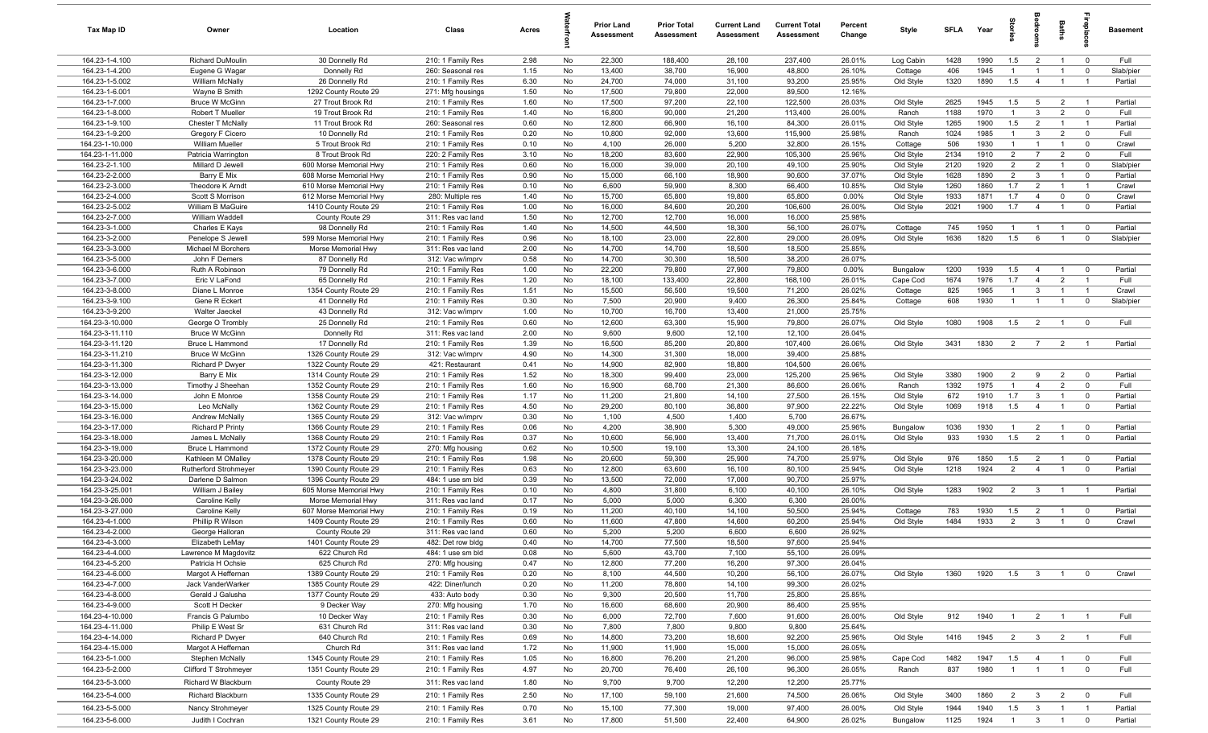| Tax Map ID | Owner | Location | Class | Acres | Waterfront | Prior Land Assessment | Prior Total Assessment | Current Land Assessment | Current Total Assessment | Percent Change | Style | SFLA | Year | Stories | Bedrooms | Baths | Fireplaces | Basement |
|---|---|---|---|---|---|---|---|---|---|---|---|---|---|---|---|---|---|---|
| 164.23-1-4.100 | Richard DuMoulin | 30 Donnelly Rd | 210: 1 Family Res | 2.98 | No | 22,300 | 188,400 | 28,100 | 237,400 | 26.01% | Log Cabin | 1428 | 1990 | 1.5 | 2 | 1 | 0 | Full |
| 164.23-1-4.200 | Eugene G Wagar | Donnelly Rd | 260: Seasonal res | 1.15 | No | 13,400 | 38,700 | 16,900 | 48,800 | 26.10% | Cottage | 406 | 1945 | 1 | 1 | 1 | 0 | Slab/pier |
| 164.23-1-5.002 | William McNally | 26 Donnelly Rd | 210: 1 Family Res | 6.30 | No | 24,700 | 74,000 | 31,100 | 93,200 | 25.95% | Old Style | 1320 | 1890 | 1.5 | 4 | 1 | 1 | Partial |
| 164.23-1-6.001 | Wayne B Smith | 1292 County Route 29 | 271: Mfg housings | 1.50 | No | 17,500 | 79,800 | 22,000 | 89,500 | 12.16% | | | | | | | | |
| 164.23-1-7.000 | Bruce W McGinn | 27 Trout Brook Rd | 210: 1 Family Res | 1.60 | No | 17,500 | 97,200 | 22,100 | 122,500 | 26.03% | Old Style | 2625 | 1945 | 1.5 | 5 | 2 | 1 | Partial |
| 164.23-1-8.000 | Robert T Mueller | 19 Trout Brook Rd | 210: 1 Family Res | 1.40 | No | 16,800 | 90,000 | 21,200 | 113,400 | 26.00% | Ranch | 1188 | 1970 | 1 | 3 | 2 | 0 | Full |
| 164.23-1-9.100 | Chester T McNally | 11 Trout Brook Rd | 260: Seasonal res | 0.60 | No | 12,800 | 66,900 | 16,100 | 84,300 | 26.01% | Old Style | 1265 | 1900 | 1.5 | 2 | 1 | 1 | Partial |
| 164.23-1-9.200 | Gregory F Cicero | 10 Donnelly Rd | 210: 1 Family Res | 0.20 | No | 10,800 | 92,000 | 13,600 | 115,900 | 25.98% | Ranch | 1024 | 1985 | 1 | 3 | 2 | 0 | Full |
| 164.23-1-10.000 | William Mueller | 5 Trout Brook Rd | 210: 1 Family Res | 0.10 | No | 4,100 | 26,000 | 5,200 | 32,800 | 26.15% | Cottage | 506 | 1930 | 1 | 1 | 1 | 0 | Crawl |
| 164.23-1-11.000 | Patricia Warrington | 8 Trout Brook Rd | 220: 2 Family Res | 3.10 | No | 18,200 | 83,600 | 22,900 | 105,300 | 25.96% | Old Style | 2134 | 1910 | 2 | 7 | 2 | 0 | Full |
| 164.23-2-1.100 | Millard D Jewell | 600 Morse Memorial Hwy | 210: 1 Family Res | 0.60 | No | 16,000 | 39,000 | 20,100 | 49,100 | 25.90% | Old Style | 2120 | 1920 | 2 | 2 | 1 | 0 | Slab/pier |
| 164.23-2-2.000 | Barry E Mix | 608 Morse Memorial Hwy | 210: 1 Family Res | 0.90 | No | 15,000 | 66,100 | 18,900 | 90,600 | 37.07% | Old Style | 1628 | 1890 | 2 | 3 | 1 | 0 | Partial |
| 164.23-2-3.000 | Theodore K Arndt | 610 Morse Memorial Hwy | 210: 1 Family Res | 0.10 | No | 6,600 | 59,900 | 8,300 | 66,400 | 10.85% | Old Style | 1260 | 1860 | 1.7 | 2 | 1 | 1 | Crawl |
| 164.23-2-4.000 | Scott S Morrison | 612 Morse Memorial Hwy | 280: Multiple res | 1.40 | No | 15,700 | 65,800 | 19,800 | 65,800 | 0.00% | Old Style | 1933 | 1871 | 1.7 | 4 | 0 | 0 | Crawl |
| 164.23-2-5.002 | William B MaGuire | 1410 County Route 29 | 210: 1 Family Res | 1.00 | No | 16,000 | 84,600 | 20,200 | 106,600 | 26.00% | Old Style | 2021 | 1900 | 1.7 | 4 | 1 | 0 | Partial |
| 164.23-2-7.000 | William Waddell | County Route 29 | 311: Res vac land | 1.50 | No | 12,700 | 12,700 | 16,000 | 16,000 | 25.98% | | | | | | | | |
| 164.23-3-1.000 | Charles E Kays | 98 Donnelly Rd | 210: 1 Family Res | 1.40 | No | 14,500 | 44,500 | 18,300 | 56,100 | 26.07% | Cottage | 745 | 1950 | 1 | 1 | 1 | 0 | Partial |
| 164.23-3-2.000 | Penelope S Jewell | 599 Morse Memorial Hwy | 210: 1 Family Res | 0.96 | No | 18,100 | 23,000 | 22,800 | 29,000 | 26.09% | Old Style | 1636 | 1820 | 1.5 | 6 | 1 | 0 | Slab/pier |
| 164.23-3-3.000 | Michael M Borchers | Morse Memorial Hwy | 311: Res vac land | 2.00 | No | 14,700 | 14,700 | 18,500 | 18,500 | 25.85% | | | | | | | | |
| 164.23-3-5.000 | John F Demers | 87 Donnelly Rd | 312: Vac w/imprv | 0.58 | No | 14,700 | 30,300 | 18,500 | 38,200 | 26.07% | | | | | | | | |
| 164.23-3-6.000 | Ruth A Robinson | 79 Donnelly Rd | 210: 1 Family Res | 1.00 | No | 22,200 | 79,800 | 27,900 | 79,800 | 0.00% | Bungalow | 1200 | 1939 | 1.5 | 4 | 1 | 0 | Partial |
| 164.23-3-7.000 | Eric V LaFond | 65 Donnelly Rd | 210: 1 Family Res | 1.20 | No | 18,100 | 133,400 | 22,800 | 168,100 | 26.01% | Cape Cod | 1674 | 1976 | 1.7 | 4 | 2 | 1 | Full |
| 164.23-3-8.000 | Diane L Monroe | 1354 County Route 29 | 210: 1 Family Res | 1.51 | No | 15,500 | 56,500 | 19,500 | 71,200 | 26.02% | Cottage | 825 | 1965 | 1 | 3 | 1 | 1 | Crawl |
| 164.23-3-9.100 | Gene R Eckert | 41 Donnelly Rd | 210: 1 Family Res | 0.30 | No | 7,500 | 20,900 | 9,400 | 26,300 | 25.84% | Cottage | 608 | 1930 | 1 | 1 | 1 | 0 | Slab/pier |
| 164.23-3-9.200 | Walter Jaeckel | 43 Donnelly Rd | 312: Vac w/imprv | 1.00 | No | 10,700 | 16,700 | 13,400 | 21,000 | 25.75% | | | | | | | | |
| 164.23-3-10.000 | George O Trombly | 25 Donnelly Rd | 210: 1 Family Res | 0.60 | No | 12,600 | 63,300 | 15,900 | 79,800 | 26.07% | Old Style | 1080 | 1908 | 1.5 | 2 | 1 | 0 | Full |
| 164.23-3-11.110 | Bruce W McGinn | Donnelly Rd | 311: Res vac land | 2.00 | No | 9,600 | 9,600 | 12,100 | 12,100 | 26.04% | | | | | | | | |
| 164.23-3-11.120 | Bruce L Hammond | 17 Donnelly Rd | 210: 1 Family Res | 1.39 | No | 16,500 | 85,200 | 20,800 | 107,400 | 26.06% | Old Style | 3431 | 1830 | 2 | 7 | 2 | 1 | Partial |
| 164.23-3-11.210 | Bruce W McGinn | 1326 County Route 29 | 312: Vac w/imprv | 4.90 | No | 14,300 | 31,300 | 18,000 | 39,400 | 25.88% | | | | | | | | |
| 164.23-3-11.300 | Richard P Dwyer | 1322 County Route 29 | 421: Restaurant | 0.41 | No | 14,900 | 82,900 | 18,800 | 104,500 | 26.06% | | | | | | | | |
| 164.23-3-12.000 | Barry E Mix | 1314 County Route 29 | 210: 1 Family Res | 1.52 | No | 18,300 | 99,400 | 23,000 | 125,200 | 25.96% | Old Style | 3380 | 1900 | 2 | 9 | 2 | 0 | Partial |
| 164.23-3-13.000 | Timothy J Sheehan | 1352 County Route 29 | 210: 1 Family Res | 1.60 | No | 16,900 | 68,700 | 21,300 | 86,600 | 26.06% | Ranch | 1392 | 1975 | 1 | 4 | 2 | 0 | Full |
| 164.23-3-14.000 | John E Monroe | 1358 County Route 29 | 210: 1 Family Res | 1.17 | No | 11,200 | 21,800 | 14,100 | 27,500 | 26.15% | Old Style | 672 | 1910 | 1.7 | 3 | 1 | 0 | Partial |
| 164.23-3-15.000 | Leo McNally | 1362 County Route 29 | 210: 1 Family Res | 4.50 | No | 29,200 | 80,100 | 36,800 | 97,900 | 22.22% | Old Style | 1069 | 1918 | 1.5 | 4 | 1 | 0 | Partial |
| 164.23-3-16.000 | Andrew McNally | 1365 County Route 29 | 312: Vac w/imprv | 0.30 | No | 1,100 | 4,500 | 1,400 | 5,700 | 26.67% | | | | | | | | |
| 164.23-3-17.000 | Richard P Printy | 1366 County Route 29 | 210: 1 Family Res | 0.06 | No | 4,200 | 38,900 | 5,300 | 49,000 | 25.96% | Bungalow | 1036 | 1930 | 1 | 2 | 1 | 0 | Partial |
| 164.23-3-18.000 | James L McNally | 1368 County Route 29 | 210: 1 Family Res | 0.37 | No | 10,600 | 56,900 | 13,400 | 71,700 | 26.01% | Old Style | 933 | 1930 | 1.5 | 2 | 1 | 0 | Partial |
| 164.23-3-19.000 | Bruce L Hammond | 1372 County Route 29 | 270: Mfg housing | 0.62 | No | 10,500 | 19,100 | 13,300 | 24,100 | 26.18% | | | | | | | | |
| 164.23-3-20.000 | Kathleen M OMalley | 1378 County Route 29 | 210: 1 Family Res | 1.98 | No | 20,600 | 59,300 | 25,900 | 74,700 | 25.97% | Old Style | 976 | 1850 | 1.5 | 2 | 1 | 0 | Partial |
| 164.23-3-23.000 | Rutherford Strohmeyer | 1390 County Route 29 | 210: 1 Family Res | 0.63 | No | 12,800 | 63,600 | 16,100 | 80,100 | 25.94% | Old Style | 1218 | 1924 | 2 | 4 | 1 | 0 | Partial |
| 164.23-3-24.002 | Darlene D Salmon | 1396 County Route 29 | 484: 1 use sm bld | 0.39 | No | 13,500 | 72,000 | 17,000 | 90,700 | 25.97% | | | | | | | | |
| 164.23-3-25.001 | William J Bailey | 605 Morse Memorial Hwy | 210: 1 Family Res | 0.10 | No | 4,800 | 31,800 | 6,100 | 40,100 | 26.10% | Old Style | 1283 | 1902 | 2 | 3 | 1 | 1 | Partial |
| 164.23-3-26.000 | Caroline Kelly | Morse Memorial Hwy | 311: Res vac land | 0.17 | No | 5,000 | 5,000 | 6,300 | 6,300 | 26.00% | | | | | | | | |
| 164.23-3-27.000 | Caroline Kelly | 607 Morse Memorial Hwy | 210: 1 Family Res | 0.19 | No | 11,200 | 40,100 | 14,100 | 50,500 | 25.94% | Cottage | 783 | 1930 | 1.5 | 2 | 1 | 0 | Partial |
| 164.23-4-1.000 | Phillip R Wilson | 1409 County Route 29 | 210: 1 Family Res | 0.60 | No | 11,600 | 47,800 | 14,600 | 60,200 | 25.94% | Old Style | 1484 | 1933 | 2 | 3 | 1 | 0 | Crawl |
| 164.23-4-2.000 | George Halloran | County Route 29 | 311: Res vac land | 0.60 | No | 5,200 | 5,200 | 6,600 | 6,600 | 26.92% | | | | | | | | |
| 164.23-4-3.000 | Elizabeth LeMay | 1401 County Route 29 | 482: Det row bldg | 0.40 | No | 14,700 | 77,500 | 18,500 | 97,600 | 25.94% | | | | | | | | |
| 164.23-4-4.000 | Lawrence M Magdovitz | 622 Church Rd | 484: 1 use sm bld | 0.08 | No | 5,600 | 43,700 | 7,100 | 55,100 | 26.09% | | | | | | | | |
| 164.23-4-5.200 | Patricia H Ochsie | 625 Church Rd | 270: Mfg housing | 0.47 | No | 12,800 | 77,200 | 16,200 | 97,300 | 26.04% | | | | | | | | |
| 164.23-4-6.000 | Margot A Heffernan | 1389 County Route 29 | 210: 1 Family Res | 0.20 | No | 8,100 | 44,500 | 10,200 | 56,100 | 26.07% | Old Style | 1360 | 1920 | 1.5 | 3 | 1 | 0 | Crawl |
| 164.23-4-7.000 | Jack VanderWarker | 1385 County Route 29 | 422: Diner/lunch | 0.20 | No | 11,200 | 78,800 | 14,100 | 99,300 | 26.02% | | | | | | | | |
| 164.23-4-8.000 | Gerald J Galusha | 1377 County Route 29 | 433: Auto body | 0.30 | No | 9,300 | 20,500 | 11,700 | 25,800 | 25.85% | | | | | | | | |
| 164.23-4-9.000 | Scott H Decker | 9 Decker Way | 270: Mfg housing | 1.70 | No | 16,600 | 68,600 | 20,900 | 86,400 | 25.95% | | | | | | | | |
| 164.23-4-10.000 | Francis G Palumbo | 10 Decker Way | 210: 1 Family Res | 0.30 | No | 6,000 | 72,700 | 7,600 | 91,600 | 26.00% | Old Style | 912 | 1940 | 1 | 2 | 1 | 1 | Full |
| 164.23-4-11.000 | Philip E West Sr | 631 Church Rd | 311: Res vac land | 0.30 | No | 7,800 | 7,800 | 9,800 | 9,800 | 25.64% | | | | | | | | |
| 164.23-4-14.000 | Richard P Dwyer | 640 Church Rd | 210: 1 Family Res | 0.69 | No | 14,800 | 73,200 | 18,600 | 92,200 | 25.96% | Old Style | 1416 | 1945 | 2 | 3 | 2 | 1 | Full |
| 164.23-4-15.000 | Margot A Heffernan | Church Rd | 311: Res vac land | 1.72 | No | 11,900 | 11,900 | 15,000 | 15,000 | 26.05% | | | | | | | | |
| 164.23-5-1.000 | Stephen McNally | 1345 County Route 29 | 210: 1 Family Res | 1.05 | No | 16,800 | 76,200 | 21,200 | 96,000 | 25.98% | Cape Cod | 1482 | 1947 | 1.5 | 4 | 1 | 0 | Full |
| 164.23-5-2.000 | Clifford T Strohmeyer | 1351 County Route 29 | 210: 1 Family Res | 4.97 | No | 20,700 | 76,400 | 26,100 | 96,300 | 26.05% | Ranch | 837 | 1980 | 1 | 1 | 1 | 0 | Full |
| 164.23-5-3.000 | Richard W Blackburn | County Route 29 | 311: Res vac land | 1.80 | No | 9,700 | 9,700 | 12,200 | 12,200 | 25.77% | | | | | | | | |
| 164.23-5-4.000 | Richard Blackburn | 1335 County Route 29 | 210: 1 Family Res | 2.50 | No | 17,100 | 59,100 | 21,600 | 74,500 | 26.06% | Old Style | 3400 | 1860 | 2 | 3 | 2 | 0 | Full |
| 164.23-5-5.000 | Nancy Strohmeyer | 1325 County Route 29 | 210: 1 Family Res | 0.70 | No | 15,100 | 77,300 | 19,000 | 97,400 | 26.00% | Old Style | 1944 | 1940 | 1.5 | 3 | 1 | 1 | Partial |
| 164.23-5-6.000 | Judith I Cochran | 1321 County Route 29 | 210: 1 Family Res | 3.61 | No | 17,800 | 51,500 | 22,400 | 64,900 | 26.02% | Bungalow | 1125 | 1924 | 1 | 3 | 1 | 0 | Partial |